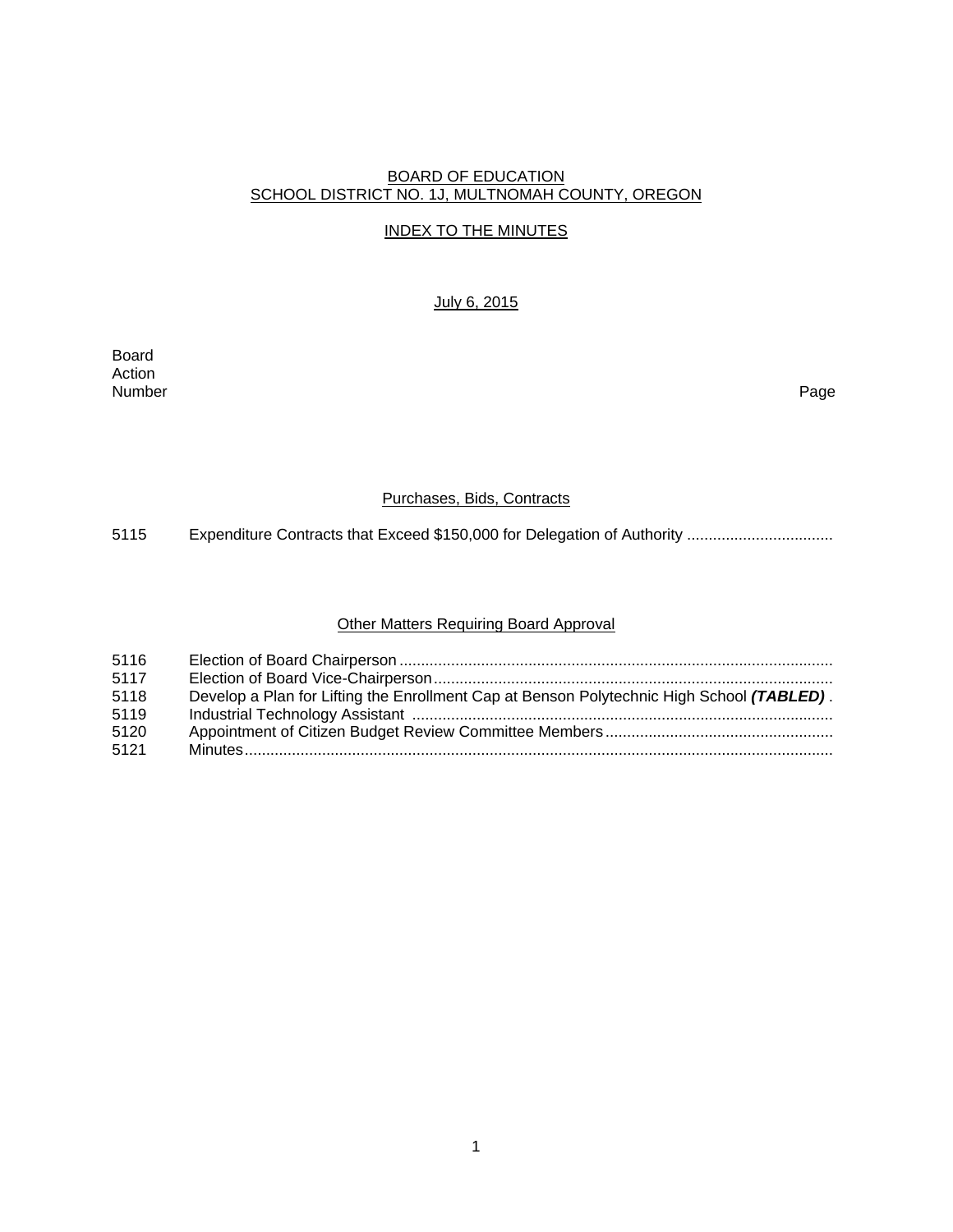# BOARD OF EDUCATION
## SCHOOL DISTRICT NO. 1J, MULTNOMAH COUNTY, OREGON

### INDEX TO THE MINUTES

July 6, 2015

| Board Action Number | | Page |
|---|---|---|

#### Purchases, Bids, Contracts

| | | |
|---|---|---|
| 5115 | Expenditure Contracts that Exceed $150,000 for Delegation of Authority | |

#### Other Matters Requiring Board Approval

| | | |
|---|---|---|
| 5116 | Election of Board Chairperson | |
| 5117 | Election of Board Vice-Chairperson | |
| 5118 | Develop a Plan for Lifting the Enrollment Cap at Benson Polytechnic High School ***(TABLED)*** | |
| 5119 | Industrial Technology Assistant | |
| 5120 | Appointment of Citizen Budget Review Committee Members | |
| 5121 | Minutes | |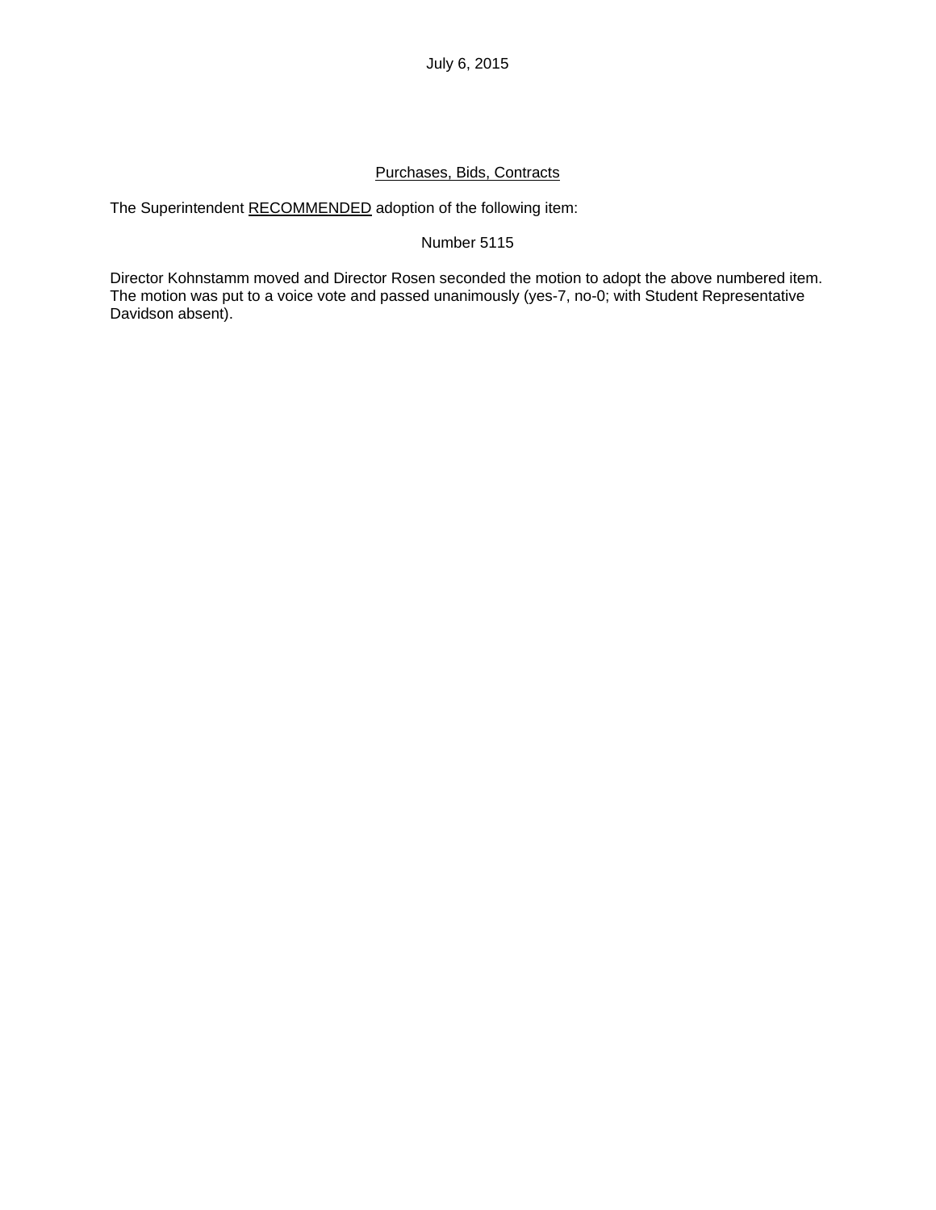July 6, 2015

<u>Purchases, Bids, Contracts</u>

The Superintendent <u>RECOMMENDED</u> adoption of the following item:

Number 5115

Director Kohnstamm moved and Director Rosen seconded the motion to adopt the above numbered item. The motion was put to a voice vote and passed unanimously (yes-7, no-0; with Student Representative Davidson absent).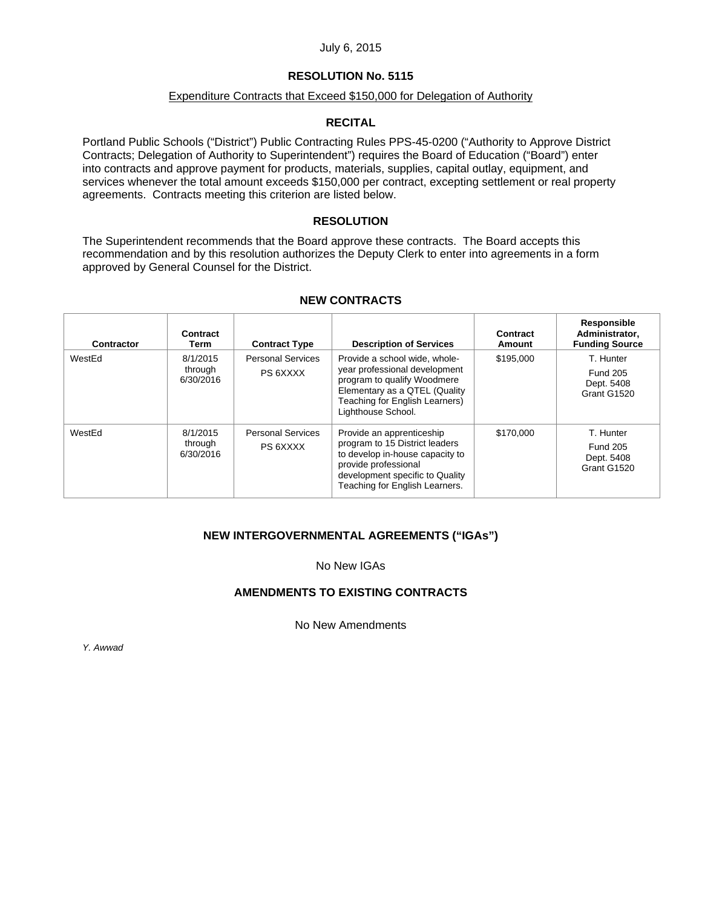July 6, 2015

## RESOLUTION No. 5115

Expenditure Contracts that Exceed $150,000 for Delegation of Authority

### RECITAL

Portland Public Schools ("District") Public Contracting Rules PPS-45-0200 ("Authority to Approve District Contracts; Delegation of Authority to Superintendent") requires the Board of Education ("Board") enter into contracts and approve payment for products, materials, supplies, capital outlay, equipment, and services whenever the total amount exceeds $150,000 per contract, excepting settlement or real property agreements. Contracts meeting this criterion are listed below.

### RESOLUTION

The Superintendent recommends that the Board approve these contracts. The Board accepts this recommendation and by this resolution authorizes the Deputy Clerk to enter into agreements in a form approved by General Counsel for the District.

### NEW CONTRACTS

| Contractor | Contract Term | Contract Type | Description of Services | Contract Amount | Responsible Administrator, Funding Source |
|---|---|---|---|---|---|
| WestEd | 8/1/2015 through 6/30/2016 | Personal Services PS 6XXXX | Provide a school wide, whole-year professional development program to qualify Woodmere Elementary as a QTEL (Quality Teaching for English Learners) Lighthouse School. | $195,000 | T. Hunter Fund 205 Dept. 5408 Grant G1520 |
| WestEd | 8/1/2015 through 6/30/2016 | Personal Services PS 6XXXX | Provide an apprenticeship program to 15 District leaders to develop in-house capacity to provide professional development specific to Quality Teaching for English Learners. | $170,000 | T. Hunter Fund 205 Dept. 5408 Grant G1520 |

### NEW INTERGOVERNMENTAL AGREEMENTS ("IGAs")

No New IGAs

### AMENDMENTS TO EXISTING CONTRACTS

No New Amendments

*Y. Awwad*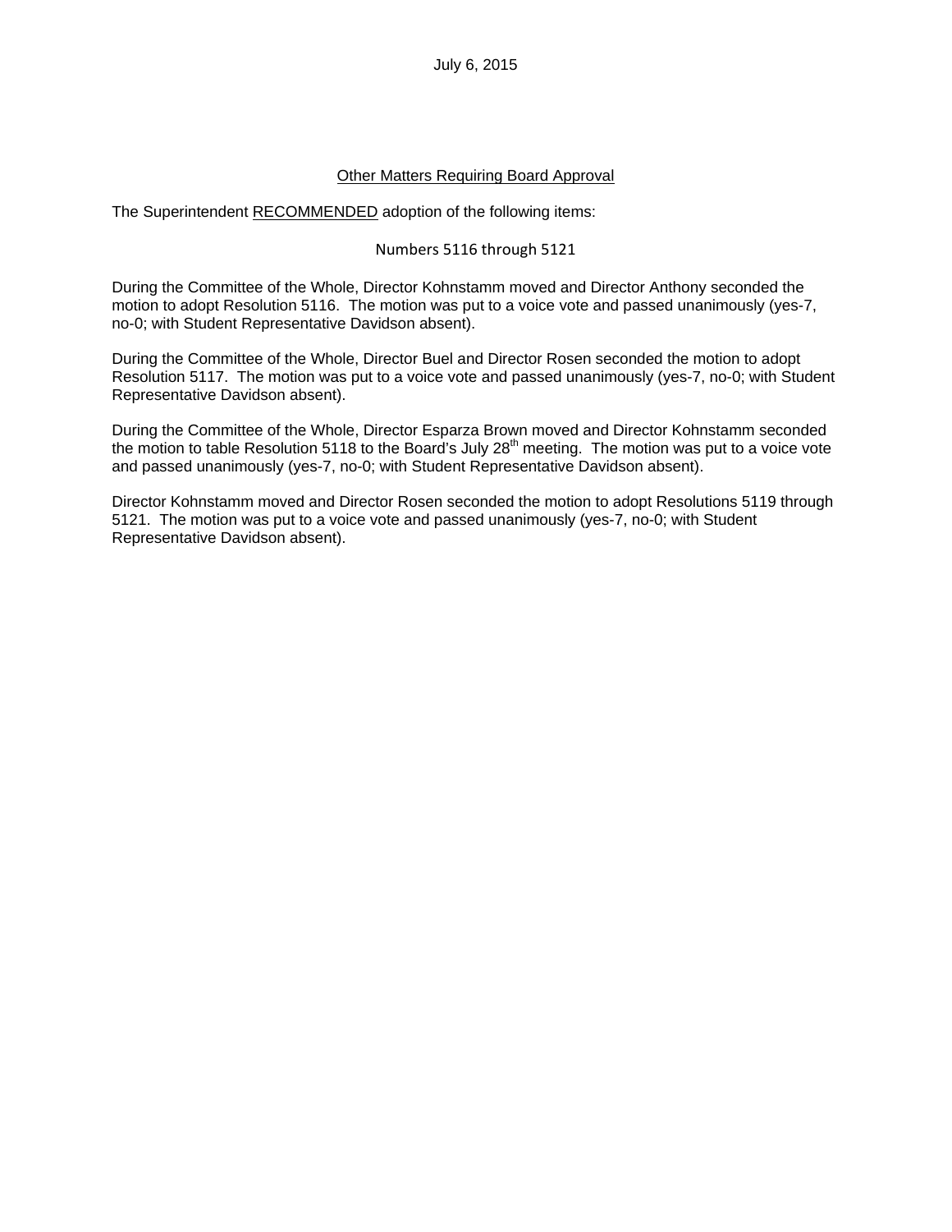July 6, 2015

<u>Other Matters Requiring Board Approval</u>

The Superintendent <u>RECOMMENDED</u> adoption of the following items:

Numbers 5116 through 5121

During the Committee of the Whole, Director Kohnstamm moved and Director Anthony seconded the motion to adopt Resolution 5116. The motion was put to a voice vote and passed unanimously (yes-7, no-0; with Student Representative Davidson absent).

During the Committee of the Whole, Director Buel and Director Rosen seconded the motion to adopt Resolution 5117. The motion was put to a voice vote and passed unanimously (yes-7, no-0; with Student Representative Davidson absent).

During the Committee of the Whole, Director Esparza Brown moved and Director Kohnstamm seconded the motion to table Resolution 5118 to the Board's July 28th meeting. The motion was put to a voice vote and passed unanimously (yes-7, no-0; with Student Representative Davidson absent).

Director Kohnstamm moved and Director Rosen seconded the motion to adopt Resolutions 5119 through 5121. The motion was put to a voice vote and passed unanimously (yes-7, no-0; with Student Representative Davidson absent).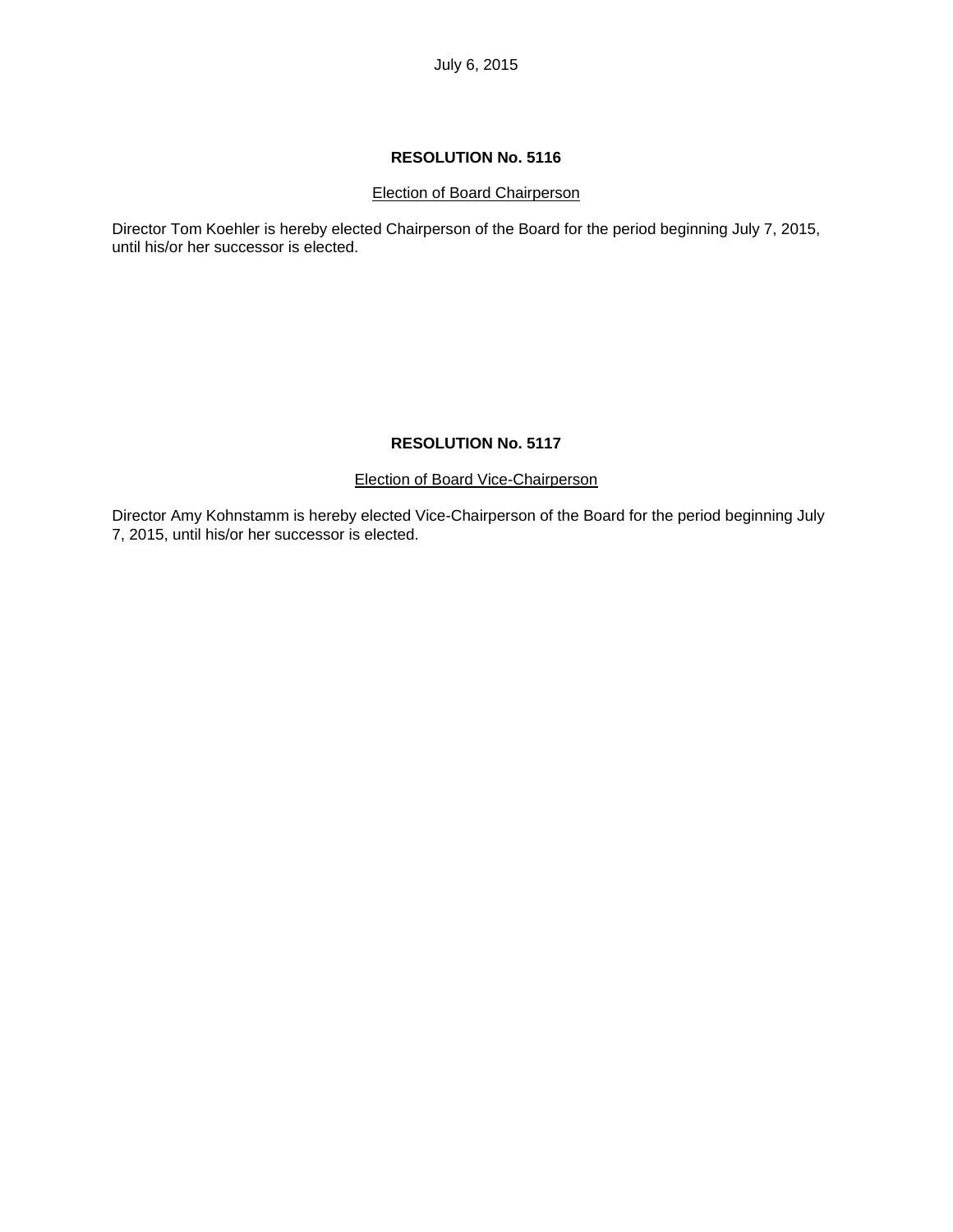July 6, 2015

## RESOLUTION No. 5116

Election of Board Chairperson

Director Tom Koehler is hereby elected Chairperson of the Board for the period beginning July 7, 2015, until his/or her successor is elected.

## RESOLUTION No. 5117

Election of Board Vice-Chairperson

Director Amy Kohnstamm is hereby elected Vice-Chairperson of the Board for the period beginning July 7, 2015, until his/or her successor is elected.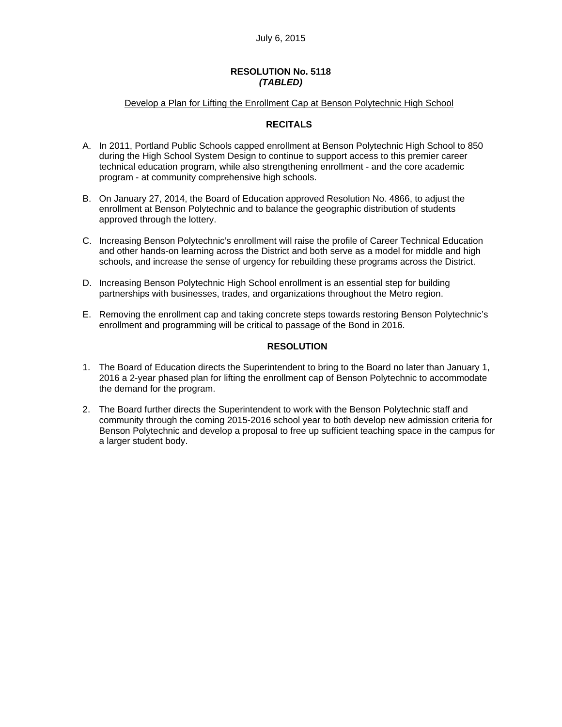July 6, 2015

# RESOLUTION No. 5118
***(TABLED)***

Develop a Plan for Lifting the Enrollment Cap at Benson Polytechnic High School

## RECITALS

A. In 2011, Portland Public Schools capped enrollment at Benson Polytechnic High School to 850 during the High School System Design to continue to support access to this premier career technical education program, while also strengthening enrollment - and the core academic program - at community comprehensive high schools.

B. On January 27, 2014, the Board of Education approved Resolution No. 4866, to adjust the enrollment at Benson Polytechnic and to balance the geographic distribution of students approved through the lottery.

C. Increasing Benson Polytechnic's enrollment will raise the profile of Career Technical Education and other hands-on learning across the District and both serve as a model for middle and high schools, and increase the sense of urgency for rebuilding these programs across the District.

D. Increasing Benson Polytechnic High School enrollment is an essential step for building partnerships with businesses, trades, and organizations throughout the Metro region.

E. Removing the enrollment cap and taking concrete steps towards restoring Benson Polytechnic's enrollment and programming will be critical to passage of the Bond in 2016.

## RESOLUTION

1. The Board of Education directs the Superintendent to bring to the Board no later than January 1, 2016 a 2-year phased plan for lifting the enrollment cap of Benson Polytechnic to accommodate the demand for the program.

2. The Board further directs the Superintendent to work with the Benson Polytechnic staff and community through the coming 2015-2016 school year to both develop new admission criteria for Benson Polytechnic and develop a proposal to free up sufficient teaching space in the campus for a larger student body.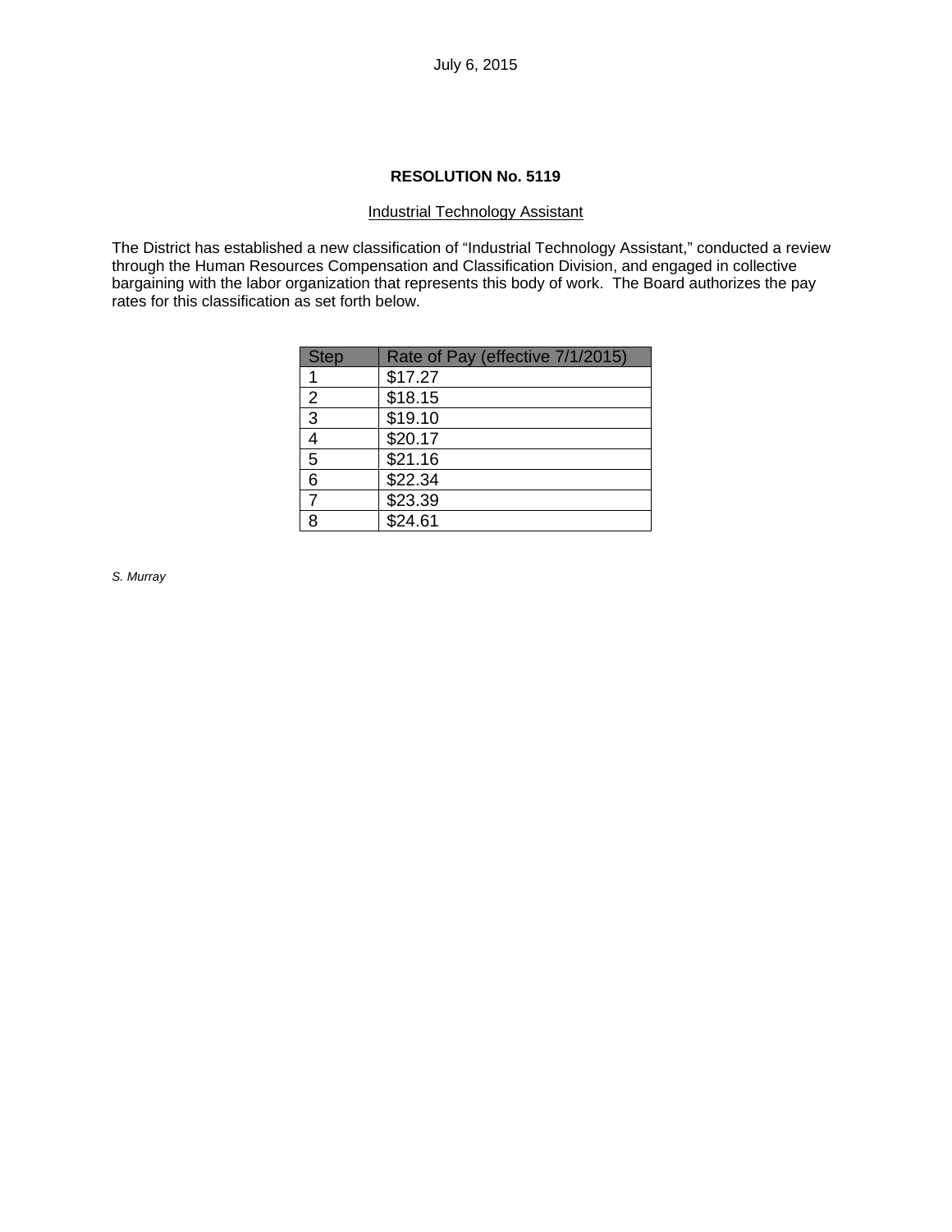July 6, 2015

## RESOLUTION No. 5119

<u>Industrial Technology Assistant</u>

The District has established a new classification of "Industrial Technology Assistant," conducted a review through the Human Resources Compensation and Classification Division, and engaged in collective bargaining with the labor organization that represents this body of work. The Board authorizes the pay rates for this classification as set forth below.

| Step | Rate of Pay (effective 7/1/2015) |
|---|---|
| 1 | $17.27 |
| 2 | $18.15 |
| 3 | $19.10 |
| 4 | $20.17 |
| 5 | $21.16 |
| 6 | $22.34 |
| 7 | $23.39 |
| 8 | $24.61 |

*S. Murray*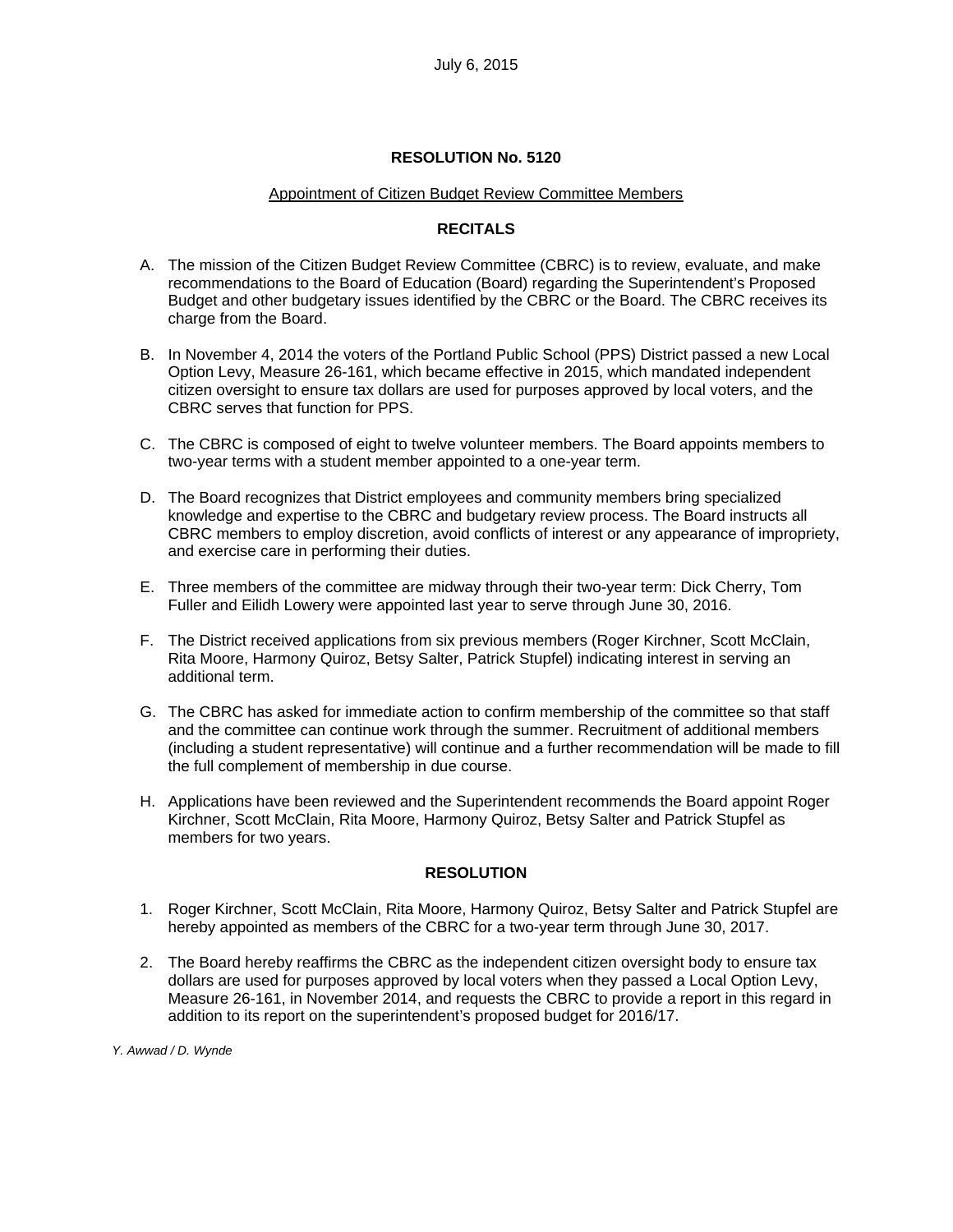July 6, 2015

**RESOLUTION No. 5120**

Appointment of Citizen Budget Review Committee Members

**RECITALS**

A. The mission of the Citizen Budget Review Committee (CBRC) is to review, evaluate, and make recommendations to the Board of Education (Board) regarding the Superintendent's Proposed Budget and other budgetary issues identified by the CBRC or the Board. The CBRC receives its charge from the Board.

B. In November 4, 2014 the voters of the Portland Public School (PPS) District passed a new Local Option Levy, Measure 26-161, which became effective in 2015, which mandated independent citizen oversight to ensure tax dollars are used for purposes approved by local voters, and the CBRC serves that function for PPS.

C. The CBRC is composed of eight to twelve volunteer members. The Board appoints members to two-year terms with a student member appointed to a one-year term.

D. The Board recognizes that District employees and community members bring specialized knowledge and expertise to the CBRC and budgetary review process. The Board instructs all CBRC members to employ discretion, avoid conflicts of interest or any appearance of impropriety, and exercise care in performing their duties.

E. Three members of the committee are midway through their two-year term: Dick Cherry, Tom Fuller and Eilidh Lowery were appointed last year to serve through June 30, 2016.

F. The District received applications from six previous members (Roger Kirchner, Scott McClain, Rita Moore, Harmony Quiroz, Betsy Salter, Patrick Stupfel) indicating interest in serving an additional term.

G. The CBRC has asked for immediate action to confirm membership of the committee so that staff and the committee can continue work through the summer. Recruitment of additional members (including a student representative) will continue and a further recommendation will be made to fill the full complement of membership in due course.

H. Applications have been reviewed and the Superintendent recommends the Board appoint Roger Kirchner, Scott McClain, Rita Moore, Harmony Quiroz, Betsy Salter and Patrick Stupfel as members for two years.

**RESOLUTION**

1. Roger Kirchner, Scott McClain, Rita Moore, Harmony Quiroz, Betsy Salter and Patrick Stupfel are hereby appointed as members of the CBRC for a two-year term through June 30, 2017.

2. The Board hereby reaffirms the CBRC as the independent citizen oversight body to ensure tax dollars are used for purposes approved by local voters when they passed a Local Option Levy, Measure 26-161, in November 2014, and requests the CBRC to provide a report in this regard in addition to its report on the superintendent's proposed budget for 2016/17.

*Y. Awwad / D. Wynde*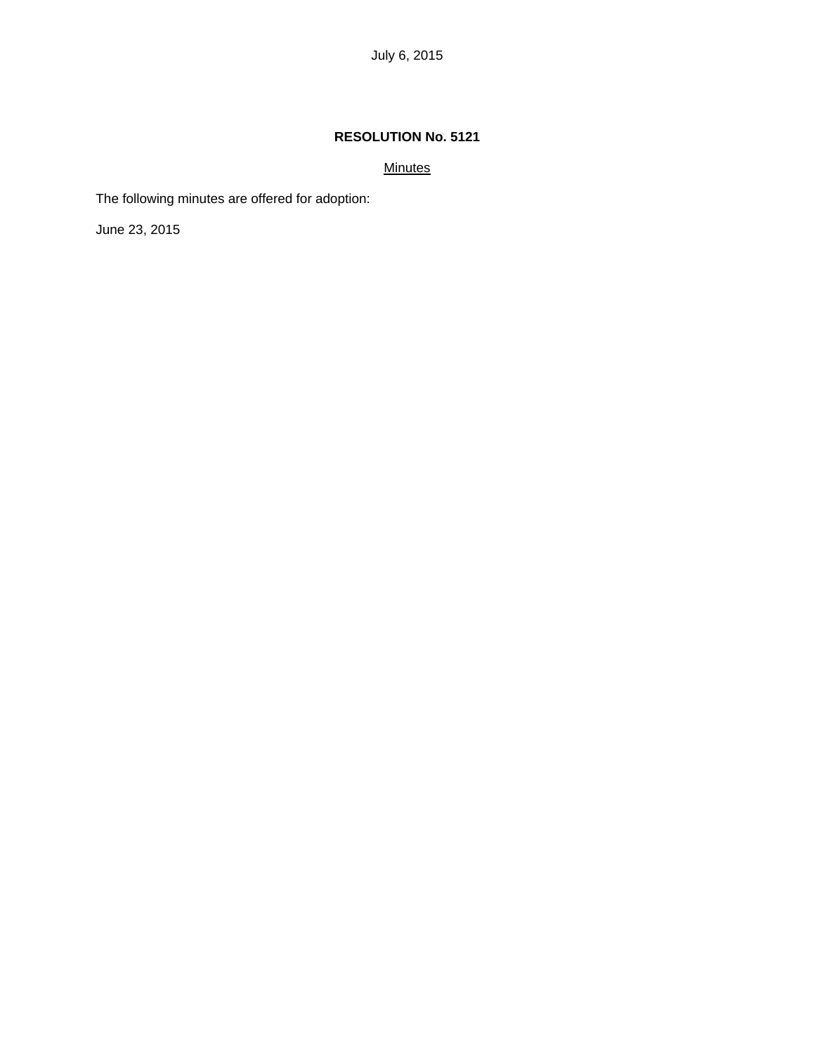July 6, 2015

**RESOLUTION No. 5121**

Minutes

The following minutes are offered for adoption:

June 23, 2015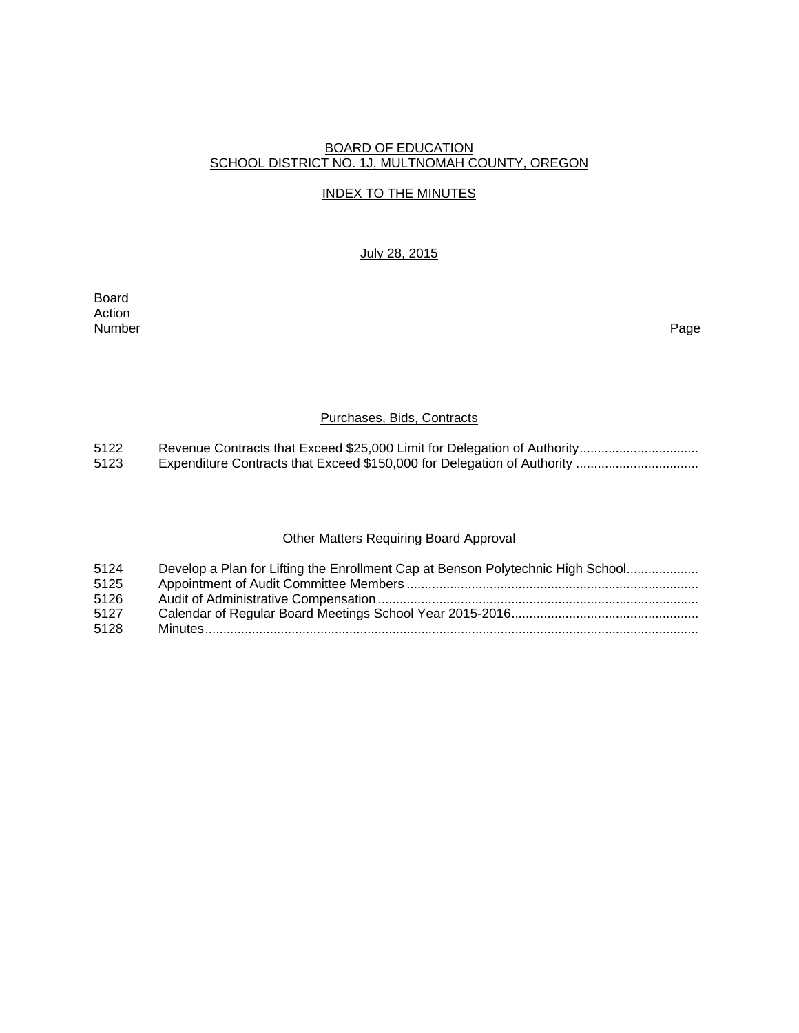BOARD OF EDUCATION
SCHOOL DISTRICT NO. 1J, MULTNOMAH COUNTY, OREGON

INDEX TO THE MINUTES

July 28, 2015

| Board Action Number | | Page |
|---|---|---|

## Purchases, Bids, Contracts

| | | |
|---|---|---|
| 5122 | Revenue Contracts that Exceed $25,000 Limit for Delegation of Authority | |
| 5123 | Expenditure Contracts that Exceed $150,000 for Delegation of Authority | |

## Other Matters Requiring Board Approval

| | | |
|---|---|---|
| 5124 | Develop a Plan for Lifting the Enrollment Cap at Benson Polytechnic High School | |
| 5125 | Appointment of Audit Committee Members | |
| 5126 | Audit of Administrative Compensation | |
| 5127 | Calendar of Regular Board Meetings School Year 2015-2016 | |
| 5128 | Minutes | |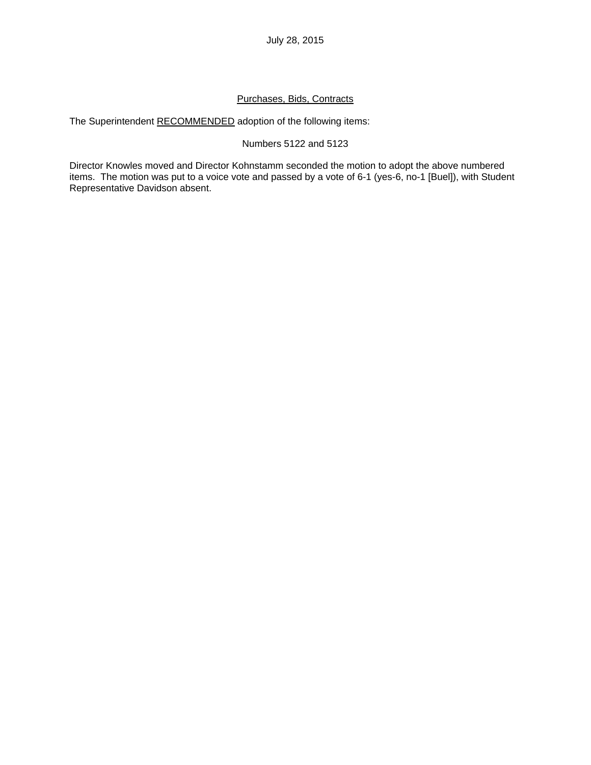July 28, 2015

## Purchases, Bids, Contracts

The Superintendent RECOMMENDED adoption of the following items:

Numbers 5122 and 5123

Director Knowles moved and Director Kohnstamm seconded the motion to adopt the above numbered items. The motion was put to a voice vote and passed by a vote of 6-1 (yes-6, no-1 [Buel]), with Student Representative Davidson absent.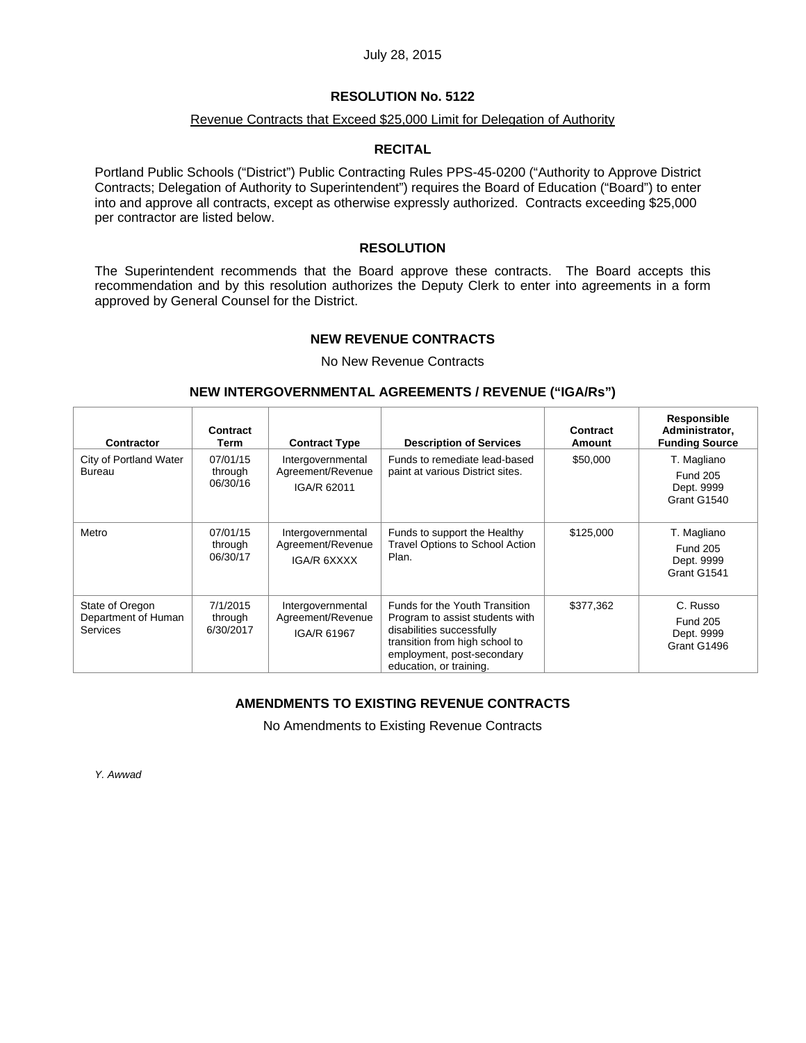July 28, 2015

# RESOLUTION No. 5122

Revenue Contracts that Exceed $25,000 Limit for Delegation of Authority

## RECITAL

Portland Public Schools ("District") Public Contracting Rules PPS-45-0200 ("Authority to Approve District Contracts; Delegation of Authority to Superintendent") requires the Board of Education ("Board") to enter into and approve all contracts, except as otherwise expressly authorized. Contracts exceeding $25,000 per contractor are listed below.

## RESOLUTION

The Superintendent recommends that the Board approve these contracts. The Board accepts this recommendation and by this resolution authorizes the Deputy Clerk to enter into agreements in a form approved by General Counsel for the District.

## NEW REVENUE CONTRACTS

No New Revenue Contracts

## NEW INTERGOVERNMENTAL AGREEMENTS / REVENUE ("IGA/Rs")

| Contractor | Contract Term | Contract Type | Description of Services | Contract Amount | Responsible Administrator, Funding Source |
|---|---|---|---|---|---|
| City of Portland Water Bureau | 07/01/15 through 06/30/16 | Intergovernmental Agreement/Revenue IGA/R 62011 | Funds to remediate lead-based paint at various District sites. | $50,000 | T. Magliano Fund 205 Dept. 9999 Grant G1540 |
| Metro | 07/01/15 through 06/30/17 | Intergovernmental Agreement/Revenue IGA/R 6XXXX | Funds to support the Healthy Travel Options to School Action Plan. | $125,000 | T. Magliano Fund 205 Dept. 9999 Grant G1541 |
| State of Oregon Department of Human Services | 7/1/2015 through 6/30/2017 | Intergovernmental Agreement/Revenue IGA/R 61967 | Funds for the Youth Transition Program to assist students with disabilities successfully transition from high school to employment, post-secondary education, or training. | $377,362 | C. Russo Fund 205 Dept. 9999 Grant G1496 |

## AMENDMENTS TO EXISTING REVENUE CONTRACTS

No Amendments to Existing Revenue Contracts

*Y. Awwad*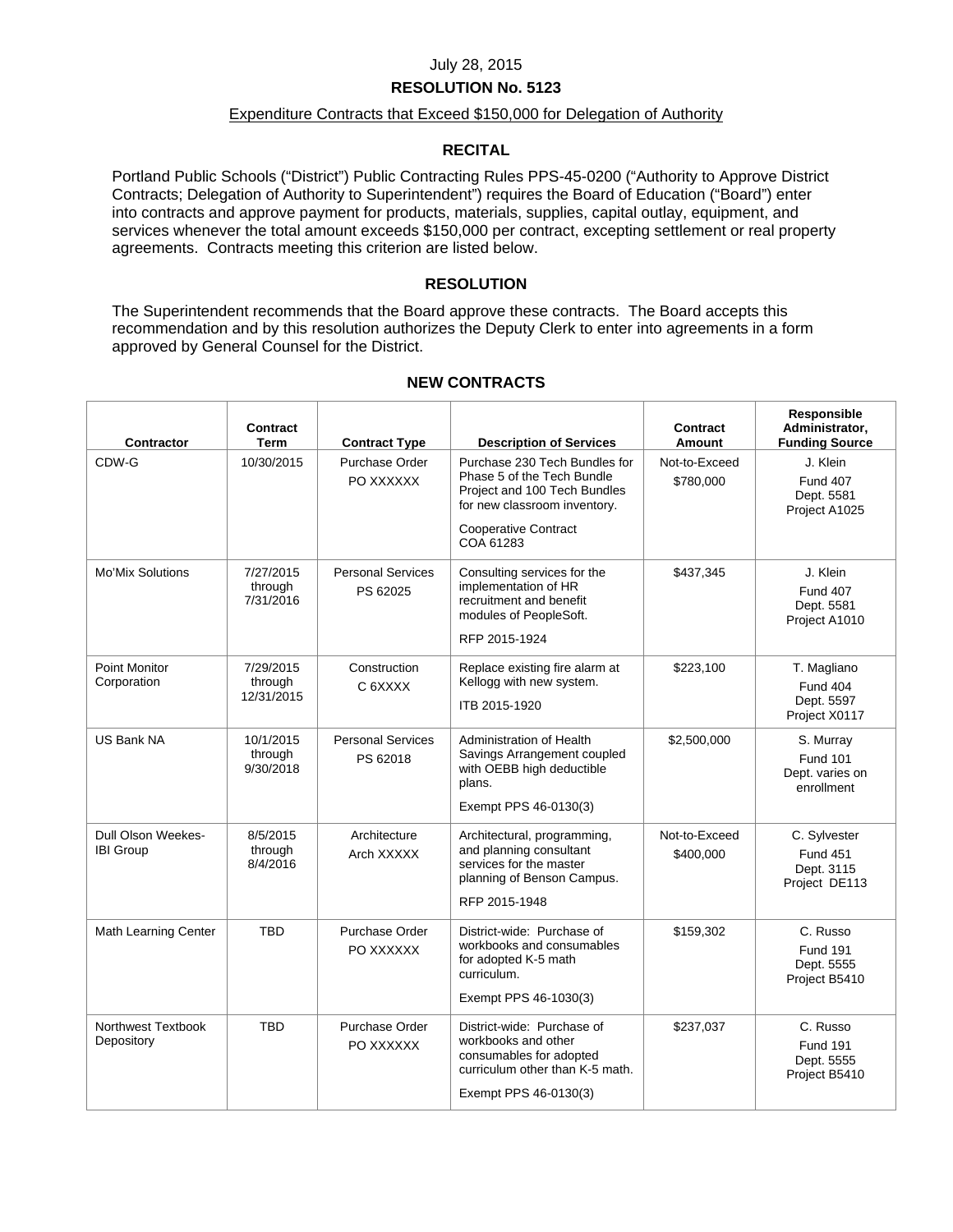July 28, 2015

**RESOLUTION No. 5123**

Expenditure Contracts that Exceed $150,000 for Delegation of Authority

## RECITAL

Portland Public Schools ("District") Public Contracting Rules PPS-45-0200 ("Authority to Approve District Contracts; Delegation of Authority to Superintendent") requires the Board of Education ("Board") enter into contracts and approve payment for products, materials, supplies, capital outlay, equipment, and services whenever the total amount exceeds $150,000 per contract, excepting settlement or real property agreements. Contracts meeting this criterion are listed below.

## RESOLUTION

The Superintendent recommends that the Board approve these contracts. The Board accepts this recommendation and by this resolution authorizes the Deputy Clerk to enter into agreements in a form approved by General Counsel for the District.

## NEW CONTRACTS

| Contractor | Contract Term | Contract Type | Description of Services | Contract Amount | Responsible Administrator, Funding Source |
|---|---|---|---|---|---|
| CDW-G | 10/30/2015 | Purchase Order PO XXXXXX | Purchase 230 Tech Bundles for Phase 5 of the Tech Bundle Project and 100 Tech Bundles for new classroom inventory. Cooperative Contract COA 61283 | Not-to-Exceed $780,000 | J. Klein Fund 407 Dept. 5581 Project A1025 |
| Mo'Mix Solutions | 7/27/2015 through 7/31/2016 | Personal Services PS 62025 | Consulting services for the implementation of HR recruitment and benefit modules of PeopleSoft. RFP 2015-1924 | $437,345 | J. Klein Fund 407 Dept. 5581 Project A1010 |
| Point Monitor Corporation | 7/29/2015 through 12/31/2015 | Construction C 6XXXX | Replace existing fire alarm at Kellogg with new system. ITB 2015-1920 | $223,100 | T. Magliano Fund 404 Dept. 5597 Project X0117 |
| US Bank NA | 10/1/2015 through 9/30/2018 | Personal Services PS 62018 | Administration of Health Savings Arrangement coupled with OEBB high deductible plans. Exempt PPS 46-0130(3) | $2,500,000 | S. Murray Fund 101 Dept. varies on enrollment |
| Dull Olson Weekes-IBI Group | 8/5/2015 through 8/4/2016 | Architecture Arch XXXXX | Architectural, programming, and planning consultant services for the master planning of Benson Campus. RFP 2015-1948 | Not-to-Exceed $400,000 | C. Sylvester Fund 451 Dept. 3115 Project DE113 |
| Math Learning Center | TBD | Purchase Order PO XXXXXX | District-wide: Purchase of workbooks and consumables for adopted K-5 math curriculum. Exempt PPS 46-1030(3) | $159,302 | C. Russo Fund 191 Dept. 5555 Project B5410 |
| Northwest Textbook Depository | TBD | Purchase Order PO XXXXXX | District-wide: Purchase of workbooks and other consumables for adopted curriculum other than K-5 math. Exempt PPS 46-0130(3) | $237,037 | C. Russo Fund 191 Dept. 5555 Project B5410 |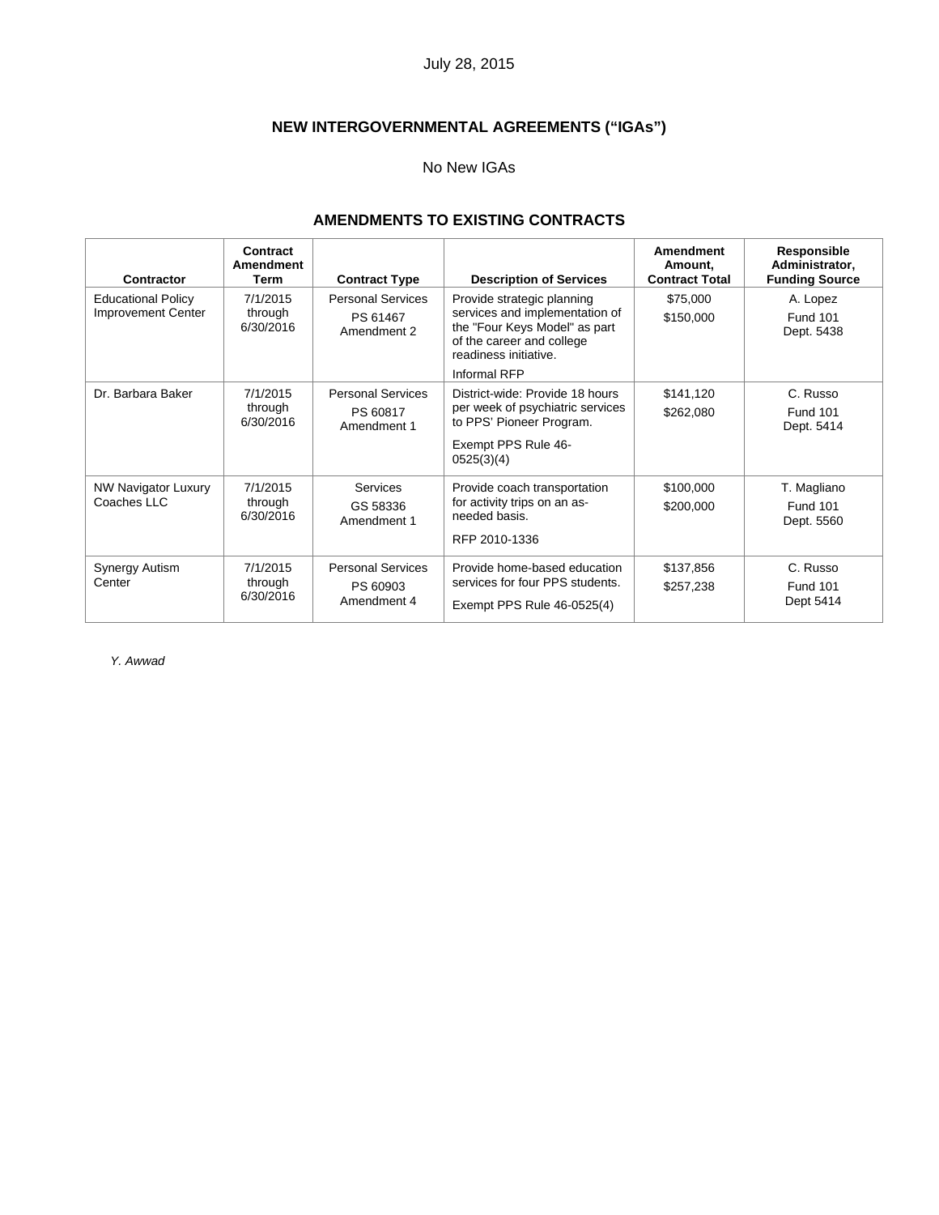July 28, 2015

## NEW INTERGOVERNMENTAL AGREEMENTS ("IGAs")

No New IGAs

## AMENDMENTS TO EXISTING CONTRACTS

| Contractor | Contract Amendment Term | Contract Type | Description of Services | Amendment Amount, Contract Total | Responsible Administrator, Funding Source |
|---|---|---|---|---|---|
| Educational Policy Improvement Center | 7/1/2015 through 6/30/2016 | Personal Services PS 61467 Amendment 2 | Provide strategic planning services and implementation of the "Four Keys Model" as part of the career and college readiness initiative. Informal RFP | $75,000 $150,000 | A. Lopez Fund 101 Dept. 5438 |
| Dr. Barbara Baker | 7/1/2015 through 6/30/2016 | Personal Services PS 60817 Amendment 1 | District-wide: Provide 18 hours per week of psychiatric services to PPS' Pioneer Program. Exempt PPS Rule 46-0525(3)(4) | $141,120 $262,080 | C. Russo Fund 101 Dept. 5414 |
| NW Navigator Luxury Coaches LLC | 7/1/2015 through 6/30/2016 | Services GS 58336 Amendment 1 | Provide coach transportation for activity trips on an as-needed basis. RFP 2010-1336 | $100,000 $200,000 | T. Magliano Fund 101 Dept. 5560 |
| Synergy Autism Center | 7/1/2015 through 6/30/2016 | Personal Services PS 60903 Amendment 4 | Provide home-based education services for four PPS students. Exempt PPS Rule 46-0525(4) | $137,856 $257,238 | C. Russo Fund 101 Dept 5414 |

*Y. Awwad*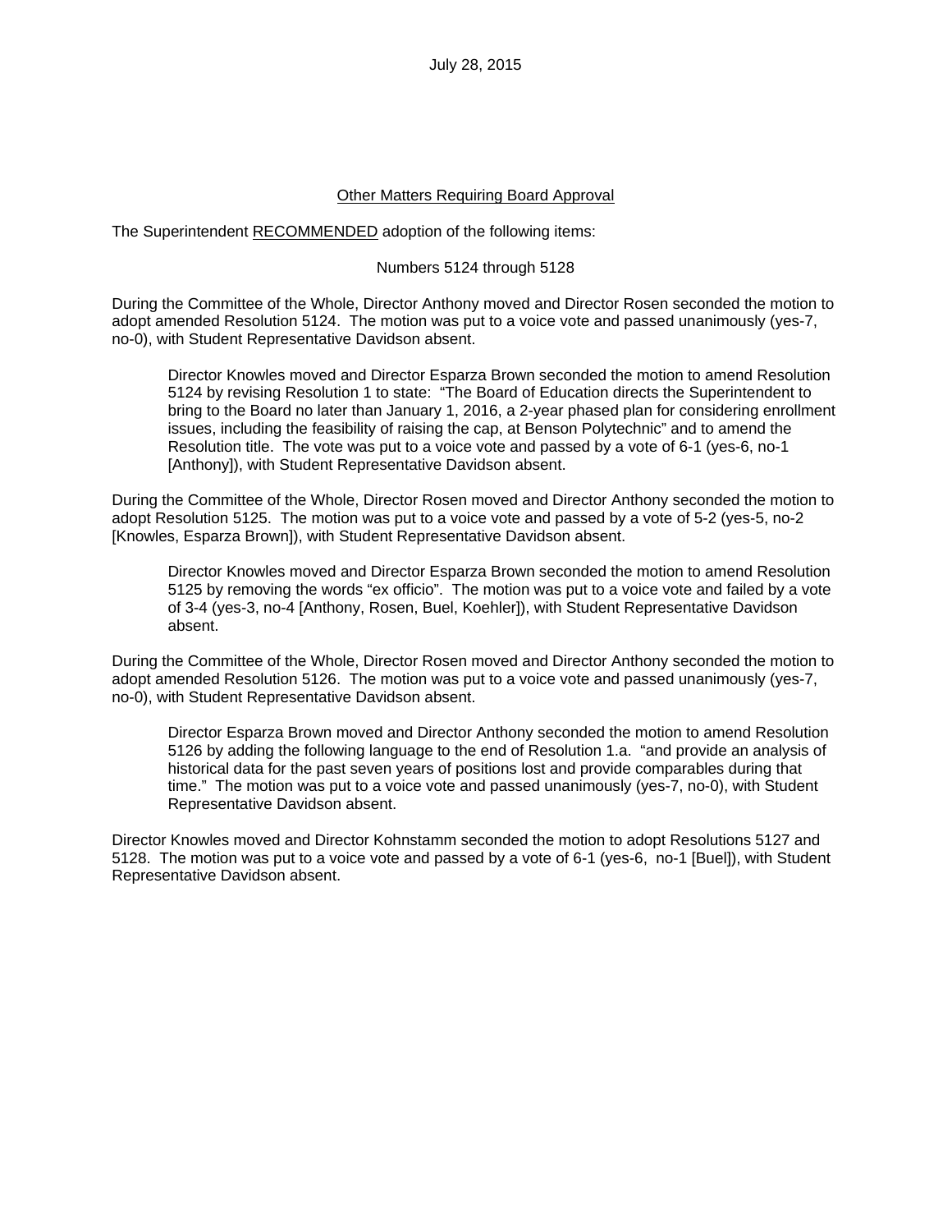July 28, 2015

<u>Other Matters Requiring Board Approval</u>

The Superintendent <u>RECOMMENDED</u> adoption of the following items:

Numbers 5124 through 5128

During the Committee of the Whole, Director Anthony moved and Director Rosen seconded the motion to adopt amended Resolution 5124. The motion was put to a voice vote and passed unanimously (yes-7, no-0), with Student Representative Davidson absent.

> Director Knowles moved and Director Esparza Brown seconded the motion to amend Resolution 5124 by revising Resolution 1 to state: "The Board of Education directs the Superintendent to bring to the Board no later than January 1, 2016, a 2-year phased plan for considering enrollment issues, including the feasibility of raising the cap, at Benson Polytechnic" and to amend the Resolution title. The vote was put to a voice vote and passed by a vote of 6-1 (yes-6, no-1 [Anthony]), with Student Representative Davidson absent.

During the Committee of the Whole, Director Rosen moved and Director Anthony seconded the motion to adopt Resolution 5125. The motion was put to a voice vote and passed by a vote of 5-2 (yes-5, no-2 [Knowles, Esparza Brown]), with Student Representative Davidson absent.

> Director Knowles moved and Director Esparza Brown seconded the motion to amend Resolution 5125 by removing the words "ex officio". The motion was put to a voice vote and failed by a vote of 3-4 (yes-3, no-4 [Anthony, Rosen, Buel, Koehler]), with Student Representative Davidson absent.

During the Committee of the Whole, Director Rosen moved and Director Anthony seconded the motion to adopt amended Resolution 5126. The motion was put to a voice vote and passed unanimously (yes-7, no-0), with Student Representative Davidson absent.

> Director Esparza Brown moved and Director Anthony seconded the motion to amend Resolution 5126 by adding the following language to the end of Resolution 1.a. "and provide an analysis of historical data for the past seven years of positions lost and provide comparables during that time." The motion was put to a voice vote and passed unanimously (yes-7, no-0), with Student Representative Davidson absent.

Director Knowles moved and Director Kohnstamm seconded the motion to adopt Resolutions 5127 and 5128. The motion was put to a voice vote and passed by a vote of 6-1 (yes-6, no-1 [Buel]), with Student Representative Davidson absent.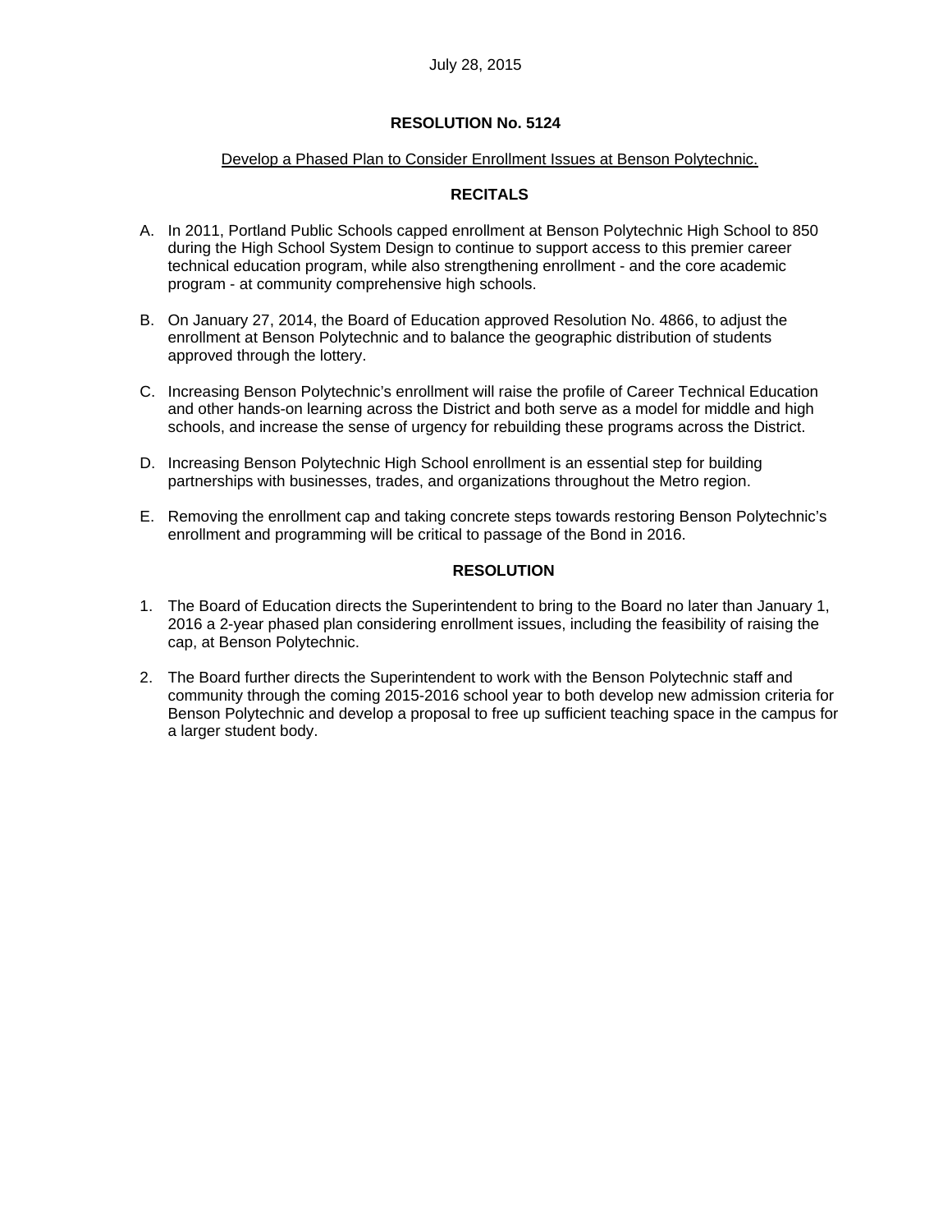July 28, 2015

# RESOLUTION No. 5124

Develop a Phased Plan to Consider Enrollment Issues at Benson Polytechnic.

## RECITALS

A. In 2011, Portland Public Schools capped enrollment at Benson Polytechnic High School to 850 during the High School System Design to continue to support access to this premier career technical education program, while also strengthening enrollment - and the core academic program - at community comprehensive high schools.

B. On January 27, 2014, the Board of Education approved Resolution No. 4866, to adjust the enrollment at Benson Polytechnic and to balance the geographic distribution of students approved through the lottery.

C. Increasing Benson Polytechnic's enrollment will raise the profile of Career Technical Education and other hands-on learning across the District and both serve as a model for middle and high schools, and increase the sense of urgency for rebuilding these programs across the District.

D. Increasing Benson Polytechnic High School enrollment is an essential step for building partnerships with businesses, trades, and organizations throughout the Metro region.

E. Removing the enrollment cap and taking concrete steps towards restoring Benson Polytechnic's enrollment and programming will be critical to passage of the Bond in 2016.

## RESOLUTION

1. The Board of Education directs the Superintendent to bring to the Board no later than January 1, 2016 a 2-year phased plan considering enrollment issues, including the feasibility of raising the cap, at Benson Polytechnic.

2. The Board further directs the Superintendent to work with the Benson Polytechnic staff and community through the coming 2015-2016 school year to both develop new admission criteria for Benson Polytechnic and develop a proposal to free up sufficient teaching space in the campus for a larger student body.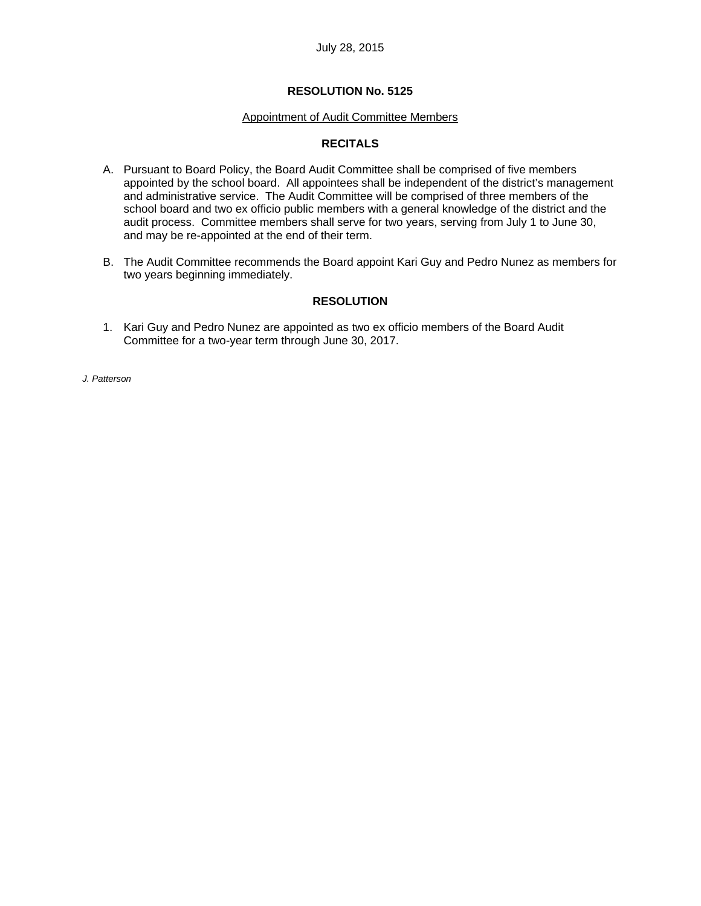July 28, 2015

**RESOLUTION No. 5125**

Appointment of Audit Committee Members

**RECITALS**

A. Pursuant to Board Policy, the Board Audit Committee shall be comprised of five members appointed by the school board. All appointees shall be independent of the district's management and administrative service. The Audit Committee will be comprised of three members of the school board and two ex officio public members with a general knowledge of the district and the audit process. Committee members shall serve for two years, serving from July 1 to June 30, and may be re-appointed at the end of their term.

B. The Audit Committee recommends the Board appoint Kari Guy and Pedro Nunez as members for two years beginning immediately.

**RESOLUTION**

1. Kari Guy and Pedro Nunez are appointed as two ex officio members of the Board Audit Committee for a two-year term through June 30, 2017.

*J. Patterson*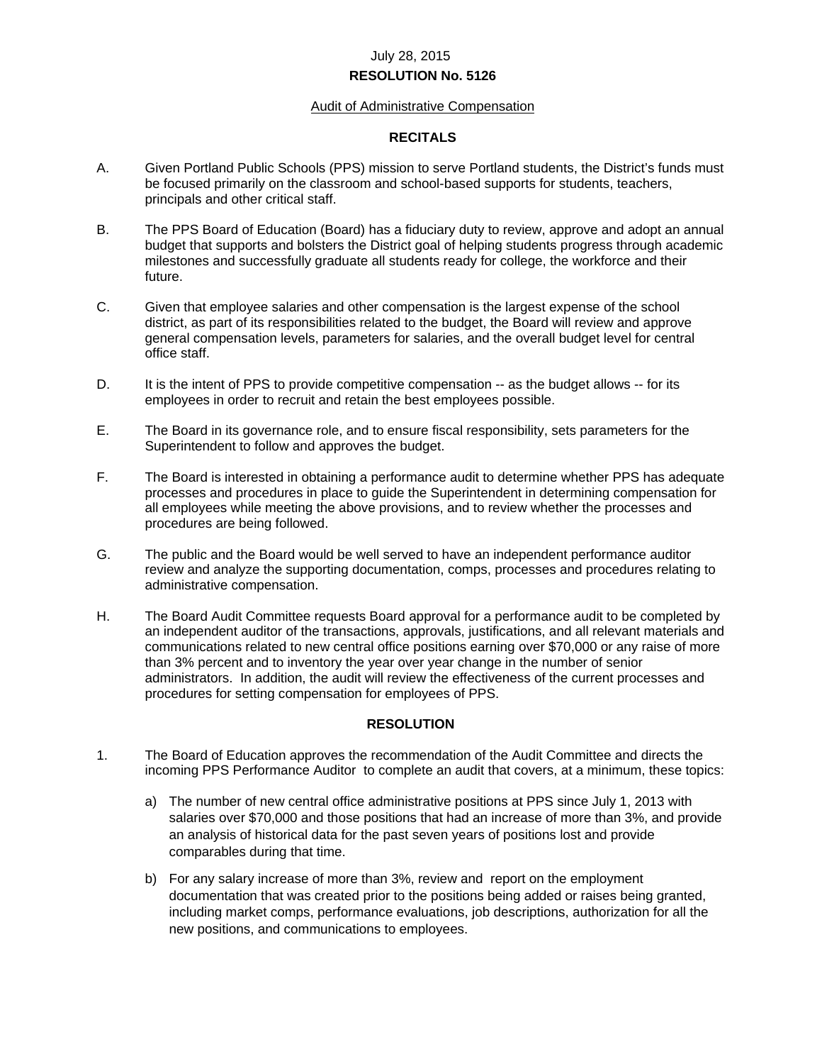July 28, 2015

**RESOLUTION No. 5126**

Audit of Administrative Compensation

**RECITALS**

A. Given Portland Public Schools (PPS) mission to serve Portland students, the District's funds must be focused primarily on the classroom and school-based supports for students, teachers, principals and other critical staff.

B. The PPS Board of Education (Board) has a fiduciary duty to review, approve and adopt an annual budget that supports and bolsters the District goal of helping students progress through academic milestones and successfully graduate all students ready for college, the workforce and their future.

C. Given that employee salaries and other compensation is the largest expense of the school district, as part of its responsibilities related to the budget, the Board will review and approve general compensation levels, parameters for salaries, and the overall budget level for central office staff.

D. It is the intent of PPS to provide competitive compensation -- as the budget allows -- for its employees in order to recruit and retain the best employees possible.

E. The Board in its governance role, and to ensure fiscal responsibility, sets parameters for the Superintendent to follow and approves the budget.

F. The Board is interested in obtaining a performance audit to determine whether PPS has adequate processes and procedures in place to guide the Superintendent in determining compensation for all employees while meeting the above provisions, and to review whether the processes and procedures are being followed.

G. The public and the Board would be well served to have an independent performance auditor review and analyze the supporting documentation, comps, processes and procedures relating to administrative compensation.

H. The Board Audit Committee requests Board approval for a performance audit to be completed by an independent auditor of the transactions, approvals, justifications, and all relevant materials and communications related to new central office positions earning over $70,000 or any raise of more than 3% percent and to inventory the year over year change in the number of senior administrators. In addition, the audit will review the effectiveness of the current processes and procedures for setting compensation for employees of PPS.

**RESOLUTION**

1. The Board of Education approves the recommendation of the Audit Committee and directs the incoming PPS Performance Auditor to complete an audit that covers, at a minimum, these topics:

   a) The number of new central office administrative positions at PPS since July 1, 2013 with salaries over $70,000 and those positions that had an increase of more than 3%, and provide an analysis of historical data for the past seven years of positions lost and provide comparables during that time.

   b) For any salary increase of more than 3%, review and report on the employment documentation that was created prior to the positions being added or raises being granted, including market comps, performance evaluations, job descriptions, authorization for all the new positions, and communications to employees.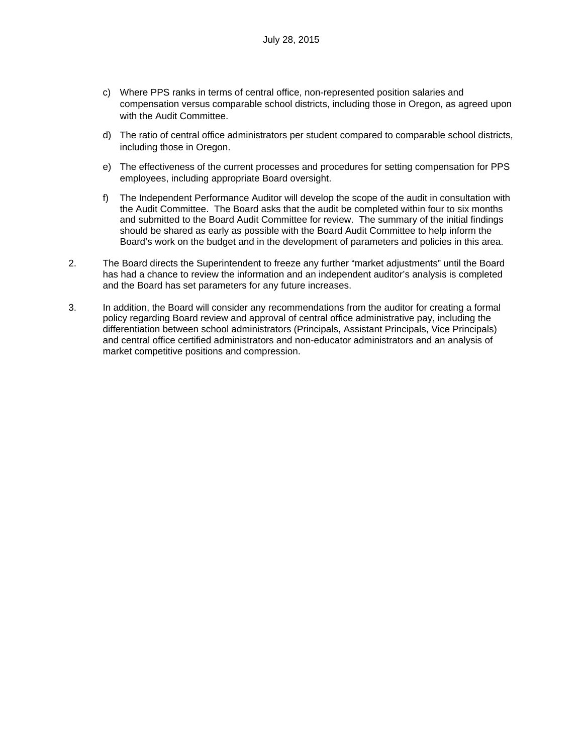c) Where PPS ranks in terms of central office, non-represented position salaries and compensation versus comparable school districts, including those in Oregon, as agreed upon with the Audit Committee.

d) The ratio of central office administrators per student compared to comparable school districts, including those in Oregon.

e) The effectiveness of the current processes and procedures for setting compensation for PPS employees, including appropriate Board oversight.

f) The Independent Performance Auditor will develop the scope of the audit in consultation with the Audit Committee. The Board asks that the audit be completed within four to six months and submitted to the Board Audit Committee for review. The summary of the initial findings should be shared as early as possible with the Board Audit Committee to help inform the Board's work on the budget and in the development of parameters and policies in this area.

2. The Board directs the Superintendent to freeze any further "market adjustments" until the Board has had a chance to review the information and an independent auditor's analysis is completed and the Board has set parameters for any future increases.

3. In addition, the Board will consider any recommendations from the auditor for creating a formal policy regarding Board review and approval of central office administrative pay, including the differentiation between school administrators (Principals, Assistant Principals, Vice Principals) and central office certified administrators and non-educator administrators and an analysis of market competitive positions and compression.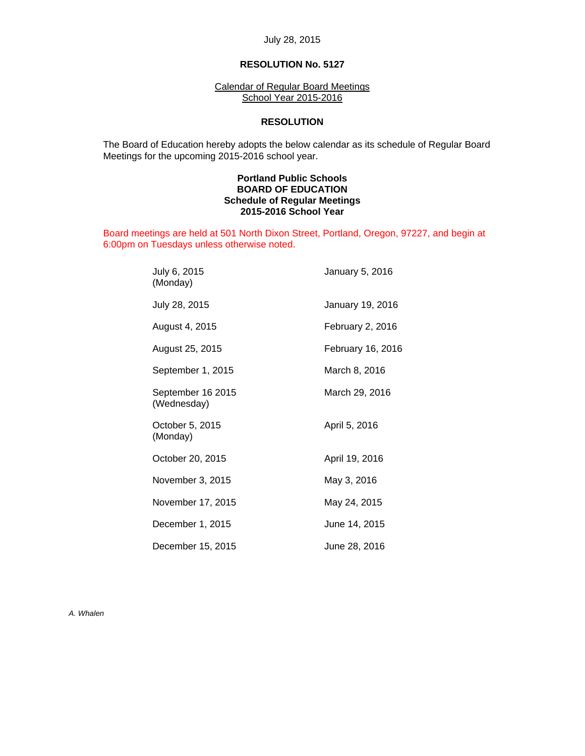July 28, 2015

**RESOLUTION No. 5127**

Calendar of Regular Board Meetings
School Year 2015-2016

**RESOLUTION**

The Board of Education hereby adopts the below calendar as its schedule of Regular Board Meetings for the upcoming 2015-2016 school year.

**Portland Public Schools**
**BOARD OF EDUCATION**
**Schedule of Regular Meetings**
**2015-2016 School Year**

Board meetings are held at 501 North Dixon Street, Portland, Oregon, 97227, and begin at 6:00pm on Tuesdays unless otherwise noted.

| | |
|---|---|
| July 6, 2015 (Monday) | January 5, 2016 |
| July 28, 2015 | January 19, 2016 |
| August 4, 2015 | February 2, 2016 |
| August 25, 2015 | February 16, 2016 |
| September 1, 2015 | March 8, 2016 |
| September 16 2015 (Wednesday) | March 29, 2016 |
| October 5, 2015 (Monday) | April 5, 2016 |
| October 20, 2015 | April 19, 2016 |
| November 3, 2015 | May 3, 2016 |
| November 17, 2015 | May 24, 2015 |
| December 1, 2015 | June 14, 2015 |
| December 15, 2015 | June 28, 2016 |

*A. Whalen*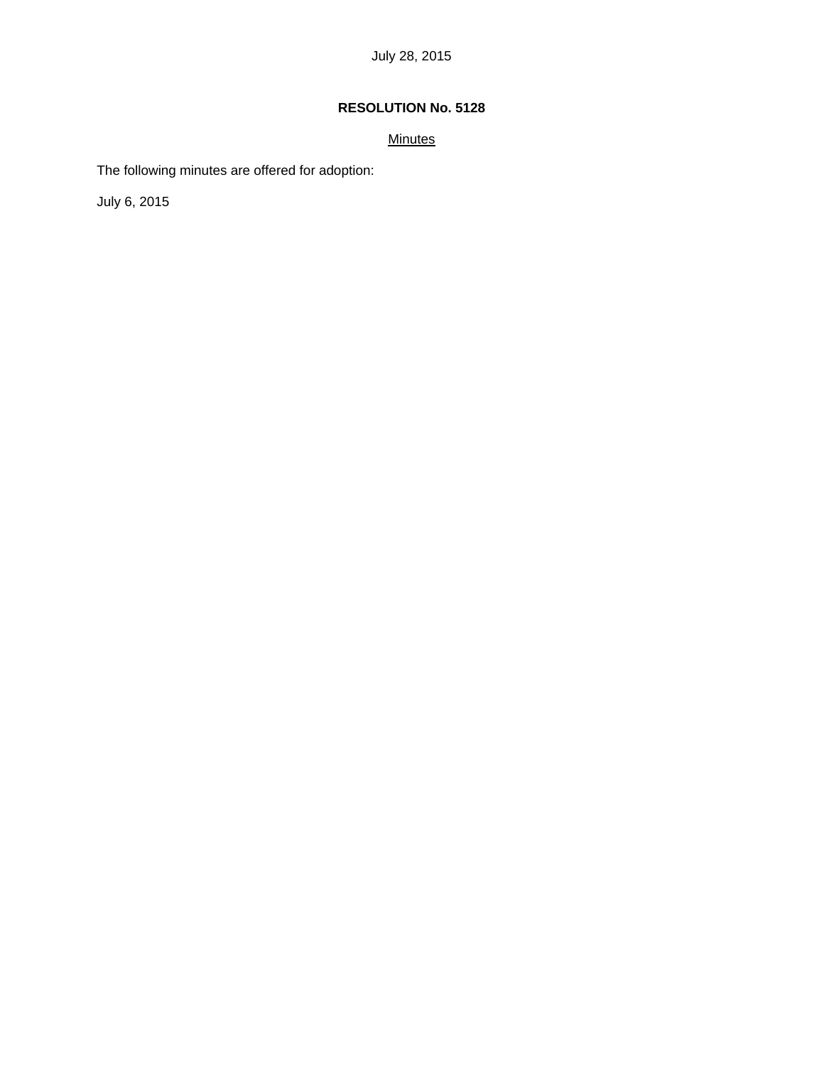July 28, 2015

**RESOLUTION No. 5128**

<u>Minutes</u>

The following minutes are offered for adoption:

July 6, 2015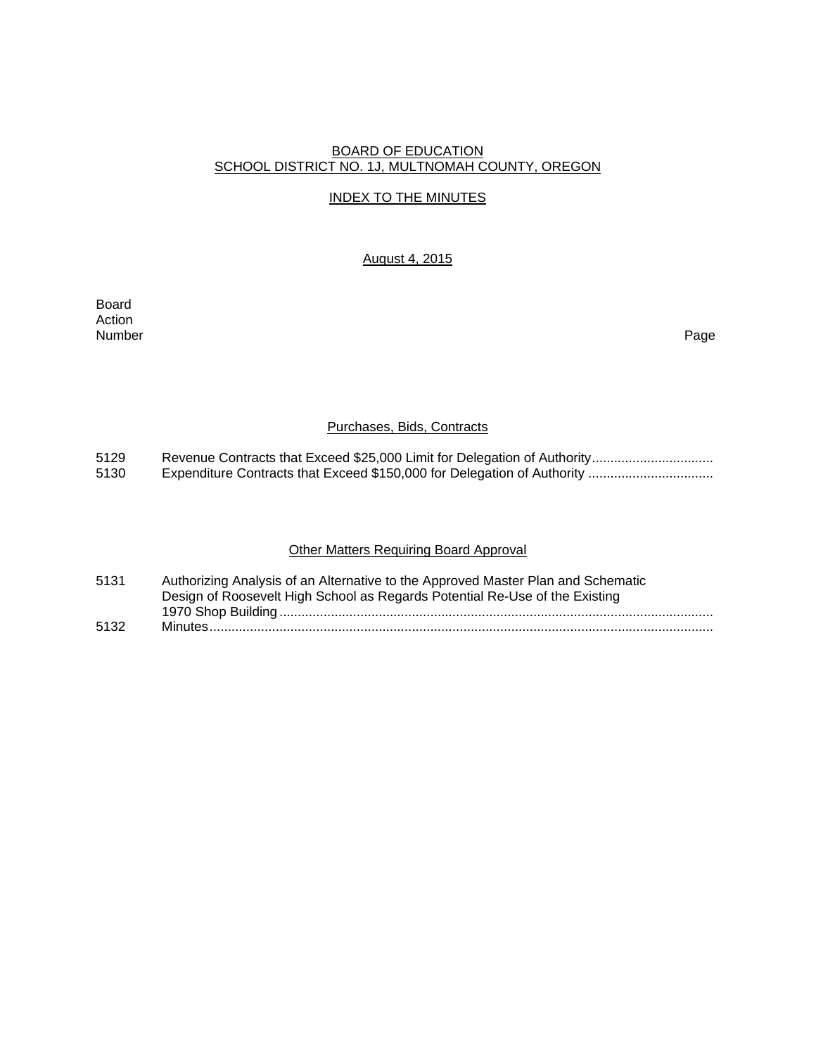BOARD OF EDUCATION
SCHOOL DISTRICT NO. 1J, MULTNOMAH COUNTY, OREGON

INDEX TO THE MINUTES

August 4, 2015

| Board Action Number | | Page |
|---|---|---|

### Purchases, Bids, Contracts

| | | |
|---|---|---|
| 5129 | Revenue Contracts that Exceed $25,000 Limit for Delegation of Authority | |
| 5130 | Expenditure Contracts that Exceed $150,000 for Delegation of Authority | |

### Other Matters Requiring Board Approval

| | | |
|---|---|---|
| 5131 | Authorizing Analysis of an Alternative to the Approved Master Plan and Schematic Design of Roosevelt High School as Regards Potential Re-Use of the Existing 1970 Shop Building | |
| 5132 | Minutes | |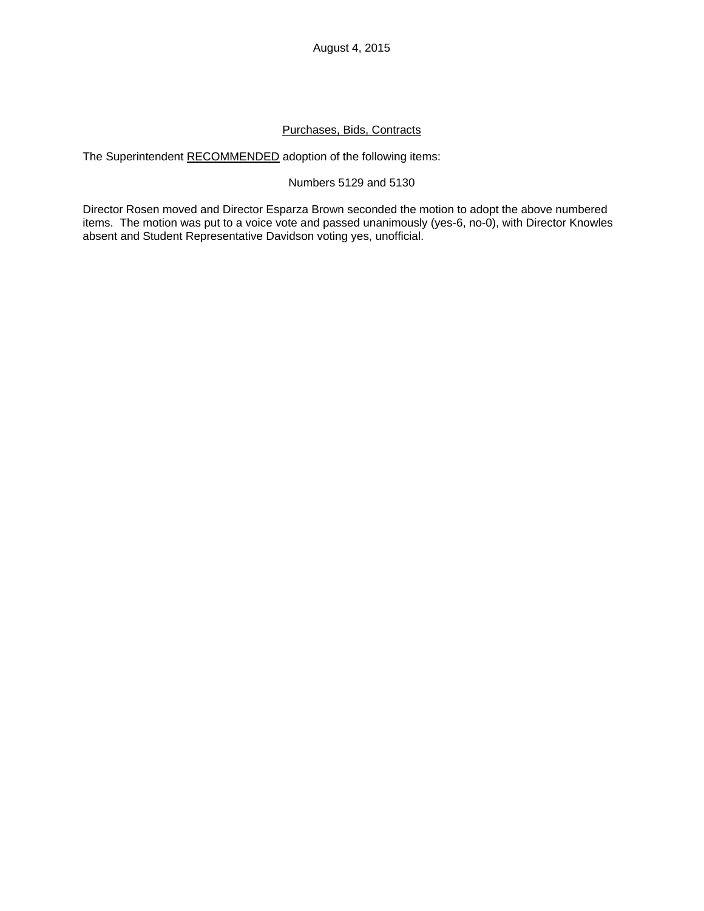August 4, 2015

Purchases, Bids, Contracts

The Superintendent RECOMMENDED adoption of the following items:

Numbers 5129 and 5130

Director Rosen moved and Director Esparza Brown seconded the motion to adopt the above numbered items. The motion was put to a voice vote and passed unanimously (yes-6, no-0), with Director Knowles absent and Student Representative Davidson voting yes, unofficial.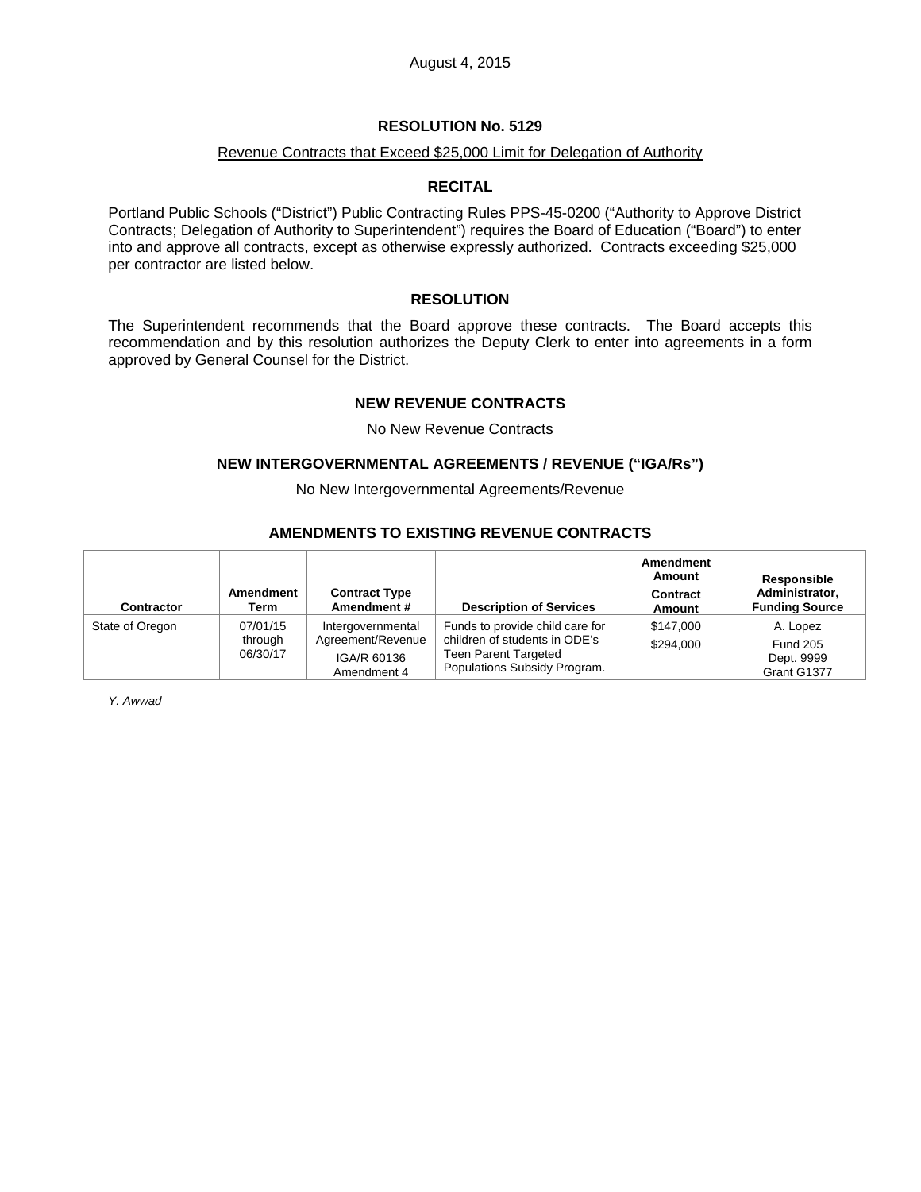August 4, 2015

## RESOLUTION No. 5129

Revenue Contracts that Exceed $25,000 Limit for Delegation of Authority

### RECITAL

Portland Public Schools ("District") Public Contracting Rules PPS-45-0200 ("Authority to Approve District Contracts; Delegation of Authority to Superintendent") requires the Board of Education ("Board") to enter into and approve all contracts, except as otherwise expressly authorized. Contracts exceeding $25,000 per contractor are listed below.

### RESOLUTION

The Superintendent recommends that the Board approve these contracts. The Board accepts this recommendation and by this resolution authorizes the Deputy Clerk to enter into agreements in a form approved by General Counsel for the District.

### NEW REVENUE CONTRACTS

No New Revenue Contracts

### NEW INTERGOVERNMENTAL AGREEMENTS / REVENUE ("IGA/Rs")

No New Intergovernmental Agreements/Revenue

### AMENDMENTS TO EXISTING REVENUE CONTRACTS

| Contractor | Amendment Term | Contract Type Amendment # | Description of Services | Amendment Amount Contract Amount | Responsible Administrator, Funding Source |
|---|---|---|---|---|---|
| State of Oregon | 07/01/15 through 06/30/17 | Intergovernmental Agreement/Revenue IGA/R 60136 Amendment 4 | Funds to provide child care for children of students in ODE's Teen Parent Targeted Populations Subsidy Program. | $147,000 $294,000 | A. Lopez Fund 205 Dept. 9999 Grant G1377 |

*Y. Awwad*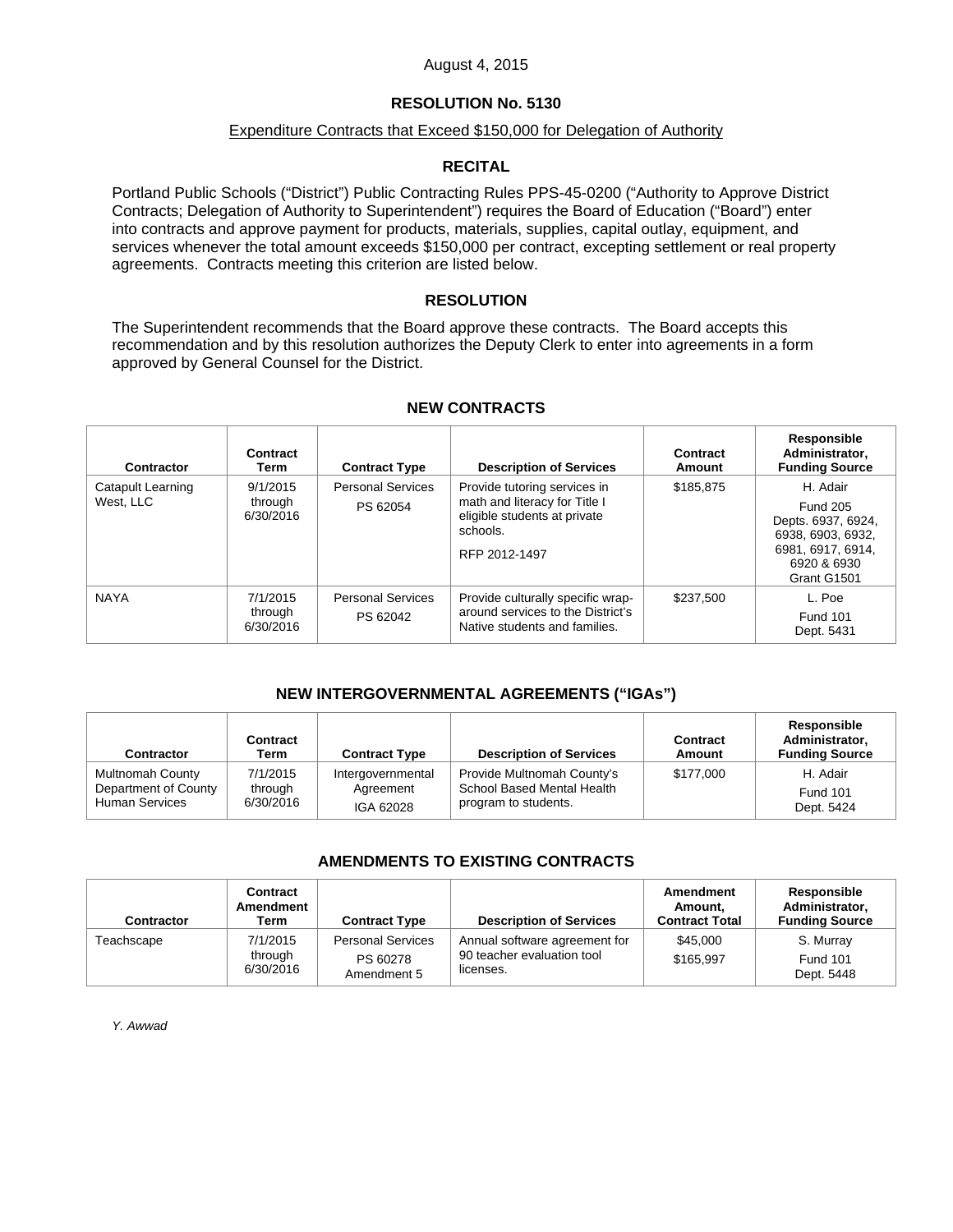August 4, 2015

## RESOLUTION No. 5130

Expenditure Contracts that Exceed $150,000 for Delegation of Authority

### RECITAL

Portland Public Schools ("District") Public Contracting Rules PPS-45-0200 ("Authority to Approve District Contracts; Delegation of Authority to Superintendent") requires the Board of Education ("Board") enter into contracts and approve payment for products, materials, supplies, capital outlay, equipment, and services whenever the total amount exceeds $150,000 per contract, excepting settlement or real property agreements. Contracts meeting this criterion are listed below.

### RESOLUTION

The Superintendent recommends that the Board approve these contracts. The Board accepts this recommendation and by this resolution authorizes the Deputy Clerk to enter into agreements in a form approved by General Counsel for the District.

### NEW CONTRACTS

| Contractor | Contract Term | Contract Type | Description of Services | Contract Amount | Responsible Administrator, Funding Source |
|---|---|---|---|---|---|
| Catapult Learning West, LLC | 9/1/2015 through 6/30/2016 | Personal Services PS 62054 | Provide tutoring services in math and literacy for Title I eligible students at private schools. RFP 2012-1497 | $185,875 | H. Adair Fund 205 Depts. 6937, 6924, 6938, 6903, 6932, 6981, 6917, 6914, 6920 & 6930 Grant G1501 |
| NAYA | 7/1/2015 through 6/30/2016 | Personal Services PS 62042 | Provide culturally specific wrap-around services to the District's Native students and families. | $237,500 | L. Poe Fund 101 Dept. 5431 |

### NEW INTERGOVERNMENTAL AGREEMENTS ("IGAs")

| Contractor | Contract Term | Contract Type | Description of Services | Contract Amount | Responsible Administrator, Funding Source |
|---|---|---|---|---|---|
| Multnomah County Department of County Human Services | 7/1/2015 through 6/30/2016 | Intergovernmental Agreement IGA 62028 | Provide Multnomah County's School Based Mental Health program to students. | $177,000 | H. Adair Fund 101 Dept. 5424 |

### AMENDMENTS TO EXISTING CONTRACTS

| Contractor | Contract Amendment Term | Contract Type | Description of Services | Amendment Amount, Contract Total | Responsible Administrator, Funding Source |
|---|---|---|---|---|---|
| Teachscape | 7/1/2015 through 6/30/2016 | Personal Services PS 60278 Amendment 5 | Annual software agreement for 90 teacher evaluation tool licenses. | $45,000 $165,997 | S. Murray Fund 101 Dept. 5448 |

*Y. Awwad*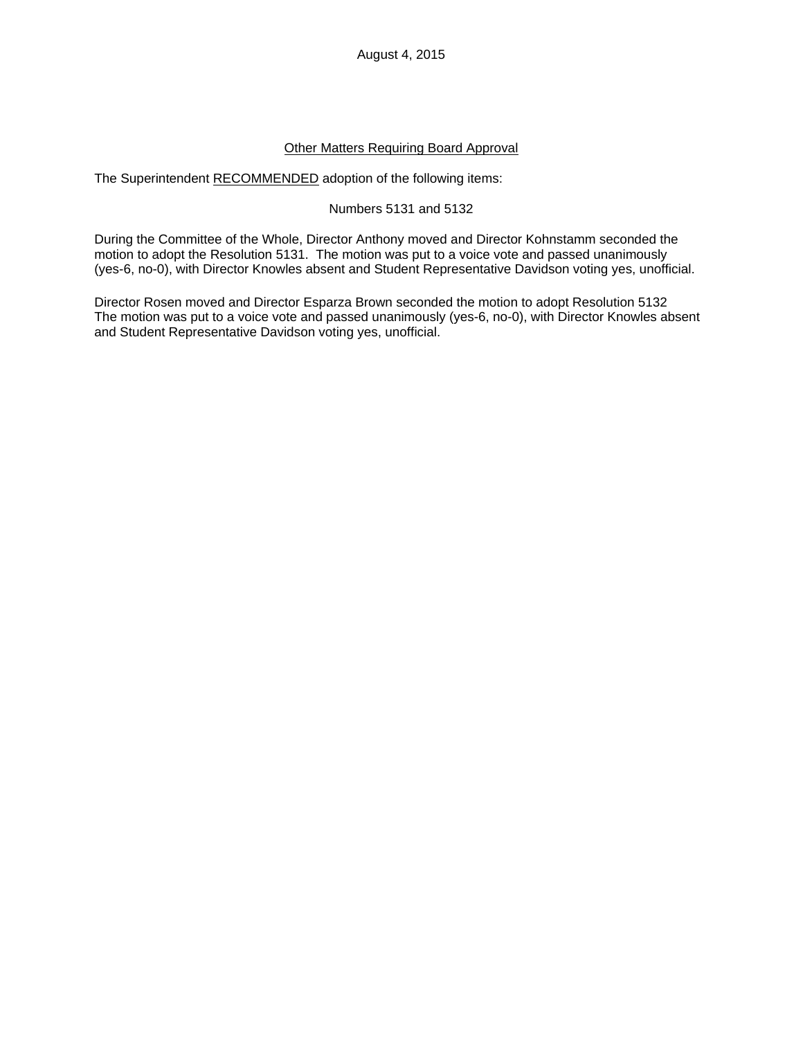August 4, 2015

Other Matters Requiring Board Approval

The Superintendent RECOMMENDED adoption of the following items:

Numbers 5131 and 5132

During the Committee of the Whole, Director Anthony moved and Director Kohnstamm seconded the motion to adopt the Resolution 5131. The motion was put to a voice vote and passed unanimously (yes-6, no-0), with Director Knowles absent and Student Representative Davidson voting yes, unofficial.

Director Rosen moved and Director Esparza Brown seconded the motion to adopt Resolution 5132 The motion was put to a voice vote and passed unanimously (yes-6, no-0), with Director Knowles absent and Student Representative Davidson voting yes, unofficial.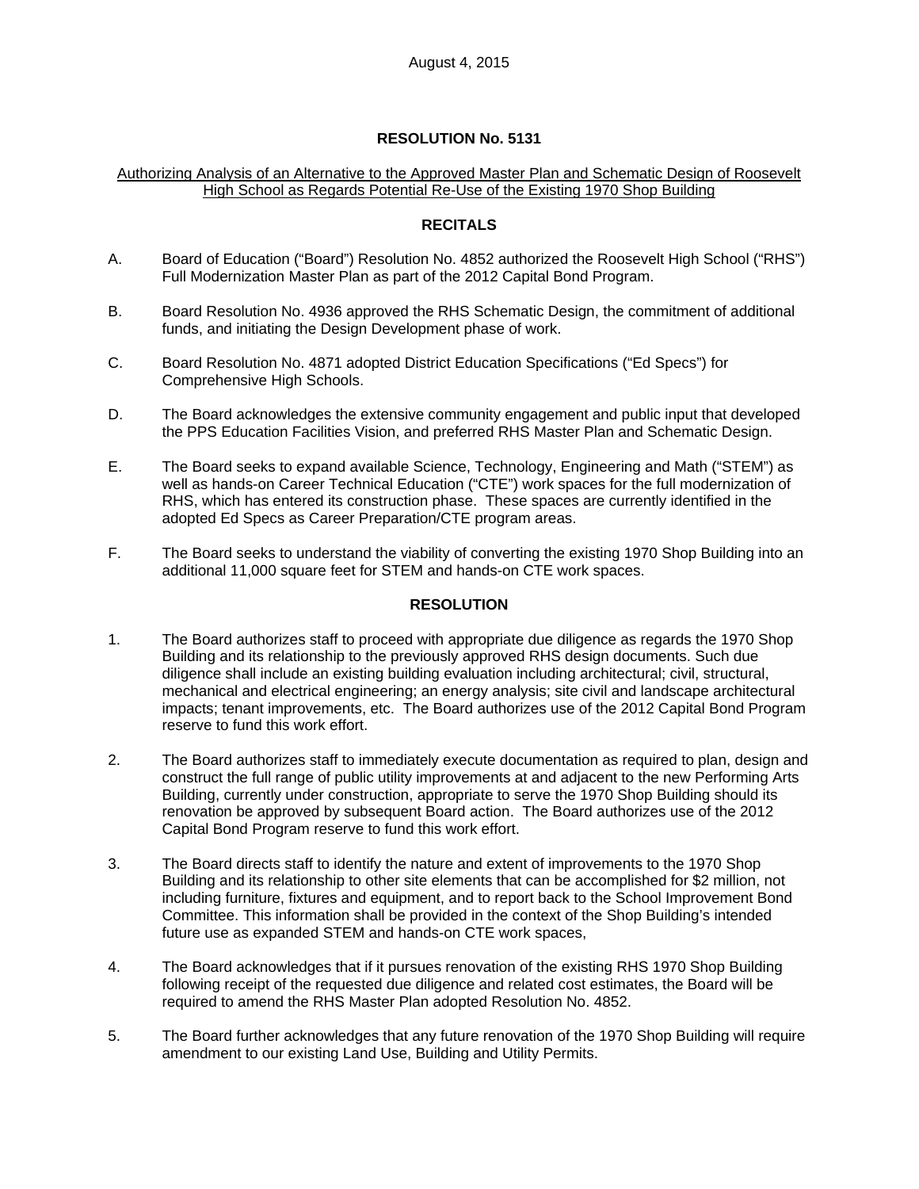August 4, 2015

## RESOLUTION No. 5131

Authorizing Analysis of an Alternative to the Approved Master Plan and Schematic Design of Roosevelt High School as Regards Potential Re-Use of the Existing 1970 Shop Building

### RECITALS

A. Board of Education ("Board") Resolution No. 4852 authorized the Roosevelt High School ("RHS") Full Modernization Master Plan as part of the 2012 Capital Bond Program.

B. Board Resolution No. 4936 approved the RHS Schematic Design, the commitment of additional funds, and initiating the Design Development phase of work.

C. Board Resolution No. 4871 adopted District Education Specifications ("Ed Specs") for Comprehensive High Schools.

D. The Board acknowledges the extensive community engagement and public input that developed the PPS Education Facilities Vision, and preferred RHS Master Plan and Schematic Design.

E. The Board seeks to expand available Science, Technology, Engineering and Math ("STEM") as well as hands-on Career Technical Education ("CTE") work spaces for the full modernization of RHS, which has entered its construction phase. These spaces are currently identified in the adopted Ed Specs as Career Preparation/CTE program areas.

F. The Board seeks to understand the viability of converting the existing 1970 Shop Building into an additional 11,000 square feet for STEM and hands-on CTE work spaces.

### RESOLUTION

1. The Board authorizes staff to proceed with appropriate due diligence as regards the 1970 Shop Building and its relationship to the previously approved RHS design documents. Such due diligence shall include an existing building evaluation including architectural; civil, structural, mechanical and electrical engineering; an energy analysis; site civil and landscape architectural impacts; tenant improvements, etc. The Board authorizes use of the 2012 Capital Bond Program reserve to fund this work effort.

2. The Board authorizes staff to immediately execute documentation as required to plan, design and construct the full range of public utility improvements at and adjacent to the new Performing Arts Building, currently under construction, appropriate to serve the 1970 Shop Building should its renovation be approved by subsequent Board action. The Board authorizes use of the 2012 Capital Bond Program reserve to fund this work effort.

3. The Board directs staff to identify the nature and extent of improvements to the 1970 Shop Building and its relationship to other site elements that can be accomplished for $2 million, not including furniture, fixtures and equipment, and to report back to the School Improvement Bond Committee. This information shall be provided in the context of the Shop Building's intended future use as expanded STEM and hands-on CTE work spaces,

4. The Board acknowledges that if it pursues renovation of the existing RHS 1970 Shop Building following receipt of the requested due diligence and related cost estimates, the Board will be required to amend the RHS Master Plan adopted Resolution No. 4852.

5. The Board further acknowledges that any future renovation of the 1970 Shop Building will require amendment to our existing Land Use, Building and Utility Permits.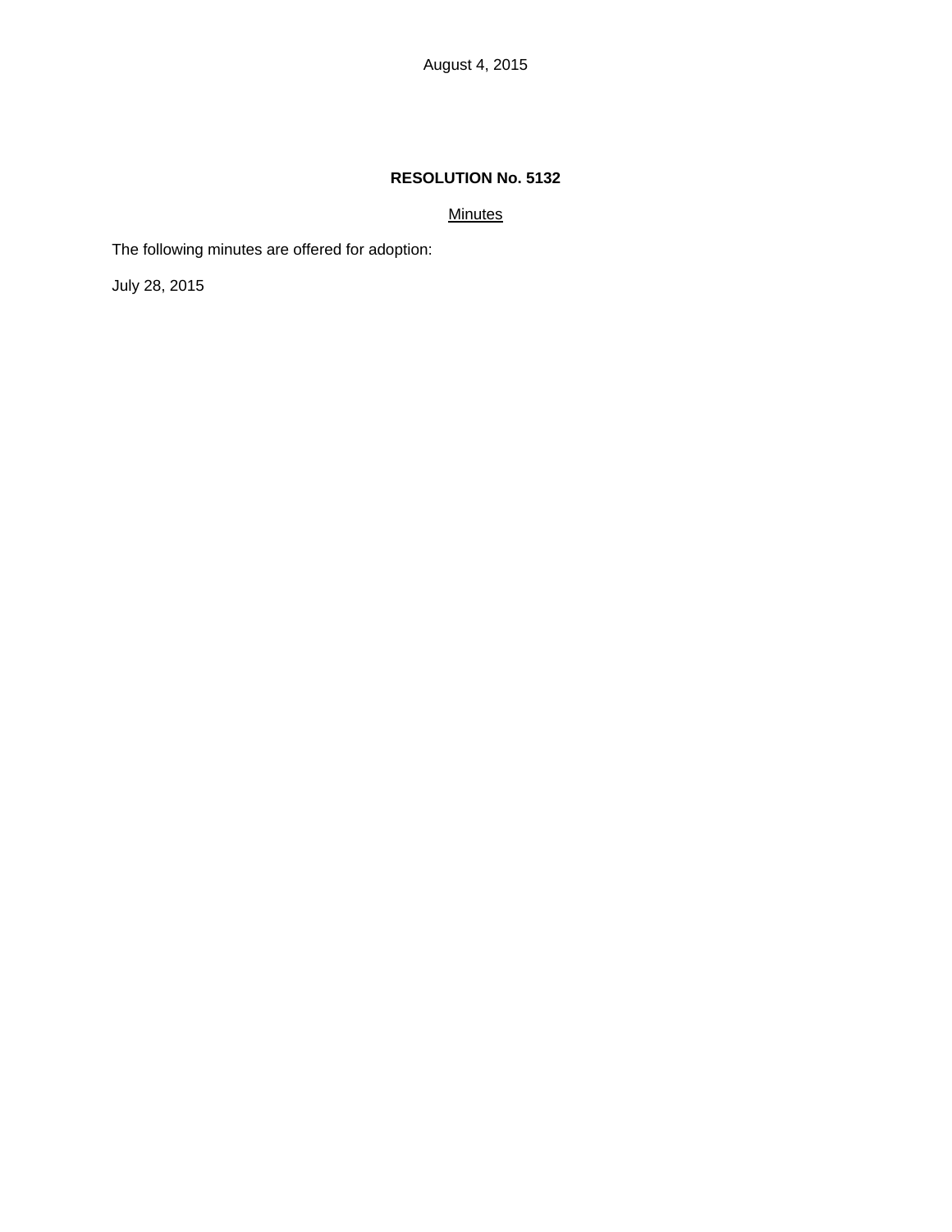August 4, 2015

**RESOLUTION No. 5132**

<u>Minutes</u>

The following minutes are offered for adoption:

July 28, 2015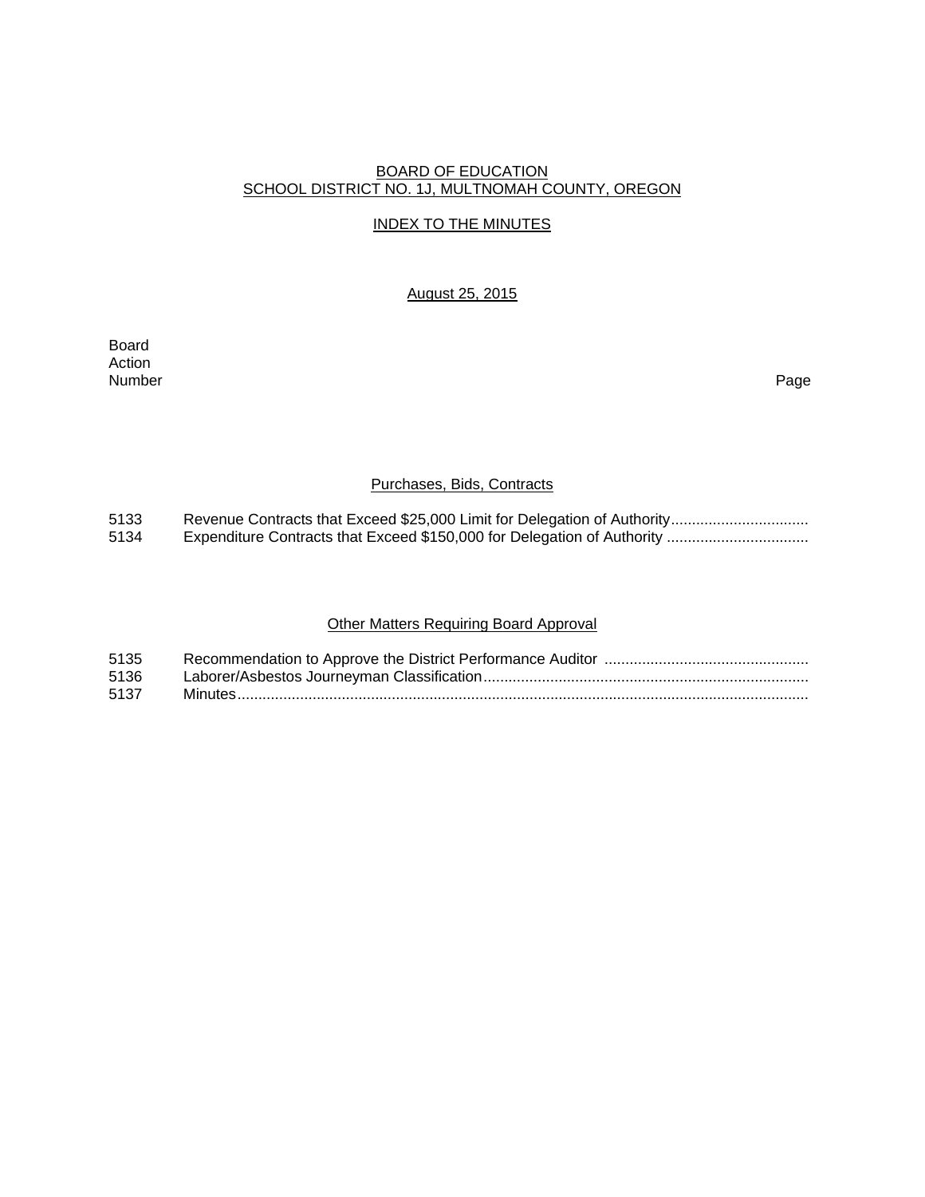BOARD OF EDUCATION
SCHOOL DISTRICT NO. 1J, MULTNOMAH COUNTY, OREGON

INDEX TO THE MINUTES

August 25, 2015

| Board Action Number | | Page |
|---|---|---|
| | **Purchases, Bids, Contracts** | |
| 5133 | Revenue Contracts that Exceed $25,000 Limit for Delegation of Authority | |
| 5134 | Expenditure Contracts that Exceed $150,000 for Delegation of Authority | |
| | **Other Matters Requiring Board Approval** | |
| 5135 | Recommendation to Approve the District Performance Auditor | |
| 5136 | Laborer/Asbestos Journeyman Classification | |
| 5137 | Minutes | |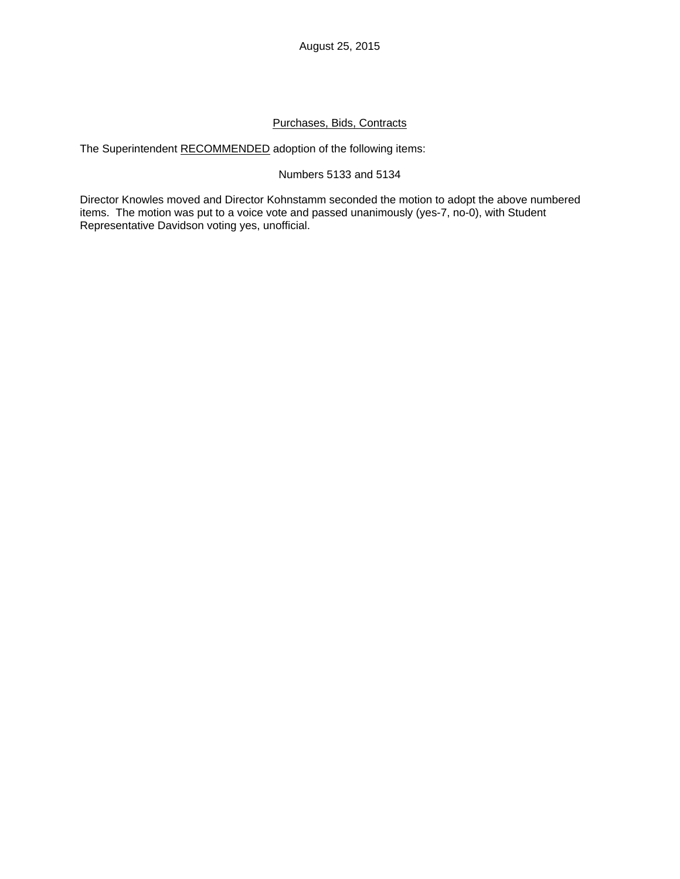August 25, 2015

Purchases, Bids, Contracts

The Superintendent RECOMMENDED adoption of the following items:

Numbers 5133 and 5134

Director Knowles moved and Director Kohnstamm seconded the motion to adopt the above numbered items. The motion was put to a voice vote and passed unanimously (yes-7, no-0), with Student Representative Davidson voting yes, unofficial.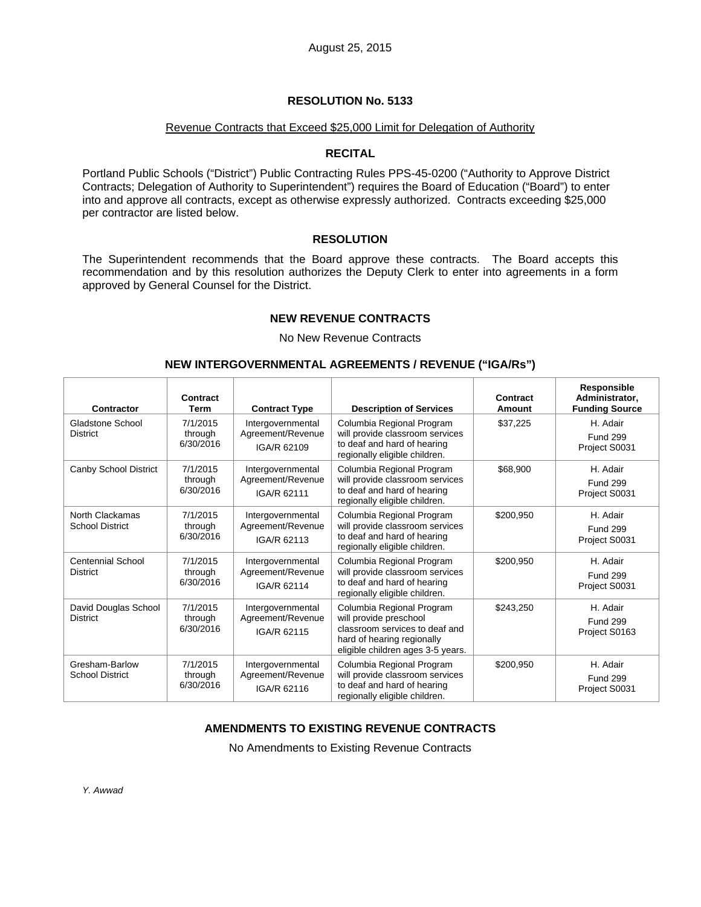August 25, 2015

# RESOLUTION No. 5133

Revenue Contracts that Exceed $25,000 Limit for Delegation of Authority

## RECITAL

Portland Public Schools ("District") Public Contracting Rules PPS-45-0200 ("Authority to Approve District Contracts; Delegation of Authority to Superintendent") requires the Board of Education ("Board") to enter into and approve all contracts, except as otherwise expressly authorized. Contracts exceeding $25,000 per contractor are listed below.

## RESOLUTION

The Superintendent recommends that the Board approve these contracts. The Board accepts this recommendation and by this resolution authorizes the Deputy Clerk to enter into agreements in a form approved by General Counsel for the District.

## NEW REVENUE CONTRACTS

No New Revenue Contracts

## NEW INTERGOVERNMENTAL AGREEMENTS / REVENUE ("IGA/Rs")

| Contractor | Contract Term | Contract Type | Description of Services | Contract Amount | Responsible Administrator, Funding Source |
|---|---|---|---|---|---|
| Gladstone School District | 7/1/2015 through 6/30/2016 | Intergovernmental Agreement/Revenue IGA/R 62109 | Columbia Regional Program will provide classroom services to deaf and hard of hearing regionally eligible children. | $37,225 | H. Adair Fund 299 Project S0031 |
| Canby School District | 7/1/2015 through 6/30/2016 | Intergovernmental Agreement/Revenue IGA/R 62111 | Columbia Regional Program will provide classroom services to deaf and hard of hearing regionally eligible children. | $68,900 | H. Adair Fund 299 Project S0031 |
| North Clackamas School District | 7/1/2015 through 6/30/2016 | Intergovernmental Agreement/Revenue IGA/R 62113 | Columbia Regional Program will provide classroom services to deaf and hard of hearing regionally eligible children. | $200,950 | H. Adair Fund 299 Project S0031 |
| Centennial School District | 7/1/2015 through 6/30/2016 | Intergovernmental Agreement/Revenue IGA/R 62114 | Columbia Regional Program will provide classroom services to deaf and hard of hearing regionally eligible children. | $200,950 | H. Adair Fund 299 Project S0031 |
| David Douglas School District | 7/1/2015 through 6/30/2016 | Intergovernmental Agreement/Revenue IGA/R 62115 | Columbia Regional Program will provide preschool classroom services to deaf and hard of hearing regionally eligible children ages 3-5 years. | $243,250 | H. Adair Fund 299 Project S0163 |
| Gresham-Barlow School District | 7/1/2015 through 6/30/2016 | Intergovernmental Agreement/Revenue IGA/R 62116 | Columbia Regional Program will provide classroom services to deaf and hard of hearing regionally eligible children. | $200,950 | H. Adair Fund 299 Project S0031 |

## AMENDMENTS TO EXISTING REVENUE CONTRACTS

No Amendments to Existing Revenue Contracts

*Y. Awwad*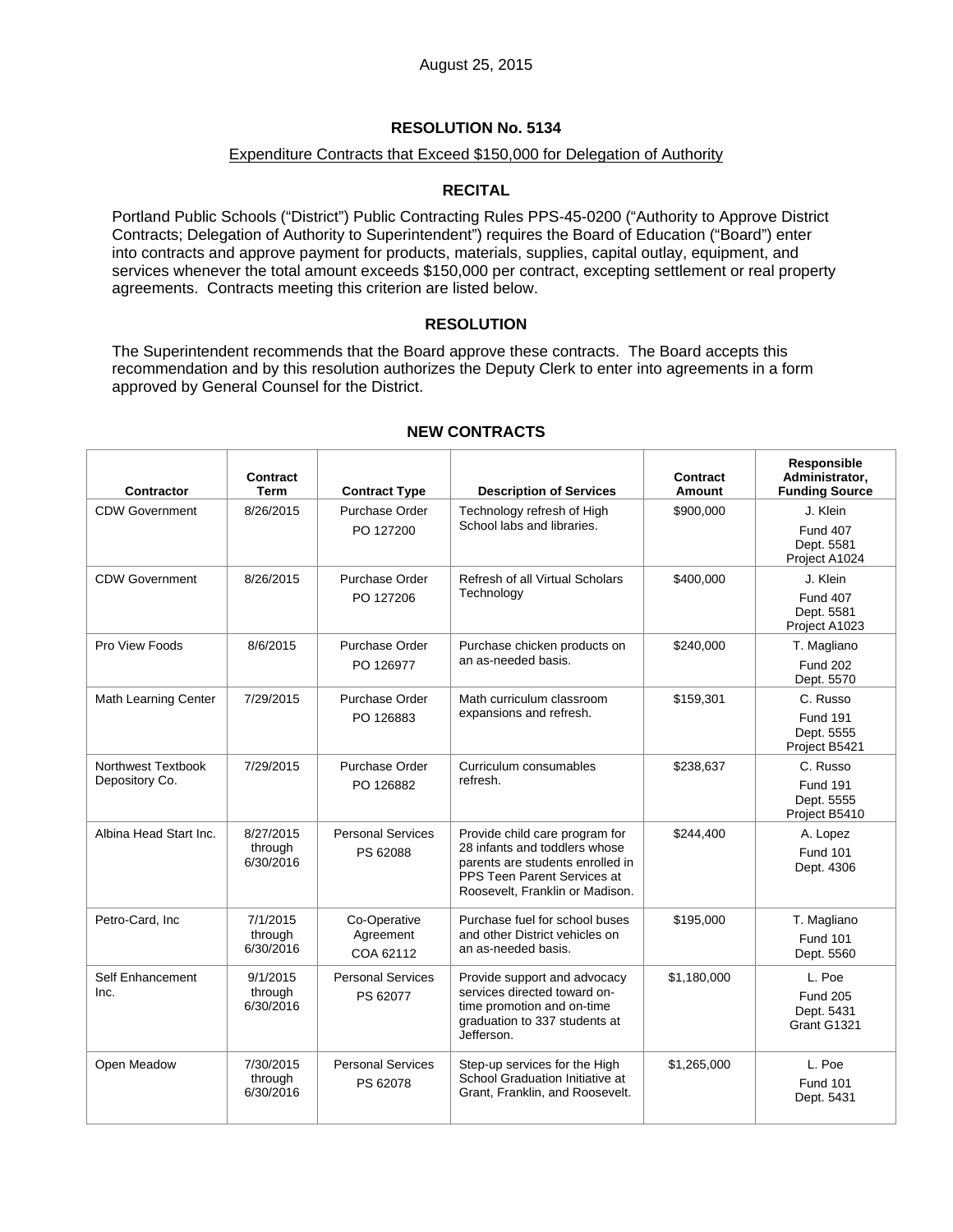August 25, 2015

# RESOLUTION No. 5134

Expenditure Contracts that Exceed $150,000 for Delegation of Authority

## RECITAL

Portland Public Schools ("District") Public Contracting Rules PPS-45-0200 ("Authority to Approve District Contracts; Delegation of Authority to Superintendent") requires the Board of Education ("Board") enter into contracts and approve payment for products, materials, supplies, capital outlay, equipment, and services whenever the total amount exceeds $150,000 per contract, excepting settlement or real property agreements. Contracts meeting this criterion are listed below.

## RESOLUTION

The Superintendent recommends that the Board approve these contracts. The Board accepts this recommendation and by this resolution authorizes the Deputy Clerk to enter into agreements in a form approved by General Counsel for the District.

## NEW CONTRACTS

| Contractor | Contract Term | Contract Type | Description of Services | Contract Amount | Responsible Administrator, Funding Source |
|---|---|---|---|---|---|
| CDW Government | 8/26/2015 | Purchase Order PO 127200 | Technology refresh of High School labs and libraries. | $900,000 | J. Klein Fund 407 Dept. 5581 Project A1024 |
| CDW Government | 8/26/2015 | Purchase Order PO 127206 | Refresh of all Virtual Scholars Technology | $400,000 | J. Klein Fund 407 Dept. 5581 Project A1023 |
| Pro View Foods | 8/6/2015 | Purchase Order PO 126977 | Purchase chicken products on an as-needed basis. | $240,000 | T. Magliano Fund 202 Dept. 5570 |
| Math Learning Center | 7/29/2015 | Purchase Order PO 126883 | Math curriculum classroom expansions and refresh. | $159,301 | C. Russo Fund 191 Dept. 5555 Project B5421 |
| Northwest Textbook Depository Co. | 7/29/2015 | Purchase Order PO 126882 | Curriculum consumables refresh. | $238,637 | C. Russo Fund 191 Dept. 5555 Project B5410 |
| Albina Head Start Inc. | 8/27/2015 through 6/30/2016 | Personal Services PS 62088 | Provide child care program for 28 infants and toddlers whose parents are students enrolled in PPS Teen Parent Services at Roosevelt, Franklin or Madison. | $244,400 | A. Lopez Fund 101 Dept. 4306 |
| Petro-Card, Inc | 7/1/2015 through 6/30/2016 | Co-Operative Agreement COA 62112 | Purchase fuel for school buses and other District vehicles on an as-needed basis. | $195,000 | T. Magliano Fund 101 Dept. 5560 |
| Self Enhancement Inc. | 9/1/2015 through 6/30/2016 | Personal Services PS 62077 | Provide support and advocacy services directed toward on-time promotion and on-time graduation to 337 students at Jefferson. | $1,180,000 | L. Poe Fund 205 Dept. 5431 Grant G1321 |
| Open Meadow | 7/30/2015 through 6/30/2016 | Personal Services PS 62078 | Step-up services for the High School Graduation Initiative at Grant, Franklin, and Roosevelt. | $1,265,000 | L. Poe Fund 101 Dept. 5431 |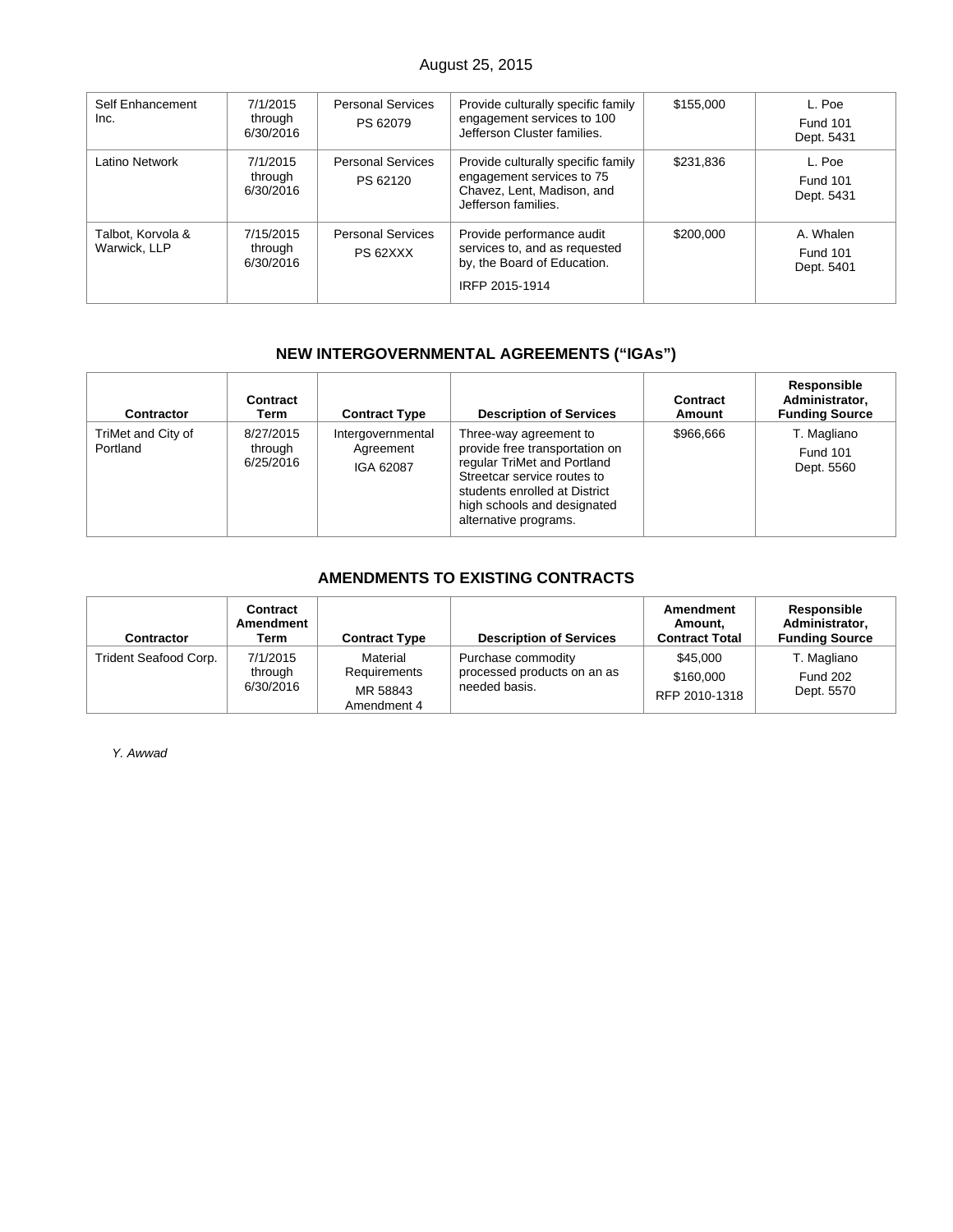| Self Enhancement Inc. | 7/1/2015 through 6/30/2016 | Personal Services PS 62079 | Provide culturally specific family engagement services to 100 Jefferson Cluster families. | $155,000 | L. Poe Fund 101 Dept. 5431 |
|---|---|---|---|---|---|
| Latino Network | 7/1/2015 through 6/30/2016 | Personal Services PS 62120 | Provide culturally specific family engagement services to 75 Chavez, Lent, Madison, and Jefferson families. | $231,836 | L. Poe Fund 101 Dept. 5431 |
| Talbot, Korvola & Warwick, LLP | 7/15/2015 through 6/30/2016 | Personal Services PS 62XXX | Provide performance audit services to, and as requested by, the Board of Education. IRFP 2015-1914 | $200,000 | A. Whalen Fund 101 Dept. 5401 |

## NEW INTERGOVERNMENTAL AGREEMENTS ("IGAs")

| Contractor | Contract Term | Contract Type | Description of Services | Contract Amount | Responsible Administrator, Funding Source |
|---|---|---|---|---|---|
| TriMet and City of Portland | 8/27/2015 through 6/25/2016 | Intergovernmental Agreement IGA 62087 | Three-way agreement to provide free transportation on regular TriMet and Portland Streetcar service routes to students enrolled at District high schools and designated alternative programs. | $966,666 | T. Magliano Fund 101 Dept. 5560 |

## AMENDMENTS TO EXISTING CONTRACTS

| Contractor | Contract Amendment Term | Contract Type | Description of Services | Amendment Amount, Contract Total | Responsible Administrator, Funding Source |
|---|---|---|---|---|---|
| Trident Seafood Corp. | 7/1/2015 through 6/30/2016 | Material Requirements MR 58843 Amendment 4 | Purchase commodity processed products on an as needed basis. | $45,000 $160,000 RFP 2010-1318 | T. Magliano Fund 202 Dept. 5570 |

*Y. Awwad*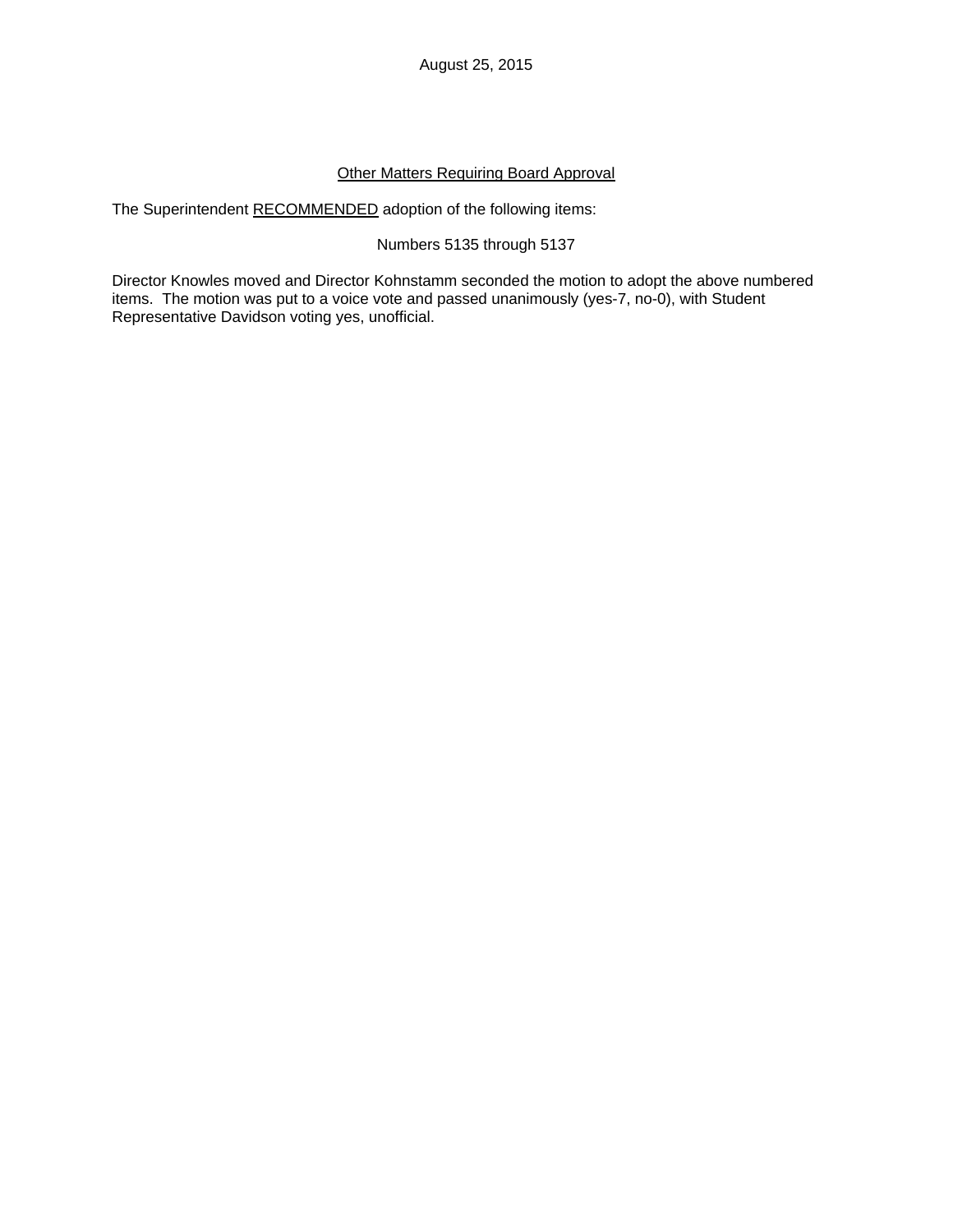August 25, 2015

## Other Matters Requiring Board Approval

The Superintendent RECOMMENDED adoption of the following items:

Numbers 5135 through 5137

Director Knowles moved and Director Kohnstamm seconded the motion to adopt the above numbered items. The motion was put to a voice vote and passed unanimously (yes-7, no-0), with Student Representative Davidson voting yes, unofficial.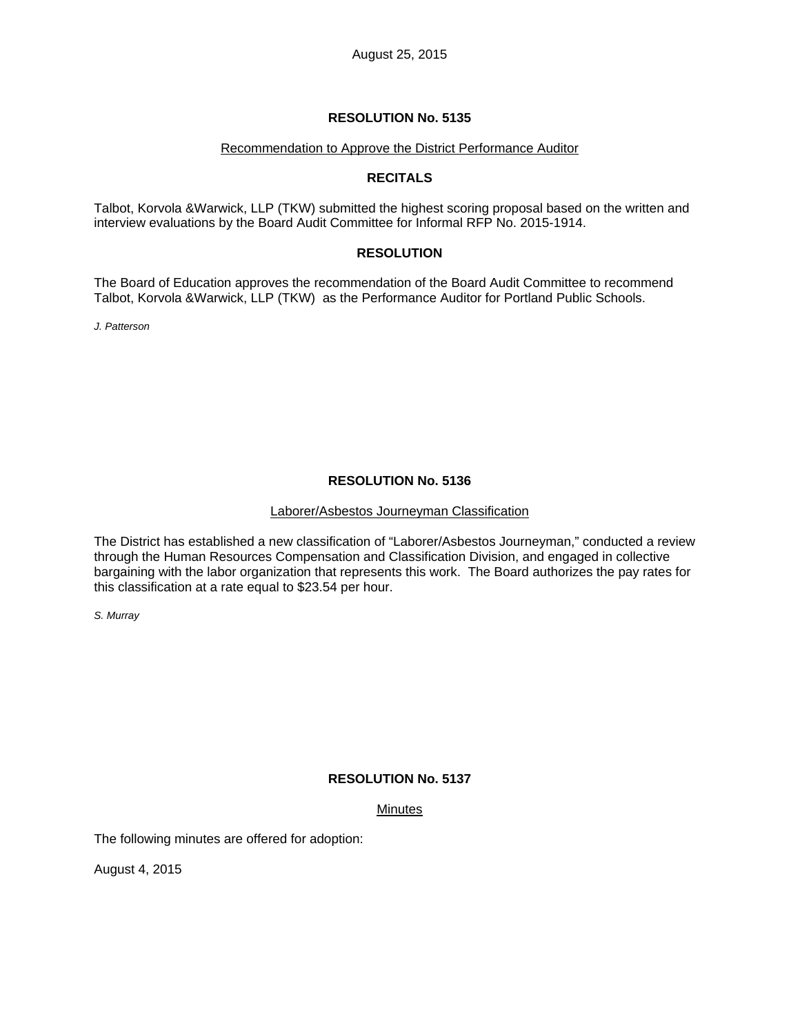August 25, 2015

## RESOLUTION No. 5135

Recommendation to Approve the District Performance Auditor

### RECITALS

Talbot, Korvola &Warwick, LLP (TKW) submitted the highest scoring proposal based on the written and interview evaluations by the Board Audit Committee for Informal RFP No. 2015-1914.

### RESOLUTION

The Board of Education approves the recommendation of the Board Audit Committee to recommend Talbot, Korvola &Warwick, LLP (TKW) as the Performance Auditor for Portland Public Schools.

*J. Patterson*

## RESOLUTION No. 5136

Laborer/Asbestos Journeyman Classification

The District has established a new classification of "Laborer/Asbestos Journeyman," conducted a review through the Human Resources Compensation and Classification Division, and engaged in collective bargaining with the labor organization that represents this work. The Board authorizes the pay rates for this classification at a rate equal to $23.54 per hour.

*S. Murray*

## RESOLUTION No. 5137

Minutes

The following minutes are offered for adoption:

August 4, 2015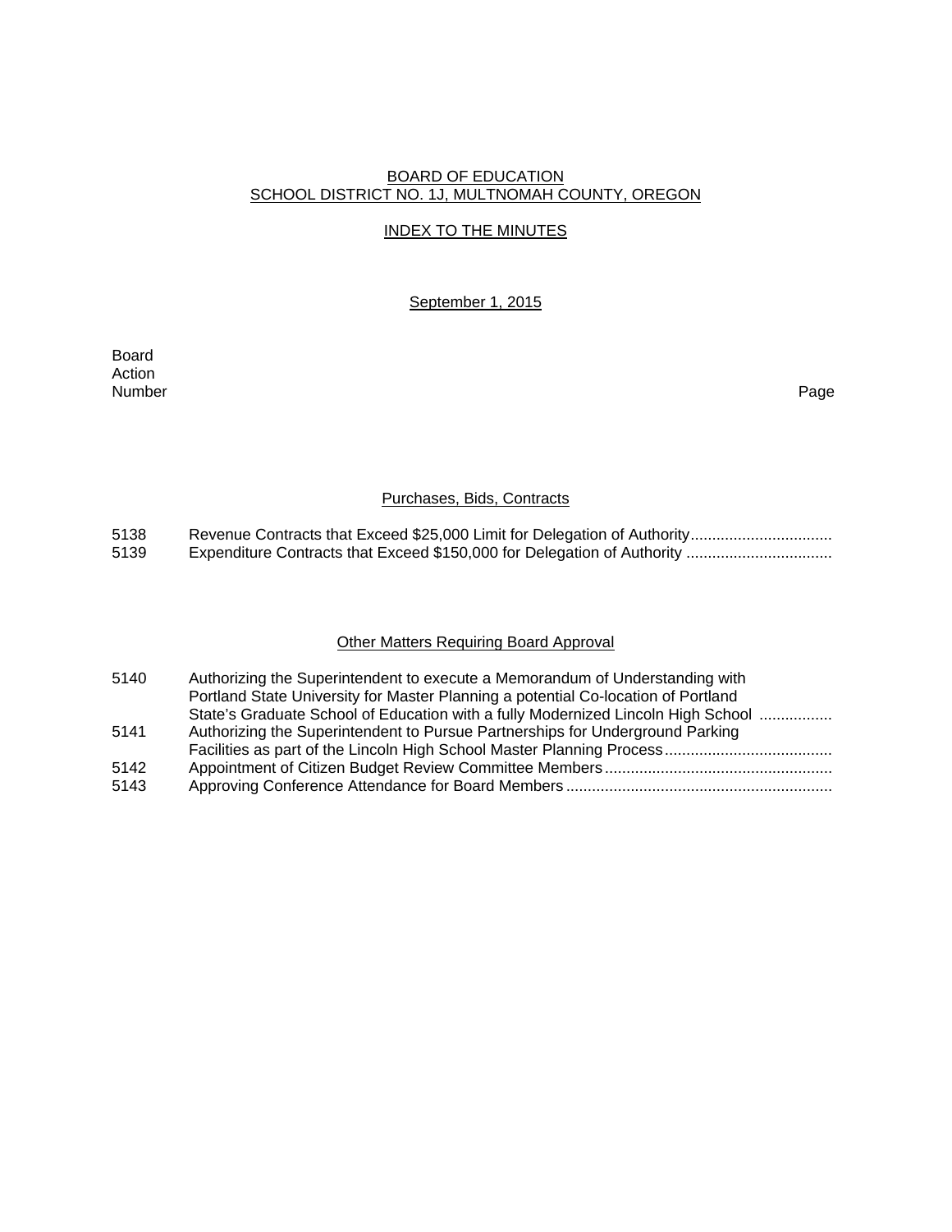BOARD OF EDUCATION
SCHOOL DISTRICT NO. 1J, MULTNOMAH COUNTY, OREGON

INDEX TO THE MINUTES

September 1, 2015

| Board Action Number | | Page |
|---|---|---|

## Purchases, Bids, Contracts

| | | |
|---|---|---|
| 5138 | Revenue Contracts that Exceed $25,000 Limit for Delegation of Authority | |
| 5139 | Expenditure Contracts that Exceed $150,000 for Delegation of Authority | |

## Other Matters Requiring Board Approval

| | | |
|---|---|---|
| 5140 | Authorizing the Superintendent to execute a Memorandum of Understanding with Portland State University for Master Planning a potential Co-location of Portland State's Graduate School of Education with a fully Modernized Lincoln High School | |
| 5141 | Authorizing the Superintendent to Pursue Partnerships for Underground Parking Facilities as part of the Lincoln High School Master Planning Process | |
| 5142 | Appointment of Citizen Budget Review Committee Members | |
| 5143 | Approving Conference Attendance for Board Members | |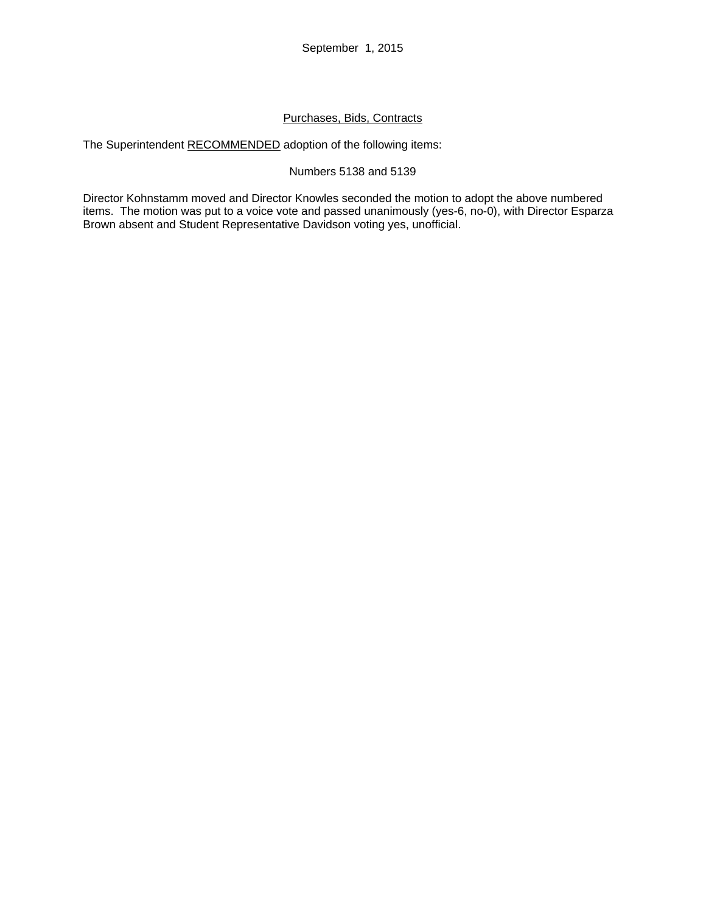September 1, 2015

<u>Purchases, Bids, Contracts</u>

The Superintendent <u>RECOMMENDED</u> adoption of the following items:

Numbers 5138 and 5139

Director Kohnstamm moved and Director Knowles seconded the motion to adopt the above numbered items. The motion was put to a voice vote and passed unanimously (yes-6, no-0), with Director Esparza Brown absent and Student Representative Davidson voting yes, unofficial.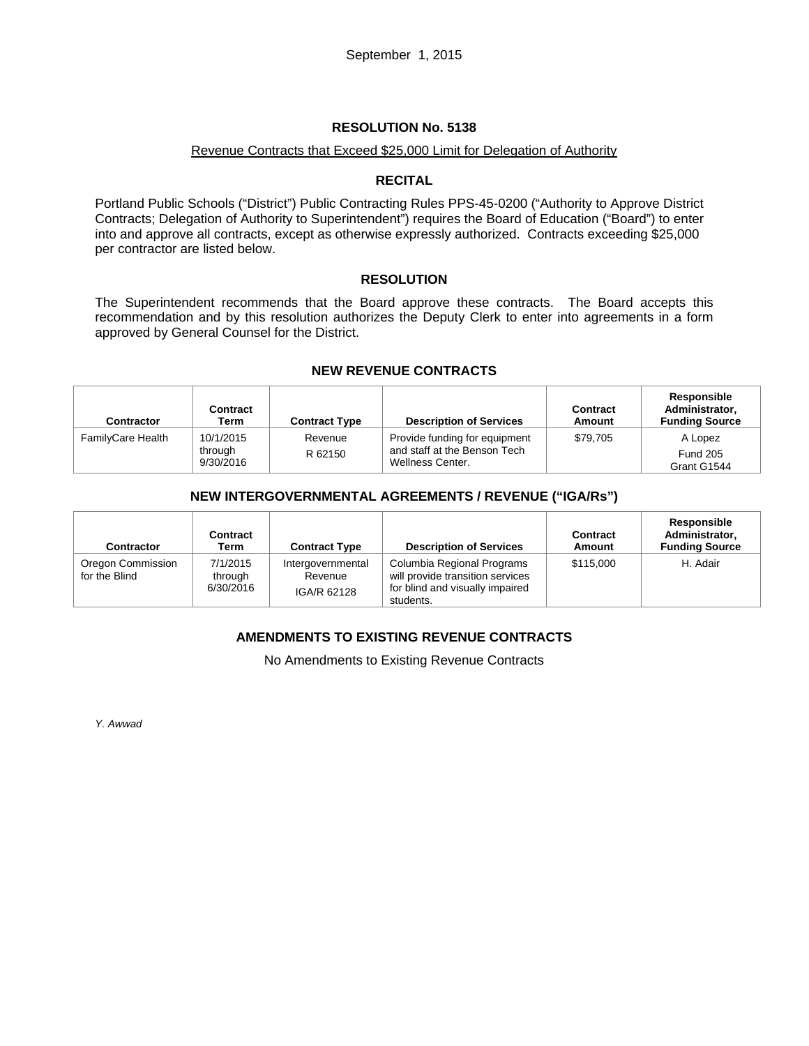September 1, 2015

## RESOLUTION No. 5138

Revenue Contracts that Exceed $25,000 Limit for Delegation of Authority

### RECITAL

Portland Public Schools ("District") Public Contracting Rules PPS-45-0200 ("Authority to Approve District Contracts; Delegation of Authority to Superintendent") requires the Board of Education ("Board") to enter into and approve all contracts, except as otherwise expressly authorized. Contracts exceeding $25,000 per contractor are listed below.

### RESOLUTION

The Superintendent recommends that the Board approve these contracts. The Board accepts this recommendation and by this resolution authorizes the Deputy Clerk to enter into agreements in a form approved by General Counsel for the District.

### NEW REVENUE CONTRACTS

| Contractor | Contract Term | Contract Type | Description of Services | Contract Amount | Responsible Administrator, Funding Source |
|---|---|---|---|---|---|
| FamilyCare Health | 10/1/2015 through 9/30/2016 | Revenue R 62150 | Provide funding for equipment and staff at the Benson Tech Wellness Center. | $79,705 | A Lopez Fund 205 Grant G1544 |

### NEW INTERGOVERNMENTAL AGREEMENTS / REVENUE ("IGA/Rs")

| Contractor | Contract Term | Contract Type | Description of Services | Contract Amount | Responsible Administrator, Funding Source |
|---|---|---|---|---|---|
| Oregon Commission for the Blind | 7/1/2015 through 6/30/2016 | Intergovernmental Revenue IGA/R 62128 | Columbia Regional Programs will provide transition services for blind and visually impaired students. | $115,000 | H. Adair |

### AMENDMENTS TO EXISTING REVENUE CONTRACTS

No Amendments to Existing Revenue Contracts

*Y. Awwad*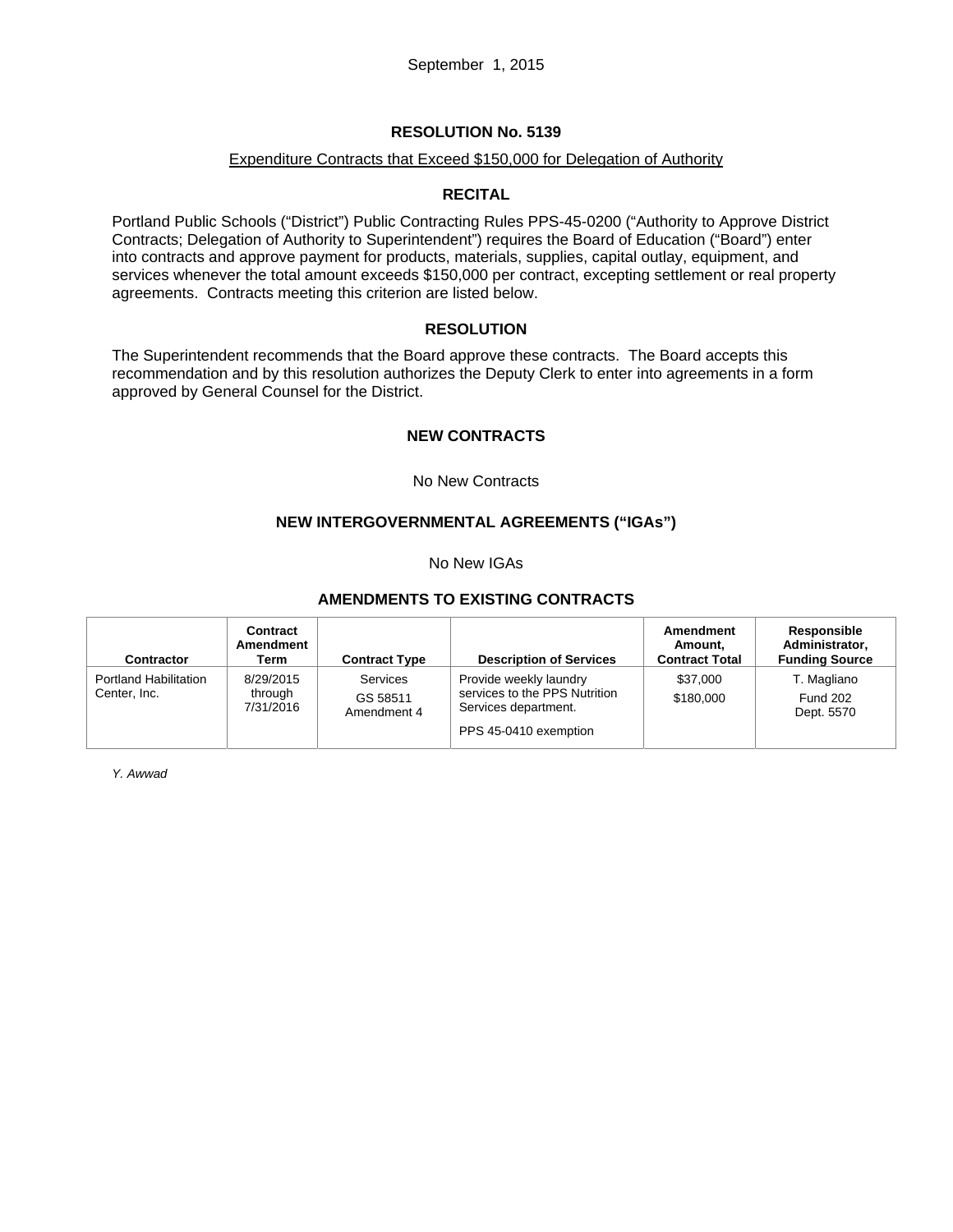September 1, 2015

# RESOLUTION No. 5139

Expenditure Contracts that Exceed $150,000 for Delegation of Authority

## RECITAL

Portland Public Schools ("District") Public Contracting Rules PPS-45-0200 ("Authority to Approve District Contracts; Delegation of Authority to Superintendent") requires the Board of Education ("Board") enter into contracts and approve payment for products, materials, supplies, capital outlay, equipment, and services whenever the total amount exceeds $150,000 per contract, excepting settlement or real property agreements. Contracts meeting this criterion are listed below.

## RESOLUTION

The Superintendent recommends that the Board approve these contracts. The Board accepts this recommendation and by this resolution authorizes the Deputy Clerk to enter into agreements in a form approved by General Counsel for the District.

## NEW CONTRACTS

No New Contracts

## NEW INTERGOVERNMENTAL AGREEMENTS ("IGAs")

No New IGAs

## AMENDMENTS TO EXISTING CONTRACTS

| Contractor | Contract Amendment Term | Contract Type | Description of Services | Amendment Amount, Contract Total | Responsible Administrator, Funding Source |
|---|---|---|---|---|---|
| Portland Habilitation Center, Inc. | 8/29/2015 through 7/31/2016 | Services<br>GS 58511 Amendment 4 | Provide weekly laundry services to the PPS Nutrition Services department.<br>PPS 45-0410 exemption | $37,000<br>$180,000 | T. Magliano<br>Fund 202 Dept. 5570 |

*Y. Awwad*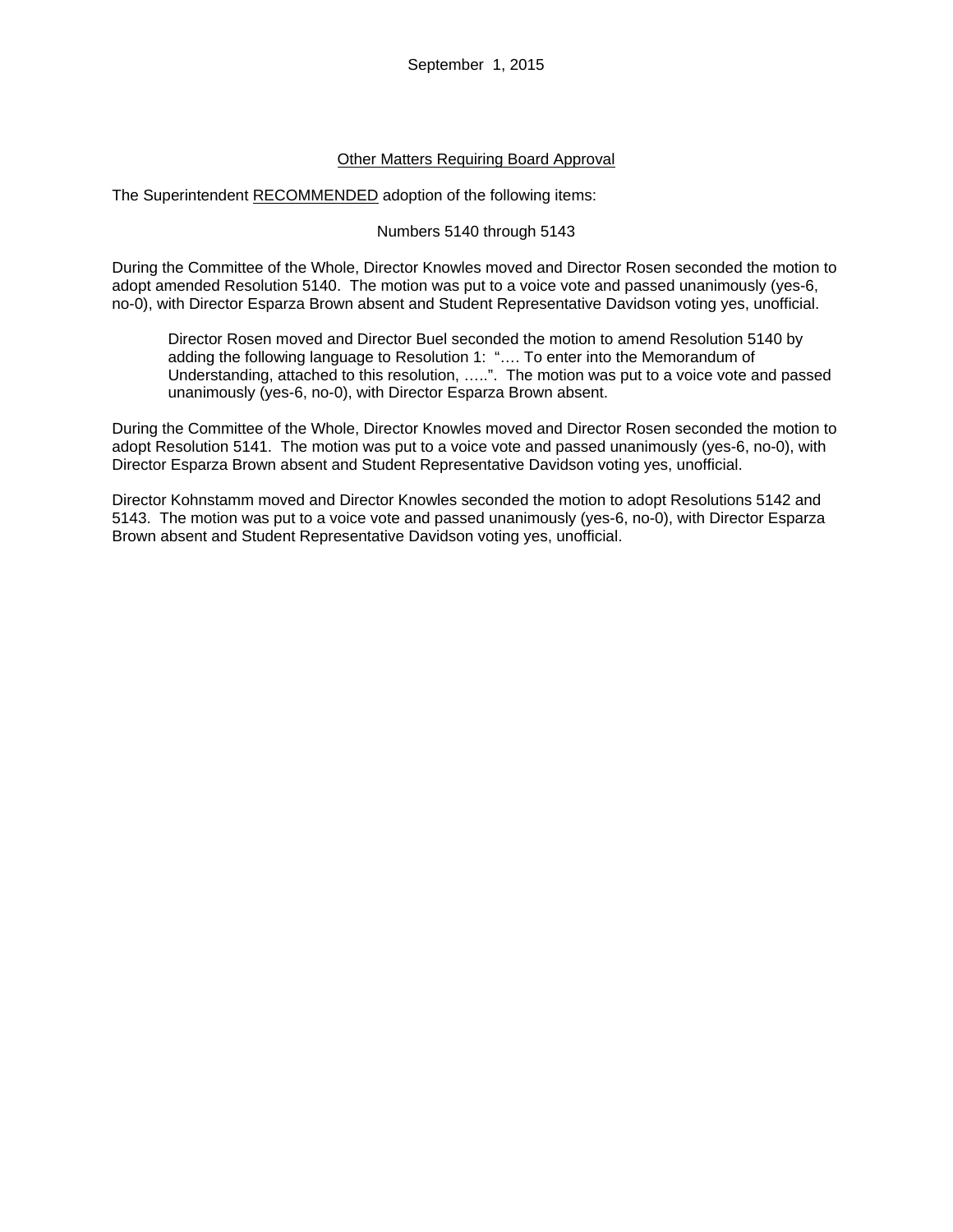September 1, 2015

<u>Other Matters Requiring Board Approval</u>

The Superintendent <u>RECOMMENDED</u> adoption of the following items:

Numbers 5140 through 5143

During the Committee of the Whole, Director Knowles moved and Director Rosen seconded the motion to adopt amended Resolution 5140. The motion was put to a voice vote and passed unanimously (yes-6, no-0), with Director Esparza Brown absent and Student Representative Davidson voting yes, unofficial.

> Director Rosen moved and Director Buel seconded the motion to amend Resolution 5140 by adding the following language to Resolution 1: "…. To enter into the Memorandum of Understanding, attached to this resolution, …..". The motion was put to a voice vote and passed unanimously (yes-6, no-0), with Director Esparza Brown absent.

During the Committee of the Whole, Director Knowles moved and Director Rosen seconded the motion to adopt Resolution 5141. The motion was put to a voice vote and passed unanimously (yes-6, no-0), with Director Esparza Brown absent and Student Representative Davidson voting yes, unofficial.

Director Kohnstamm moved and Director Knowles seconded the motion to adopt Resolutions 5142 and 5143. The motion was put to a voice vote and passed unanimously (yes-6, no-0), with Director Esparza Brown absent and Student Representative Davidson voting yes, unofficial.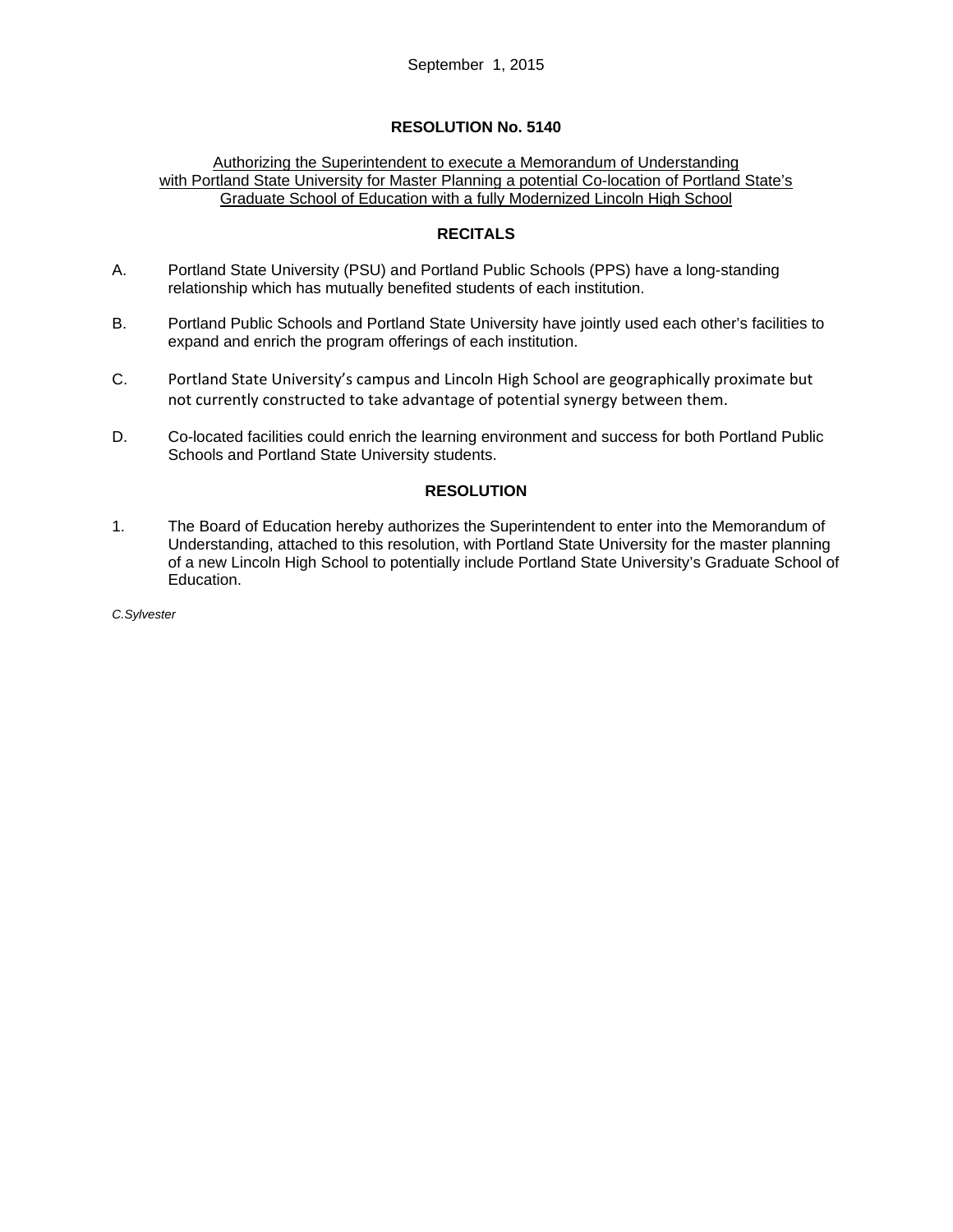September 1, 2015

## RESOLUTION No. 5140

Authorizing the Superintendent to execute a Memorandum of Understanding with Portland State University for Master Planning a potential Co-location of Portland State's Graduate School of Education with a fully Modernized Lincoln High School

### RECITALS

A. Portland State University (PSU) and Portland Public Schools (PPS) have a long-standing relationship which has mutually benefited students of each institution.

B. Portland Public Schools and Portland State University have jointly used each other's facilities to expand and enrich the program offerings of each institution.

C. Portland State University's campus and Lincoln High School are geographically proximate but not currently constructed to take advantage of potential synergy between them.

D. Co-located facilities could enrich the learning environment and success for both Portland Public Schools and Portland State University students.

### RESOLUTION

1. The Board of Education hereby authorizes the Superintendent to enter into the Memorandum of Understanding, attached to this resolution, with Portland State University for the master planning of a new Lincoln High School to potentially include Portland State University's Graduate School of Education.

*C.Sylvester*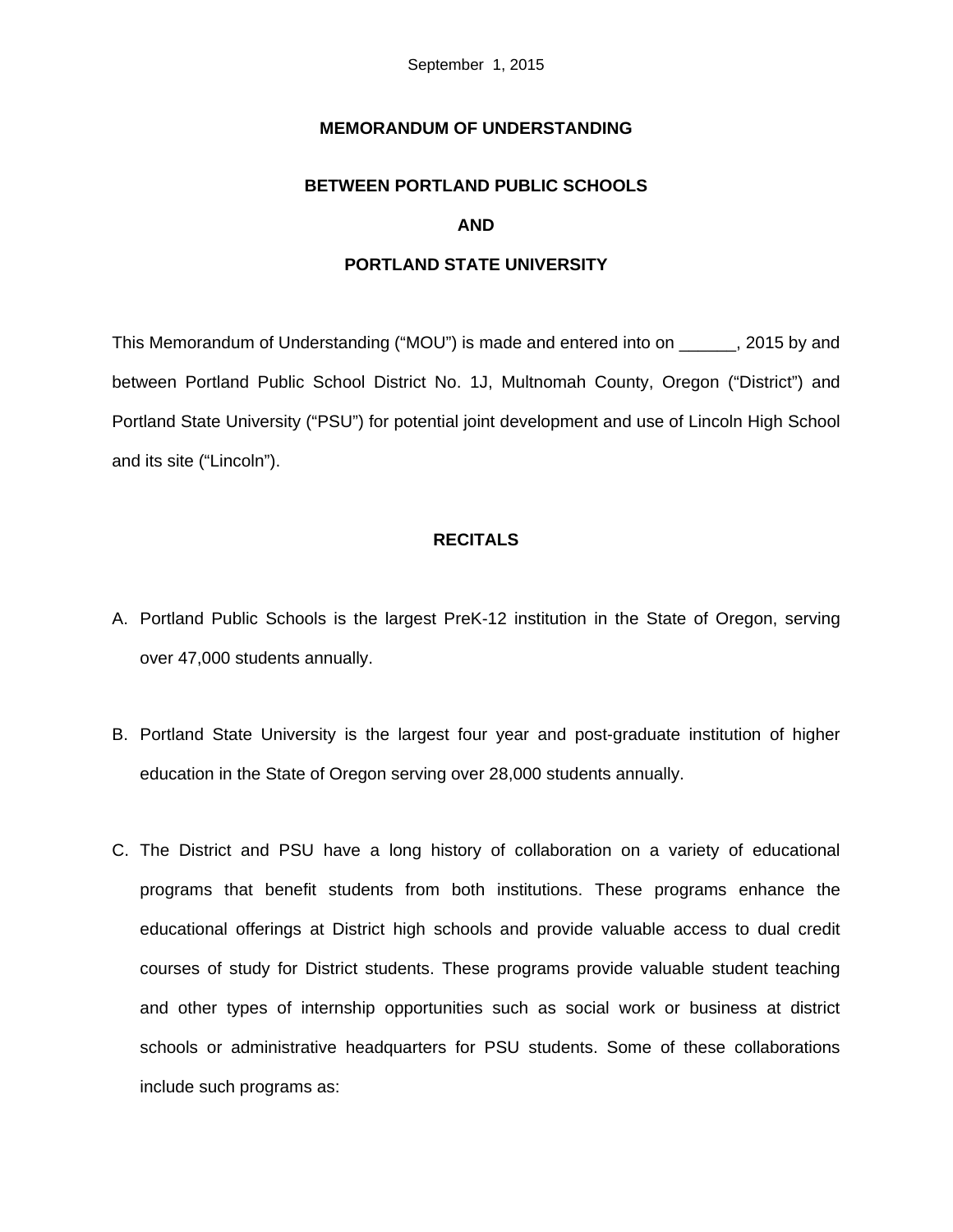September 1, 2015

# MEMORANDUM OF UNDERSTANDING

## BETWEEN PORTLAND PUBLIC SCHOOLS

## AND

## PORTLAND STATE UNIVERSITY

This Memorandum of Understanding ("MOU") is made and entered into on ______, 2015 by and between Portland Public School District No. 1J, Multnomah County, Oregon ("District") and Portland State University ("PSU") for potential joint development and use of Lincoln High School and its site ("Lincoln").

## RECITALS

A. Portland Public Schools is the largest PreK-12 institution in the State of Oregon, serving over 47,000 students annually.

B. Portland State University is the largest four year and post-graduate institution of higher education in the State of Oregon serving over 28,000 students annually.

C. The District and PSU have a long history of collaboration on a variety of educational programs that benefit students from both institutions. These programs enhance the educational offerings at District high schools and provide valuable access to dual credit courses of study for District students. These programs provide valuable student teaching and other types of internship opportunities such as social work or business at district schools or administrative headquarters for PSU students. Some of these collaborations include such programs as: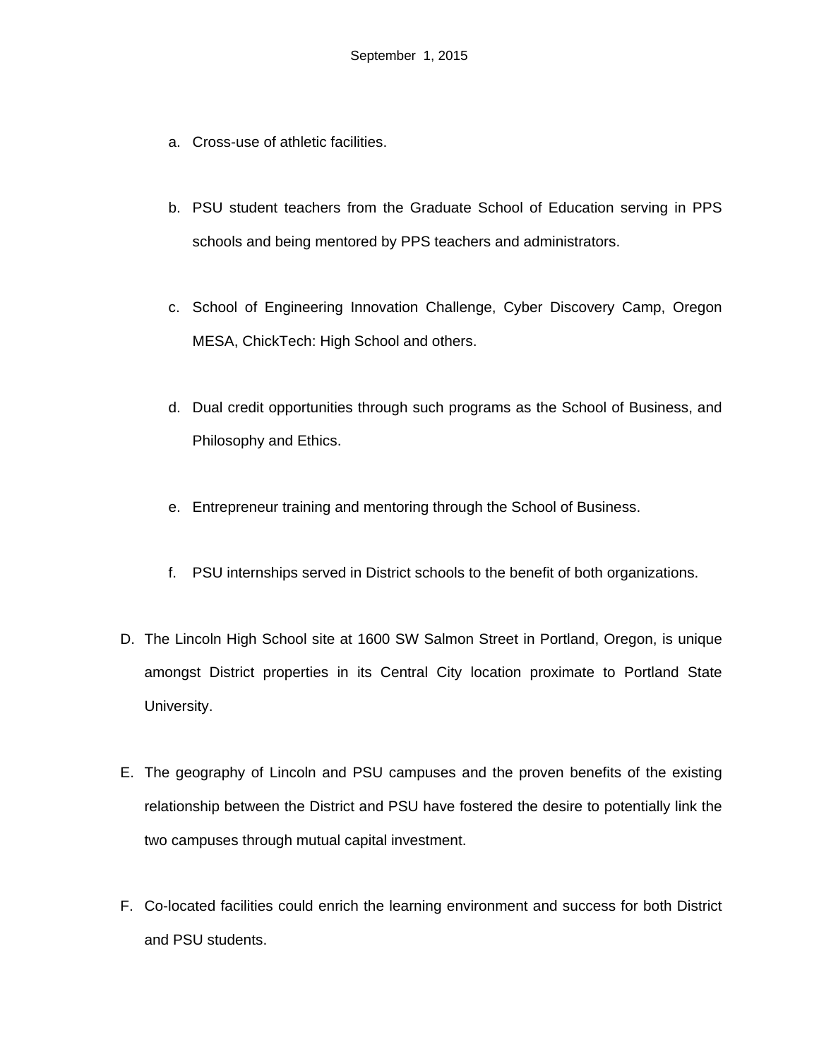a. Cross-use of athletic facilities.

b. PSU student teachers from the Graduate School of Education serving in PPS schools and being mentored by PPS teachers and administrators.

c. School of Engineering Innovation Challenge, Cyber Discovery Camp, Oregon MESA, ChickTech: High School and others.

d. Dual credit opportunities through such programs as the School of Business, and Philosophy and Ethics.

e. Entrepreneur training and mentoring through the School of Business.

f. PSU internships served in District schools to the benefit of both organizations.

D. The Lincoln High School site at 1600 SW Salmon Street in Portland, Oregon, is unique amongst District properties in its Central City location proximate to Portland State University.

E. The geography of Lincoln and PSU campuses and the proven benefits of the existing relationship between the District and PSU have fostered the desire to potentially link the two campuses through mutual capital investment.

F. Co-located facilities could enrich the learning environment and success for both District and PSU students.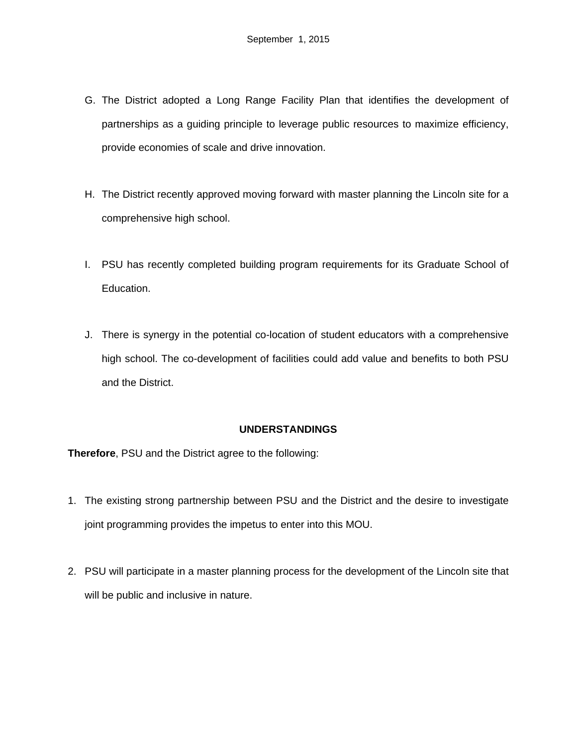September 1, 2015

G. The District adopted a Long Range Facility Plan that identifies the development of partnerships as a guiding principle to leverage public resources to maximize efficiency, provide economies of scale and drive innovation.

H. The District recently approved moving forward with master planning the Lincoln site for a comprehensive high school.

I. PSU has recently completed building program requirements for its Graduate School of Education.

J. There is synergy in the potential co-location of student educators with a comprehensive high school. The co-development of facilities could add value and benefits to both PSU and the District.

**UNDERSTANDINGS**

**Therefore**, PSU and the District agree to the following:

1. The existing strong partnership between PSU and the District and the desire to investigate joint programming provides the impetus to enter into this MOU.

2. PSU will participate in a master planning process for the development of the Lincoln site that will be public and inclusive in nature.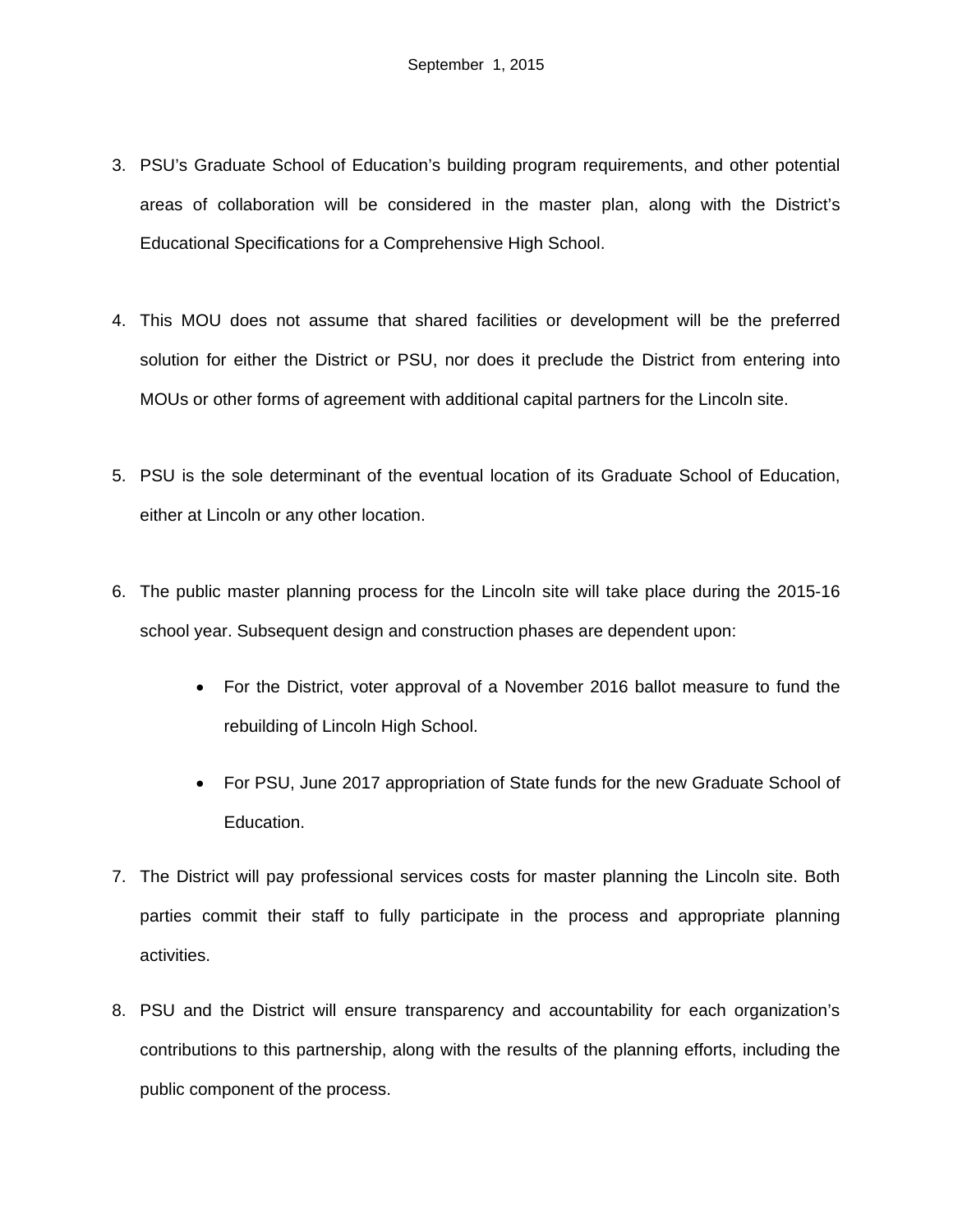3. PSU's Graduate School of Education's building program requirements, and other potential areas of collaboration will be considered in the master plan, along with the District's Educational Specifications for a Comprehensive High School.

4. This MOU does not assume that shared facilities or development will be the preferred solution for either the District or PSU, nor does it preclude the District from entering into MOUs or other forms of agreement with additional capital partners for the Lincoln site.

5. PSU is the sole determinant of the eventual location of its Graduate School of Education, either at Lincoln or any other location.

6. The public master planning process for the Lincoln site will take place during the 2015-16 school year. Subsequent design and construction phases are dependent upon:

   - For the District, voter approval of a November 2016 ballot measure to fund the rebuilding of Lincoln High School.
   - For PSU, June 2017 appropriation of State funds for the new Graduate School of Education.

7. The District will pay professional services costs for master planning the Lincoln site. Both parties commit their staff to fully participate in the process and appropriate planning activities.

8. PSU and the District will ensure transparency and accountability for each organization's contributions to this partnership, along with the results of the planning efforts, including the public component of the process.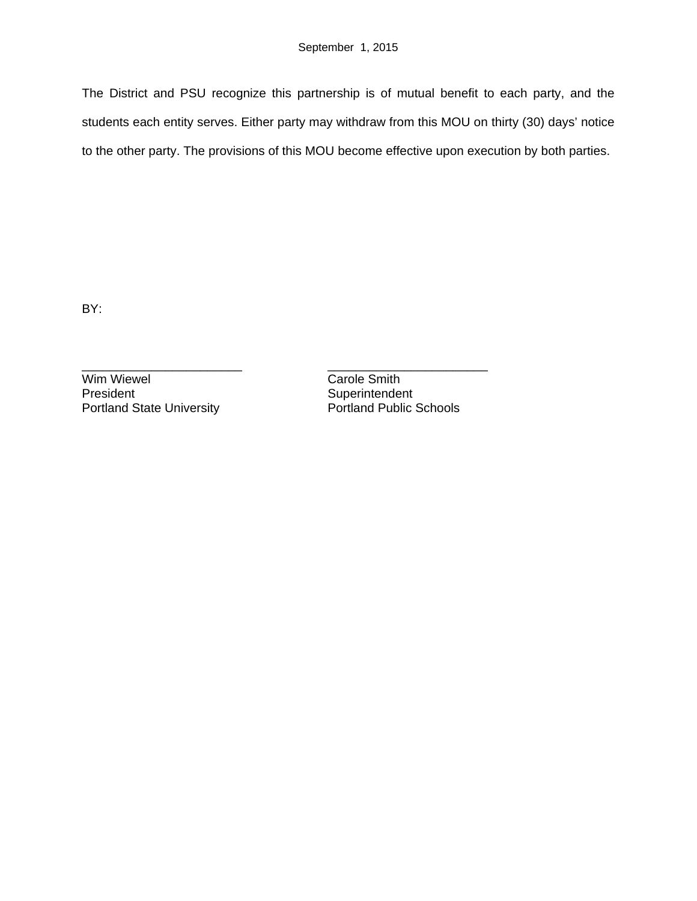September 1, 2015

The District and PSU recognize this partnership is of mutual benefit to each party, and the students each entity serves. Either party may withdraw from this MOU on thirty (30) days' notice to the other party. The provisions of this MOU become effective upon execution by both parties.

BY:

| _______________________ | _______________________ |
|---|---|
| Wim Wiewel | Carole Smith |
| President | Superintendent |
| Portland State University | Portland Public Schools |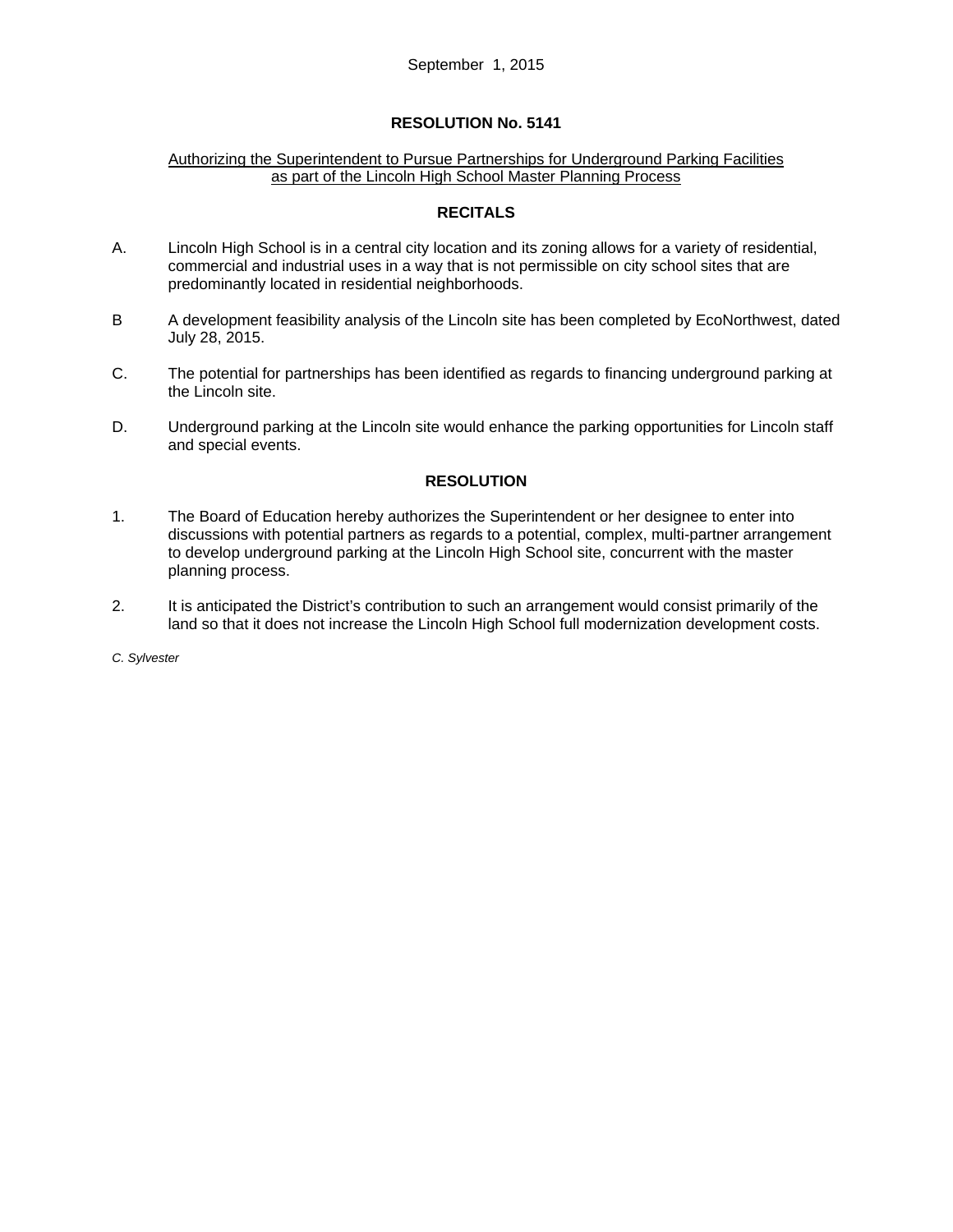September 1, 2015

# RESOLUTION No. 5141

Authorizing the Superintendent to Pursue Partnerships for Underground Parking Facilities as part of the Lincoln High School Master Planning Process

## RECITALS

A. Lincoln High School is in a central city location and its zoning allows for a variety of residential, commercial and industrial uses in a way that is not permissible on city school sites that are predominantly located in residential neighborhoods.

B A development feasibility analysis of the Lincoln site has been completed by EcoNorthwest, dated July 28, 2015.

C. The potential for partnerships has been identified as regards to financing underground parking at the Lincoln site.

D. Underground parking at the Lincoln site would enhance the parking opportunities for Lincoln staff and special events.

## RESOLUTION

1. The Board of Education hereby authorizes the Superintendent or her designee to enter into discussions with potential partners as regards to a potential, complex, multi-partner arrangement to develop underground parking at the Lincoln High School site, concurrent with the master planning process.

2. It is anticipated the District's contribution to such an arrangement would consist primarily of the land so that it does not increase the Lincoln High School full modernization development costs.

*C. Sylvester*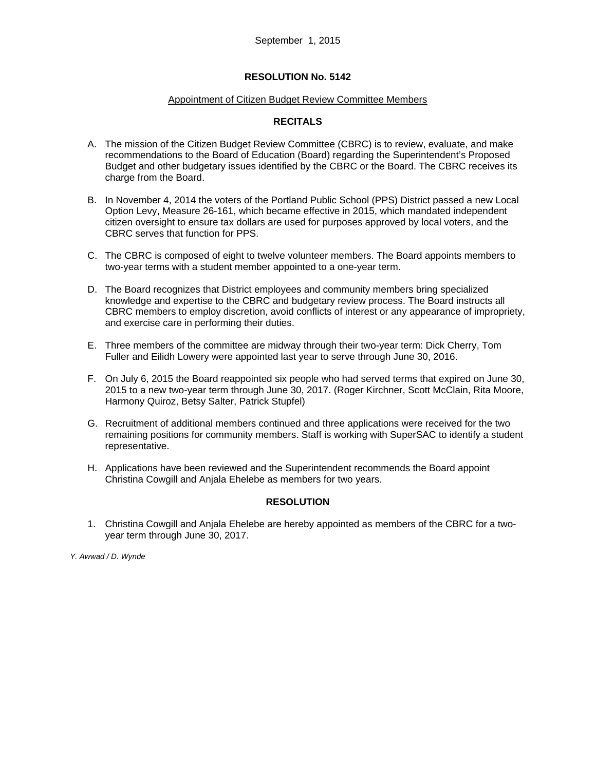September 1, 2015

**RESOLUTION No. 5142**

Appointment of Citizen Budget Review Committee Members

**RECITALS**

A. The mission of the Citizen Budget Review Committee (CBRC) is to review, evaluate, and make recommendations to the Board of Education (Board) regarding the Superintendent's Proposed Budget and other budgetary issues identified by the CBRC or the Board. The CBRC receives its charge from the Board.

B. In November 4, 2014 the voters of the Portland Public School (PPS) District passed a new Local Option Levy, Measure 26-161, which became effective in 2015, which mandated independent citizen oversight to ensure tax dollars are used for purposes approved by local voters, and the CBRC serves that function for PPS.

C. The CBRC is composed of eight to twelve volunteer members. The Board appoints members to two-year terms with a student member appointed to a one-year term.

D. The Board recognizes that District employees and community members bring specialized knowledge and expertise to the CBRC and budgetary review process. The Board instructs all CBRC members to employ discretion, avoid conflicts of interest or any appearance of impropriety, and exercise care in performing their duties.

E. Three members of the committee are midway through their two-year term: Dick Cherry, Tom Fuller and Eilidh Lowery were appointed last year to serve through June 30, 2016.

F. On July 6, 2015 the Board reappointed six people who had served terms that expired on June 30, 2015 to a new two-year term through June 30, 2017. (Roger Kirchner, Scott McClain, Rita Moore, Harmony Quiroz, Betsy Salter, Patrick Stupfel)

G. Recruitment of additional members continued and three applications were received for the two remaining positions for community members. Staff is working with SuperSAC to identify a student representative.

H. Applications have been reviewed and the Superintendent recommends the Board appoint Christina Cowgill and Anjala Ehelebe as members for two years.

**RESOLUTION**

1. Christina Cowgill and Anjala Ehelebe are hereby appointed as members of the CBRC for a two-year term through June 30, 2017.

*Y. Awwad / D. Wynde*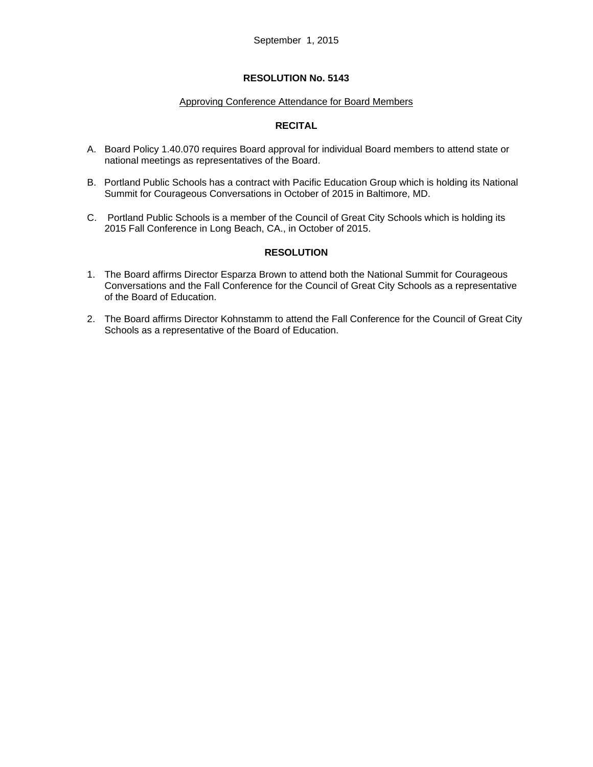September 1, 2015

## RESOLUTION No. 5143

Approving Conference Attendance for Board Members

### RECITAL

A. Board Policy 1.40.070 requires Board approval for individual Board members to attend state or national meetings as representatives of the Board.

B. Portland Public Schools has a contract with Pacific Education Group which is holding its National Summit for Courageous Conversations in October of 2015 in Baltimore, MD.

C. Portland Public Schools is a member of the Council of Great City Schools which is holding its 2015 Fall Conference in Long Beach, CA., in October of 2015.

### RESOLUTION

1. The Board affirms Director Esparza Brown to attend both the National Summit for Courageous Conversations and the Fall Conference for the Council of Great City Schools as a representative of the Board of Education.

2. The Board affirms Director Kohnstamm to attend the Fall Conference for the Council of Great City Schools as a representative of the Board of Education.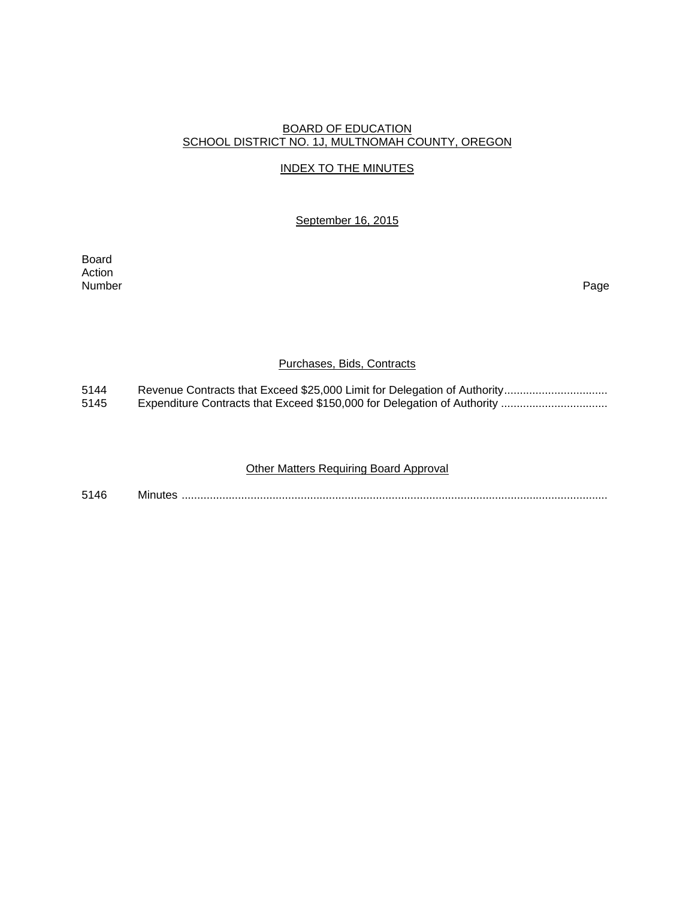BOARD OF EDUCATION
SCHOOL DISTRICT NO. 1J, MULTNOMAH COUNTY, OREGON

INDEX TO THE MINUTES

September 16, 2015

| Board Action Number | | Page |
|---|---|---|
| | **Purchases, Bids, Contracts** | |
| 5144 | Revenue Contracts that Exceed $25,000 Limit for Delegation of Authority................................ | |
| 5145 | Expenditure Contracts that Exceed $150,000 for Delegation of Authority ................................. | |
| | **Other Matters Requiring Board Approval** | |
| 5146 | Minutes ....................................................................................................................................... | |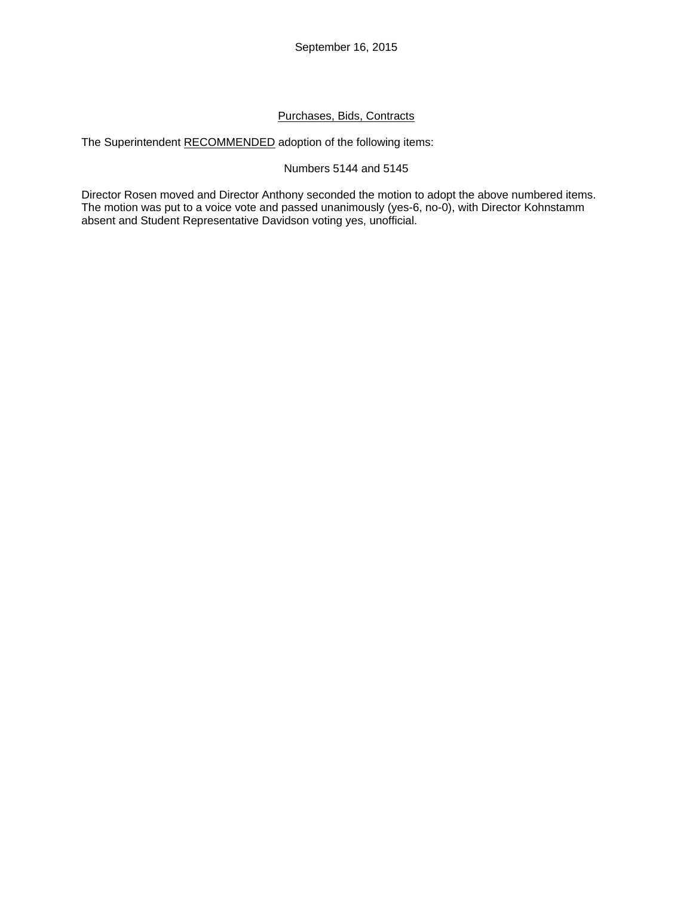September 16, 2015

## Purchases, Bids, Contracts

The Superintendent RECOMMENDED adoption of the following items:

Numbers 5144 and 5145

Director Rosen moved and Director Anthony seconded the motion to adopt the above numbered items. The motion was put to a voice vote and passed unanimously (yes-6, no-0), with Director Kohnstamm absent and Student Representative Davidson voting yes, unofficial.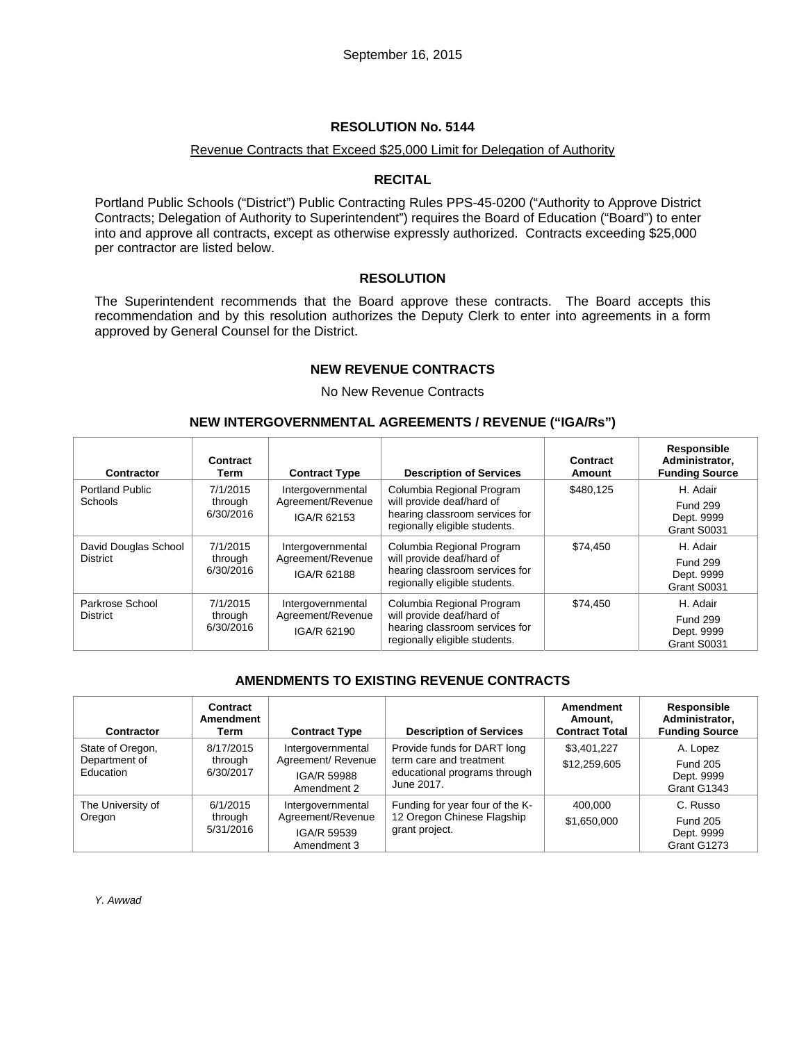September 16, 2015

## RESOLUTION No. 5144

Revenue Contracts that Exceed $25,000 Limit for Delegation of Authority

### RECITAL

Portland Public Schools ("District") Public Contracting Rules PPS-45-0200 ("Authority to Approve District Contracts; Delegation of Authority to Superintendent") requires the Board of Education ("Board") to enter into and approve all contracts, except as otherwise expressly authorized. Contracts exceeding $25,000 per contractor are listed below.

### RESOLUTION

The Superintendent recommends that the Board approve these contracts. The Board accepts this recommendation and by this resolution authorizes the Deputy Clerk to enter into agreements in a form approved by General Counsel for the District.

### NEW REVENUE CONTRACTS

No New Revenue Contracts

### NEW INTERGOVERNMENTAL AGREEMENTS / REVENUE ("IGA/Rs")

| Contractor | Contract Term | Contract Type | Description of Services | Contract Amount | Responsible Administrator, Funding Source |
|---|---|---|---|---|---|
| Portland Public Schools | 7/1/2015 through 6/30/2016 | Intergovernmental Agreement/Revenue IGA/R 62153 | Columbia Regional Program will provide deaf/hard of hearing classroom services for regionally eligible students. | $480,125 | H. Adair Fund 299 Dept. 9999 Grant S0031 |
| David Douglas School District | 7/1/2015 through 6/30/2016 | Intergovernmental Agreement/Revenue IGA/R 62188 | Columbia Regional Program will provide deaf/hard of hearing classroom services for regionally eligible students. | $74,450 | H. Adair Fund 299 Dept. 9999 Grant S0031 |
| Parkrose School District | 7/1/2015 through 6/30/2016 | Intergovernmental Agreement/Revenue IGA/R 62190 | Columbia Regional Program will provide deaf/hard of hearing classroom services for regionally eligible students. | $74,450 | H. Adair Fund 299 Dept. 9999 Grant S0031 |

### AMENDMENTS TO EXISTING REVENUE CONTRACTS

| Contractor | Contract Amendment Term | Contract Type | Description of Services | Amendment Amount, Contract Total | Responsible Administrator, Funding Source |
|---|---|---|---|---|---|
| State of Oregon, Department of Education | 8/17/2015 through 6/30/2017 | Intergovernmental Agreement/ Revenue IGA/R 59988 Amendment 2 | Provide funds for DART long term care and treatment educational programs through June 2017. | $3,401,227 $12,259,605 | A. Lopez Fund 205 Dept. 9999 Grant G1343 |
| The University of Oregon | 6/1/2015 through 5/31/2016 | Intergovernmental Agreement/Revenue IGA/R 59539 Amendment 3 | Funding for year four of the K-12 Oregon Chinese Flagship grant project. | 400,000 $1,650,000 | C. Russo Fund 205 Dept. 9999 Grant G1273 |

*Y. Awwad*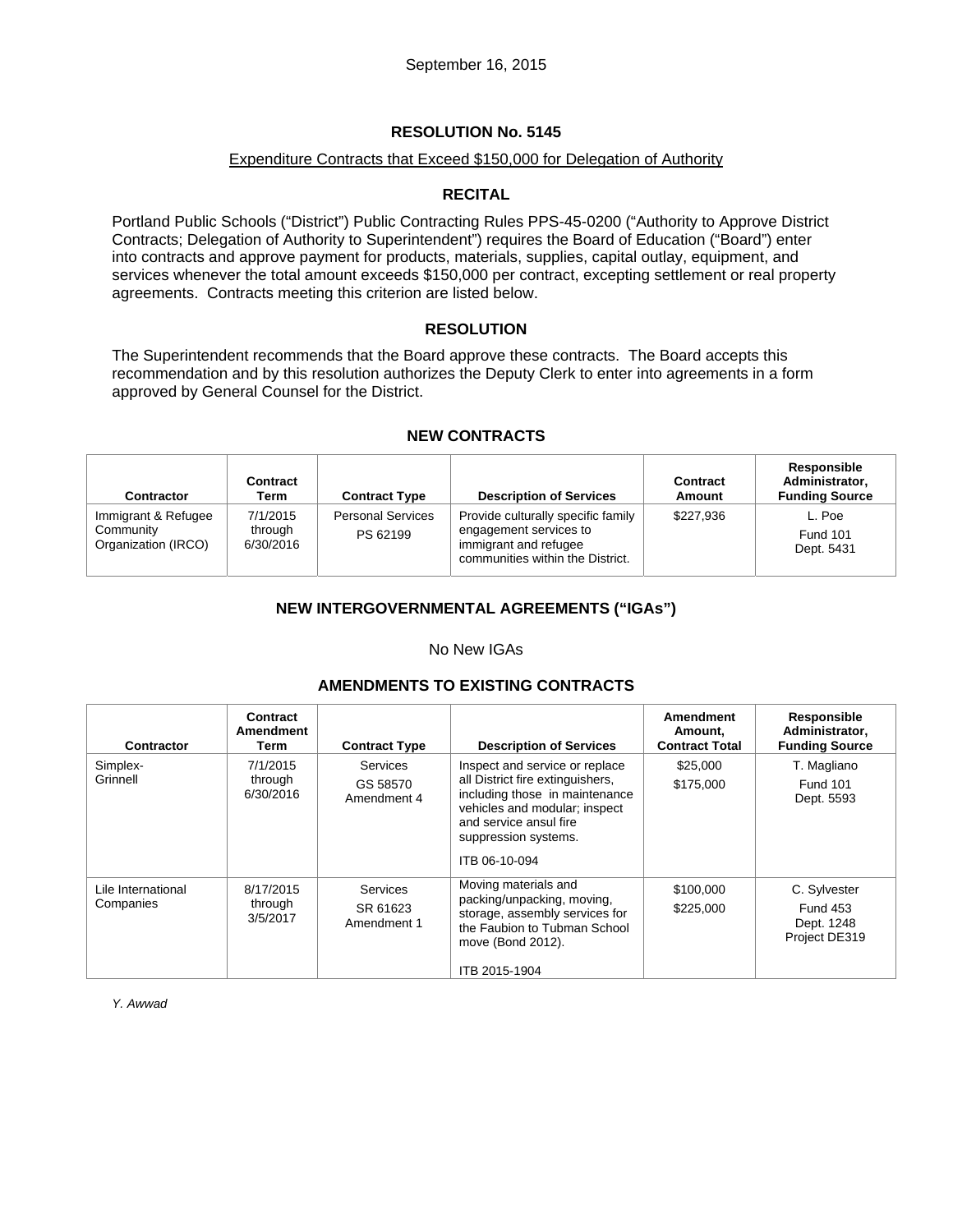September 16, 2015

# RESOLUTION No. 5145

Expenditure Contracts that Exceed $150,000 for Delegation of Authority

## RECITAL

Portland Public Schools ("District") Public Contracting Rules PPS-45-0200 ("Authority to Approve District Contracts; Delegation of Authority to Superintendent") requires the Board of Education ("Board") enter into contracts and approve payment for products, materials, supplies, capital outlay, equipment, and services whenever the total amount exceeds $150,000 per contract, excepting settlement or real property agreements. Contracts meeting this criterion are listed below.

## RESOLUTION

The Superintendent recommends that the Board approve these contracts. The Board accepts this recommendation and by this resolution authorizes the Deputy Clerk to enter into agreements in a form approved by General Counsel for the District.

## NEW CONTRACTS

| Contractor | Contract Term | Contract Type | Description of Services | Contract Amount | Responsible Administrator, Funding Source |
|---|---|---|---|---|---|
| Immigrant & Refugee Community Organization (IRCO) | 7/1/2015 through 6/30/2016 | Personal Services PS 62199 | Provide culturally specific family engagement services to immigrant and refugee communities within the District. | $227,936 | L. Poe Fund 101 Dept. 5431 |

## NEW INTERGOVERNMENTAL AGREEMENTS ("IGAs")

No New IGAs

## AMENDMENTS TO EXISTING CONTRACTS

| Contractor | Contract Amendment Term | Contract Type | Description of Services | Amendment Amount, Contract Total | Responsible Administrator, Funding Source |
|---|---|---|---|---|---|
| Simplex-Grinnell | 7/1/2015 through 6/30/2016 | Services GS 58570 Amendment 4 | Inspect and service or replace all District fire extinguishers, including those in maintenance vehicles and modular; inspect and service ansul fire suppression systems. ITB 06-10-094 | $25,000 $175,000 | T. Magliano Fund 101 Dept. 5593 |
| Lile International Companies | 8/17/2015 through 3/5/2017 | Services SR 61623 Amendment 1 | Moving materials and packing/unpacking, moving, storage, assembly services for the Faubion to Tubman School move (Bond 2012). ITB 2015-1904 | $100,000 $225,000 | C. Sylvester Fund 453 Dept. 1248 Project DE319 |

*Y. Awwad*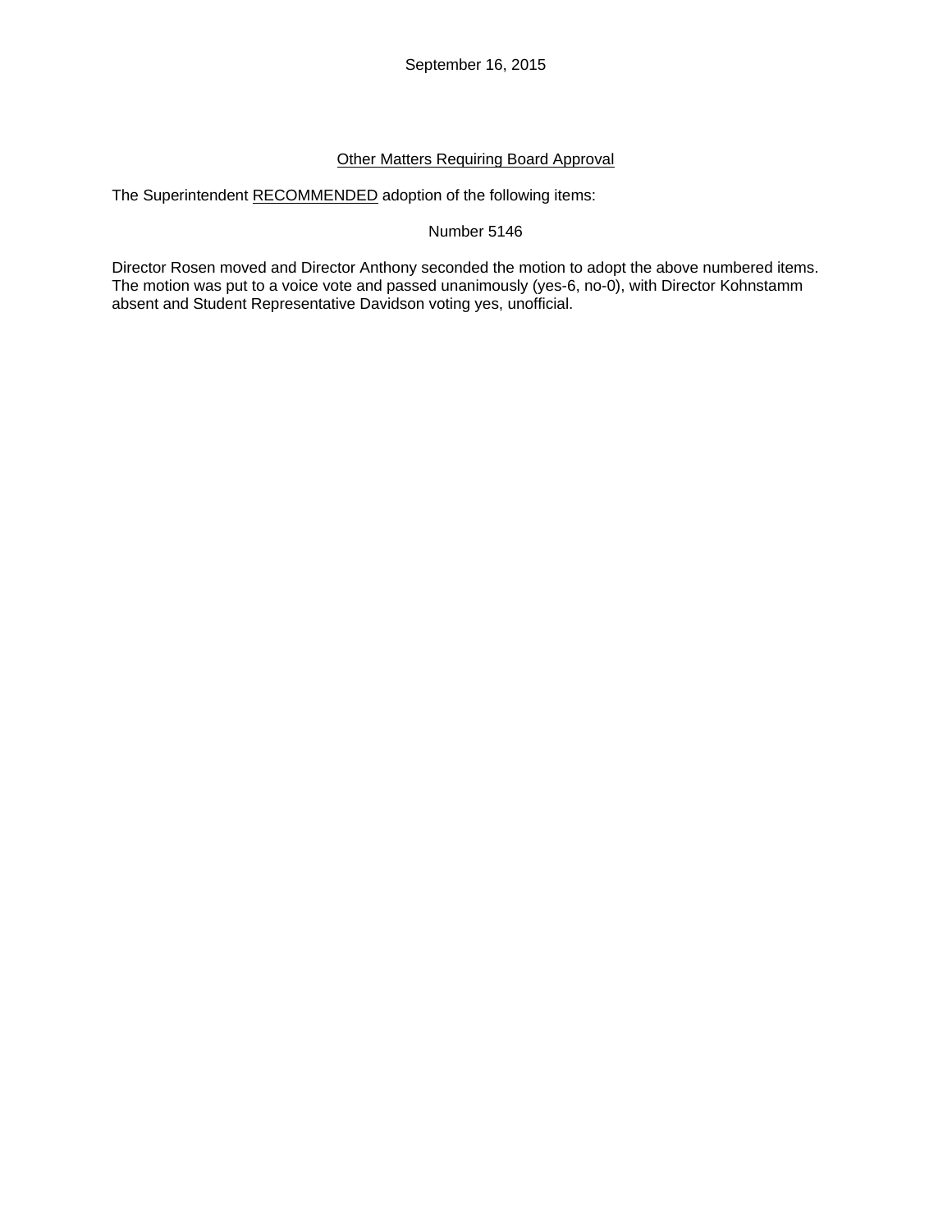September 16, 2015

<u>Other Matters Requiring Board Approval</u>

The Superintendent <u>RECOMMENDED</u> adoption of the following items:

Number 5146

Director Rosen moved and Director Anthony seconded the motion to adopt the above numbered items. The motion was put to a voice vote and passed unanimously (yes-6, no-0), with Director Kohnstamm absent and Student Representative Davidson voting yes, unofficial.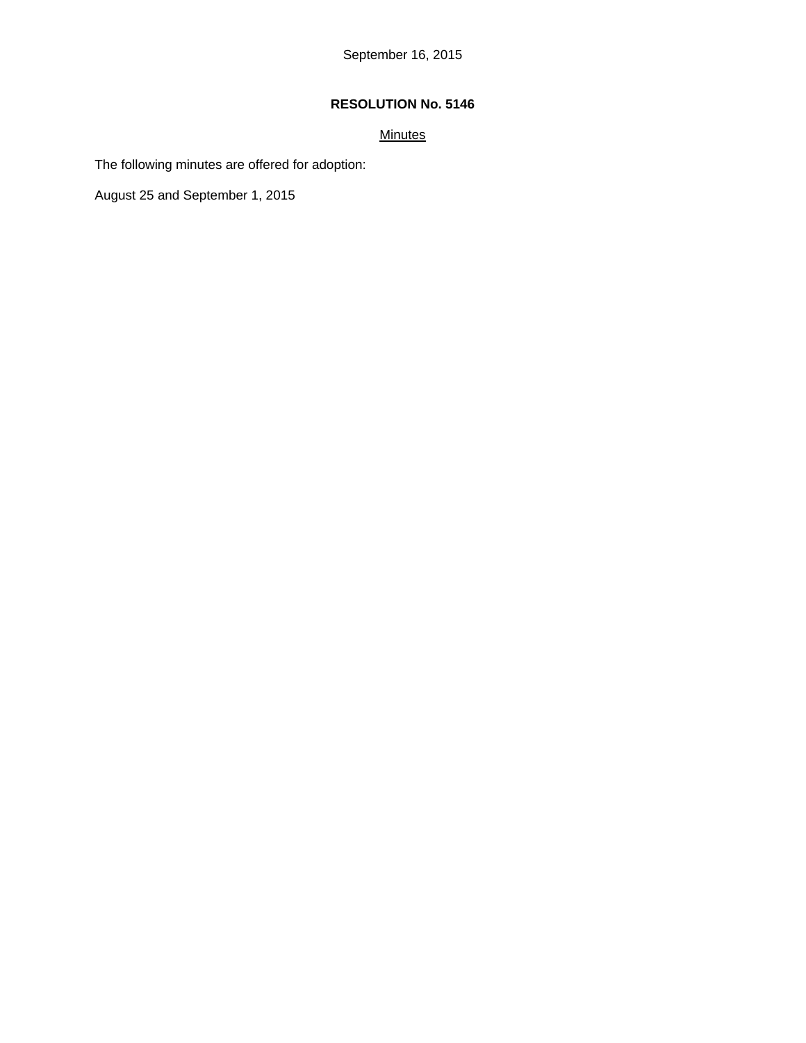September 16, 2015

**RESOLUTION No. 5146**

<u>Minutes</u>

The following minutes are offered for adoption:

August 25 and September 1, 2015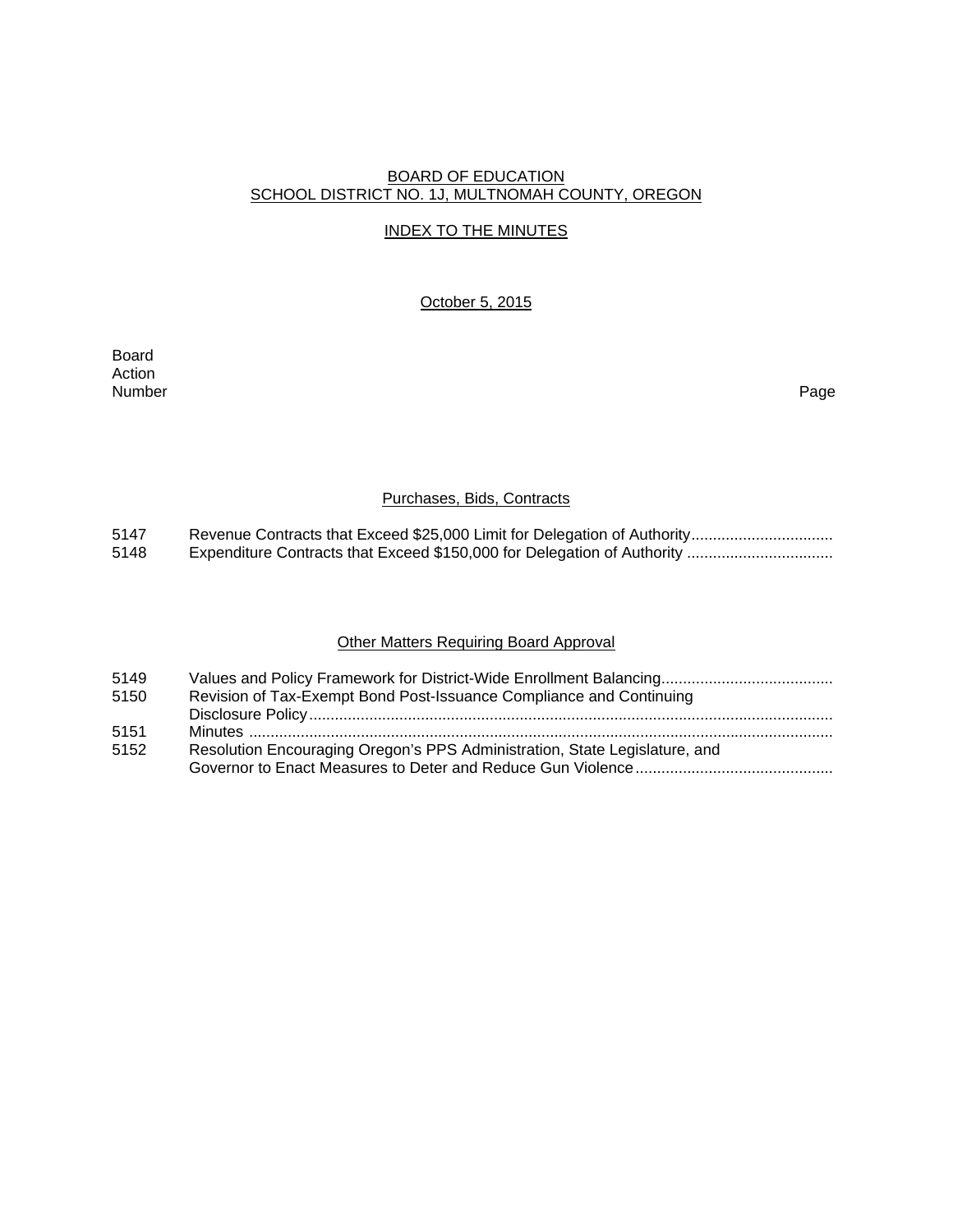BOARD OF EDUCATION
SCHOOL DISTRICT NO. 1J, MULTNOMAH COUNTY, OREGON

INDEX TO THE MINUTES

October 5, 2015

| Board Action Number | | Page |
|---|---|---|

### Purchases, Bids, Contracts

| | | |
|---|---|---|
| 5147 | Revenue Contracts that Exceed $25,000 Limit for Delegation of Authority | |
| 5148 | Expenditure Contracts that Exceed $150,000 for Delegation of Authority | |

### Other Matters Requiring Board Approval

| | | |
|---|---|---|
| 5149 | Values and Policy Framework for District-Wide Enrollment Balancing | |
| 5150 | Revision of Tax-Exempt Bond Post-Issuance Compliance and Continuing Disclosure Policy | |
| 5151 | Minutes | |
| 5152 | Resolution Encouraging Oregon's PPS Administration, State Legislature, and Governor to Enact Measures to Deter and Reduce Gun Violence | |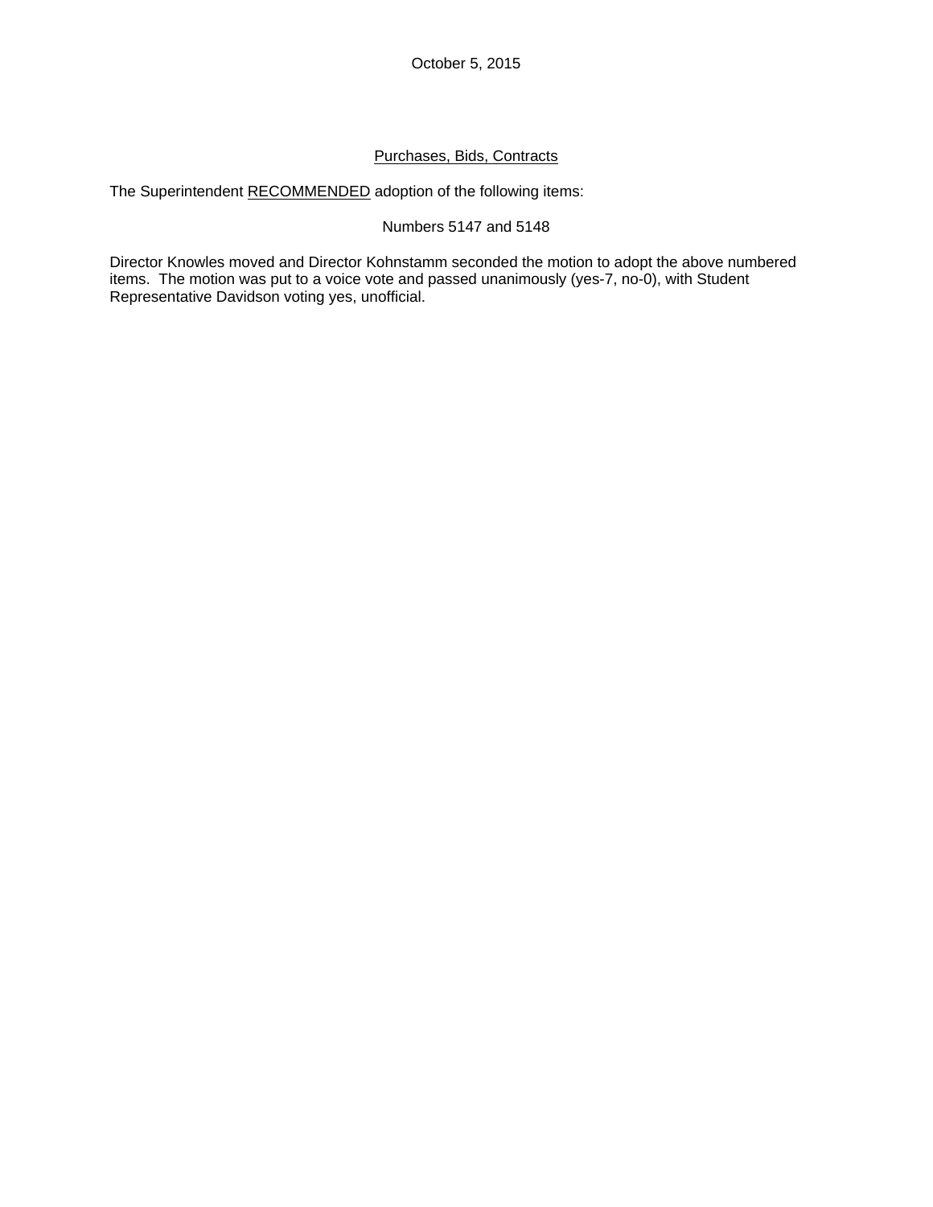October 5, 2015

Purchases, Bids, Contracts

The Superintendent RECOMMENDED adoption of the following items:

Numbers 5147 and 5148

Director Knowles moved and Director Kohnstamm seconded the motion to adopt the above numbered items. The motion was put to a voice vote and passed unanimously (yes-7, no-0), with Student Representative Davidson voting yes, unofficial.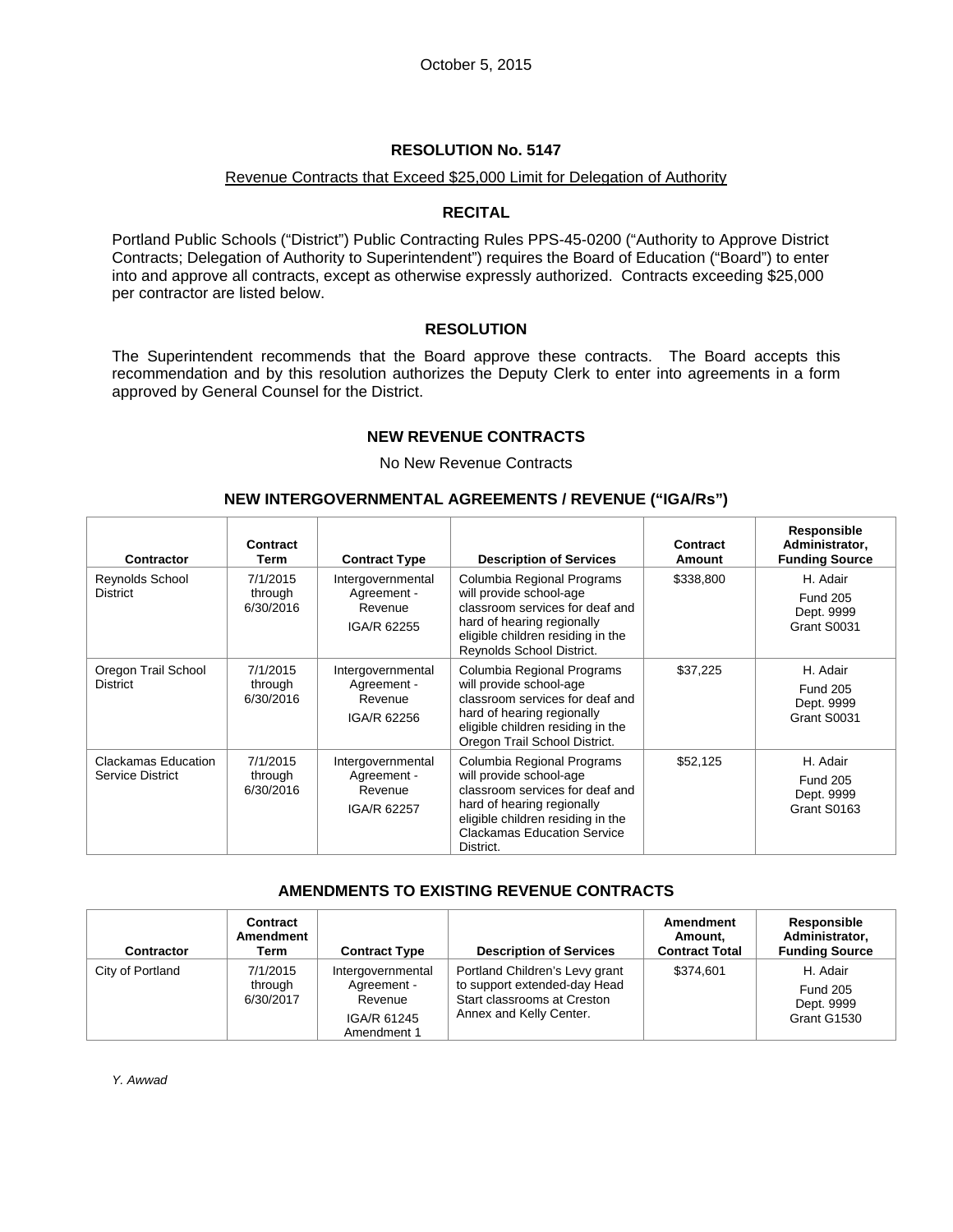October 5, 2015

# RESOLUTION No. 5147

Revenue Contracts that Exceed $25,000 Limit for Delegation of Authority

## RECITAL

Portland Public Schools ("District") Public Contracting Rules PPS-45-0200 ("Authority to Approve District Contracts; Delegation of Authority to Superintendent") requires the Board of Education ("Board") to enter into and approve all contracts, except as otherwise expressly authorized. Contracts exceeding $25,000 per contractor are listed below.

## RESOLUTION

The Superintendent recommends that the Board approve these contracts. The Board accepts this recommendation and by this resolution authorizes the Deputy Clerk to enter into agreements in a form approved by General Counsel for the District.

## NEW REVENUE CONTRACTS

No New Revenue Contracts

## NEW INTERGOVERNMENTAL AGREEMENTS / REVENUE ("IGA/Rs")

| Contractor | Contract Term | Contract Type | Description of Services | Contract Amount | Responsible Administrator, Funding Source |
|---|---|---|---|---|---|
| Reynolds School District | 7/1/2015 through 6/30/2016 | Intergovernmental Agreement - Revenue IGA/R 62255 | Columbia Regional Programs will provide school-age classroom services for deaf and hard of hearing regionally eligible children residing in the Reynolds School District. | $338,800 | H. Adair Fund 205 Dept. 9999 Grant S0031 |
| Oregon Trail School District | 7/1/2015 through 6/30/2016 | Intergovernmental Agreement - Revenue IGA/R 62256 | Columbia Regional Programs will provide school-age classroom services for deaf and hard of hearing regionally eligible children residing in the Oregon Trail School District. | $37,225 | H. Adair Fund 205 Dept. 9999 Grant S0031 |
| Clackamas Education Service District | 7/1/2015 through 6/30/2016 | Intergovernmental Agreement - Revenue IGA/R 62257 | Columbia Regional Programs will provide school-age classroom services for deaf and hard of hearing regionally eligible children residing in the Clackamas Education Service District. | $52,125 | H. Adair Fund 205 Dept. 9999 Grant S0163 |

## AMENDMENTS TO EXISTING REVENUE CONTRACTS

| Contractor | Contract Amendment Term | Contract Type | Description of Services | Amendment Amount, Contract Total | Responsible Administrator, Funding Source |
|---|---|---|---|---|---|
| City of Portland | 7/1/2015 through 6/30/2017 | Intergovernmental Agreement - Revenue IGA/R 61245 Amendment 1 | Portland Children's Levy grant to support extended-day Head Start classrooms at Creston Annex and Kelly Center. | $374,601 | H. Adair Fund 205 Dept. 9999 Grant G1530 |

*Y. Awwad*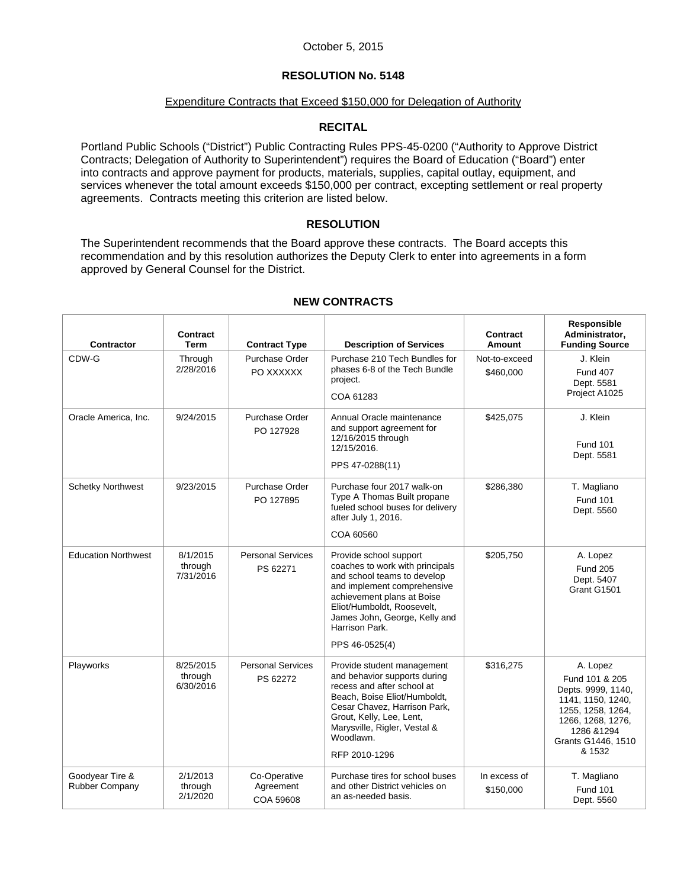October 5, 2015

## RESOLUTION No. 5148

Expenditure Contracts that Exceed $150,000 for Delegation of Authority

### RECITAL

Portland Public Schools ("District") Public Contracting Rules PPS-45-0200 ("Authority to Approve District Contracts; Delegation of Authority to Superintendent") requires the Board of Education ("Board") enter into contracts and approve payment for products, materials, supplies, capital outlay, equipment, and services whenever the total amount exceeds $150,000 per contract, excepting settlement or real property agreements. Contracts meeting this criterion are listed below.

### RESOLUTION

The Superintendent recommends that the Board approve these contracts. The Board accepts this recommendation and by this resolution authorizes the Deputy Clerk to enter into agreements in a form approved by General Counsel for the District.

### NEW CONTRACTS

| Contractor | Contract Term | Contract Type | Description of Services | Contract Amount | Responsible Administrator, Funding Source |
|---|---|---|---|---|---|
| CDW-G | Through 2/28/2016 | Purchase Order PO XXXXXX | Purchase 210 Tech Bundles for phases 6-8 of the Tech Bundle project. COA 61283 | Not-to-exceed $460,000 | J. Klein Fund 407 Dept. 5581 Project A1025 |
| Oracle America, Inc. | 9/24/2015 | Purchase Order PO 127928 | Annual Oracle maintenance and support agreement for 12/16/2015 through 12/15/2016. PPS 47-0288(11) | $425,075 | J. Klein Fund 101 Dept. 5581 |
| Schetky Northwest | 9/23/2015 | Purchase Order PO 127895 | Purchase four 2017 walk-on Type A Thomas Built propane fueled school buses for delivery after July 1, 2016. COA 60560 | $286,380 | T. Magliano Fund 101 Dept. 5560 |
| Education Northwest | 8/1/2015 through 7/31/2016 | Personal Services PS 62271 | Provide school support coaches to work with principals and school teams to develop and implement comprehensive achievement plans at Boise Eliot/Humboldt, Roosevelt, James John, George, Kelly and Harrison Park. PPS 46-0525(4) | $205,750 | A. Lopez Fund 205 Dept. 5407 Grant G1501 |
| Playworks | 8/25/2015 through 6/30/2016 | Personal Services PS 62272 | Provide student management and behavior supports during recess and after school at Beach, Boise Eliot/Humboldt, Cesar Chavez, Harrison Park, Grout, Kelly, Lee, Lent, Marysville, Rigler, Vestal & Woodlawn. RFP 2010-1296 | $316,275 | A. Lopez Fund 101 & 205 Depts. 9999, 1140, 1141, 1150, 1240, 1255, 1258, 1264, 1266, 1268, 1276, 1286 &1294 Grants G1446, 1510 & 1532 |
| Goodyear Tire & Rubber Company | 2/1/2013 through 2/1/2020 | Co-Operative Agreement COA 59608 | Purchase tires for school buses and other District vehicles on an as-needed basis. | In excess of $150,000 | T. Magliano Fund 101 Dept. 5560 |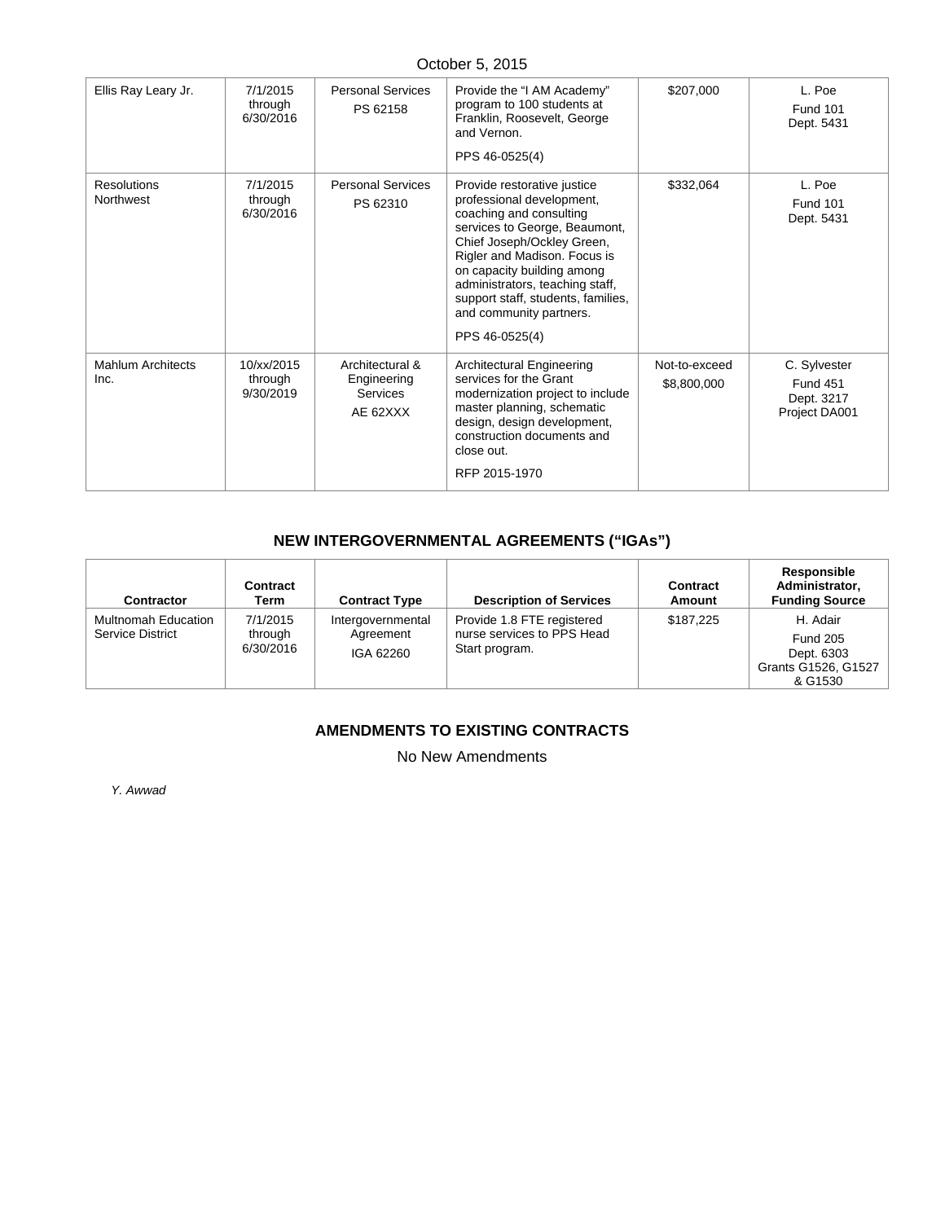October 5, 2015

| Ellis Ray Leary Jr. | 7/1/2015 through 6/30/2016 | Personal Services PS 62158 | Provide the "I AM Academy" program to 100 students at Franklin, Roosevelt, George and Vernon.<br>PPS 46-0525(4) | $207,000 | L. Poe<br>Fund 101<br>Dept. 5431 |
|---|---|---|---|---|---|
| Resolutions Northwest | 7/1/2015 through 6/30/2016 | Personal Services PS 62310 | Provide restorative justice professional development, coaching and consulting services to George, Beaumont, Chief Joseph/Ockley Green, Rigler and Madison. Focus is on capacity building among administrators, teaching staff, support staff, students, families, and community partners.<br>PPS 46-0525(4) | $332,064 | L. Poe<br>Fund 101<br>Dept. 5431 |
| Mahlum Architects Inc. | 10/xx/2015 through 9/30/2019 | Architectural & Engineering Services AE 62XXX | Architectural Engineering services for the Grant modernization project to include master planning, schematic design, design development, construction documents and close out.<br>RFP 2015-1970 | Not-to-exceed $8,800,000 | C. Sylvester<br>Fund 451<br>Dept. 3217<br>Project DA001 |

## NEW INTERGOVERNMENTAL AGREEMENTS ("IGAs")

| Contractor | Contract Term | Contract Type | Description of Services | Contract Amount | Responsible Administrator, Funding Source |
|---|---|---|---|---|---|
| Multnomah Education Service District | 7/1/2015 through 6/30/2016 | Intergovernmental Agreement IGA 62260 | Provide 1.8 FTE registered nurse services to PPS Head Start program. | $187,225 | H. Adair<br>Fund 205<br>Dept. 6303<br>Grants G1526, G1527 & G1530 |

## AMENDMENTS TO EXISTING CONTRACTS

No New Amendments

*Y. Awwad*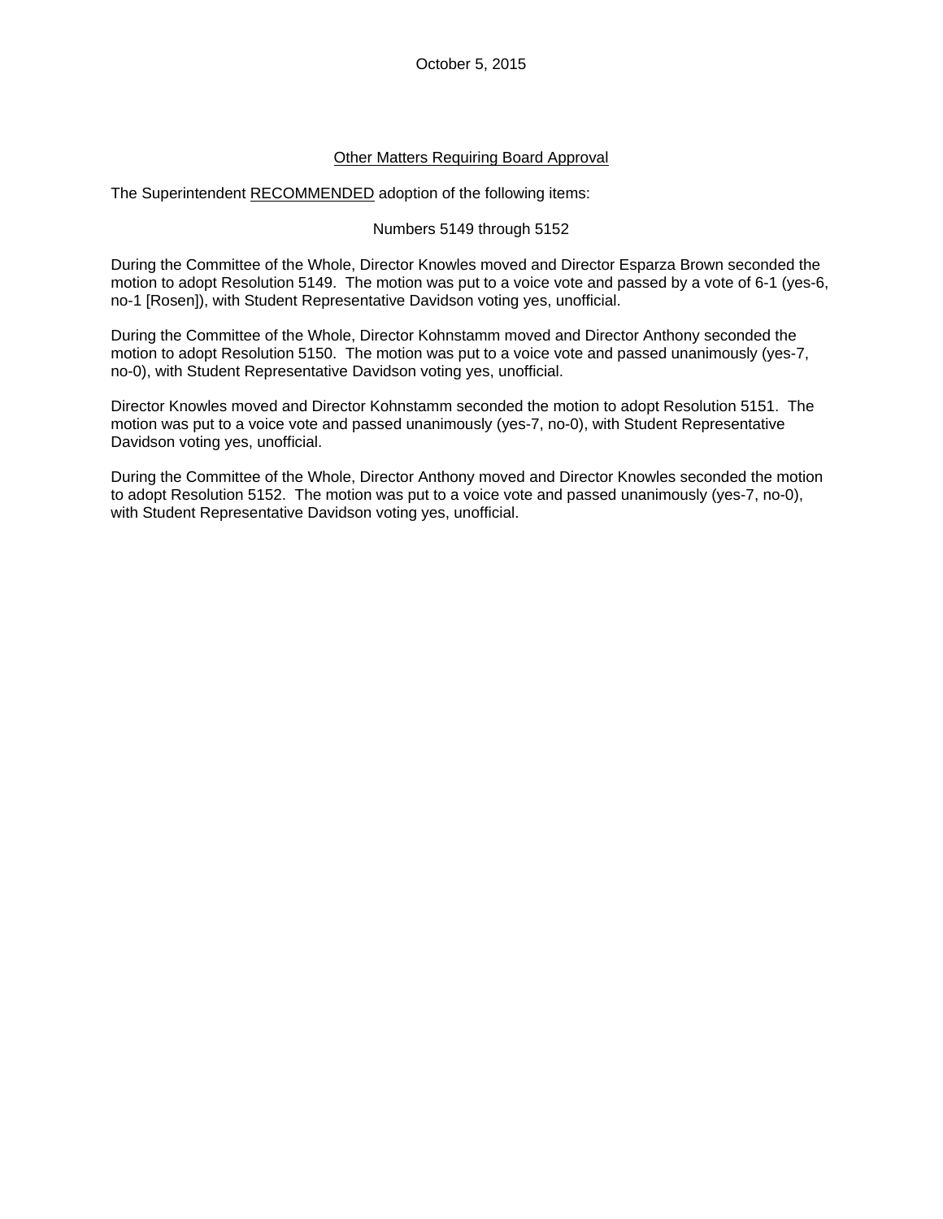October 5, 2015

Other Matters Requiring Board Approval

The Superintendent RECOMMENDED adoption of the following items:

Numbers 5149 through 5152

During the Committee of the Whole, Director Knowles moved and Director Esparza Brown seconded the motion to adopt Resolution 5149. The motion was put to a voice vote and passed by a vote of 6-1 (yes-6, no-1 [Rosen]), with Student Representative Davidson voting yes, unofficial.

During the Committee of the Whole, Director Kohnstamm moved and Director Anthony seconded the motion to adopt Resolution 5150. The motion was put to a voice vote and passed unanimously (yes-7, no-0), with Student Representative Davidson voting yes, unofficial.

Director Knowles moved and Director Kohnstamm seconded the motion to adopt Resolution 5151. The motion was put to a voice vote and passed unanimously (yes-7, no-0), with Student Representative Davidson voting yes, unofficial.

During the Committee of the Whole, Director Anthony moved and Director Knowles seconded the motion to adopt Resolution 5152. The motion was put to a voice vote and passed unanimously (yes-7, no-0), with Student Representative Davidson voting yes, unofficial.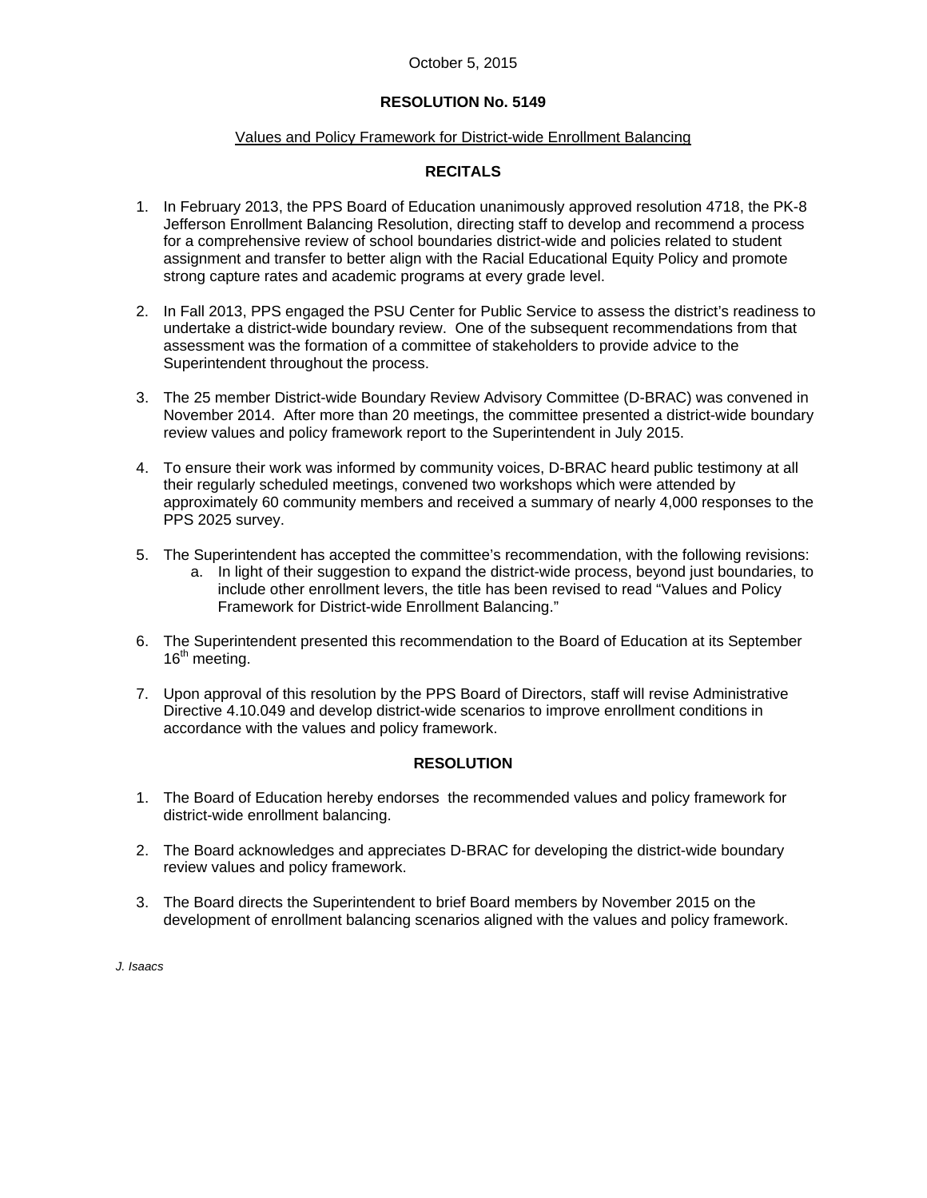October 5, 2015

**RESOLUTION No. 5149**

Values and Policy Framework for District-wide Enrollment Balancing

**RECITALS**

1. In February 2013, the PPS Board of Education unanimously approved resolution 4718, the PK-8 Jefferson Enrollment Balancing Resolution, directing staff to develop and recommend a process for a comprehensive review of school boundaries district-wide and policies related to student assignment and transfer to better align with the Racial Educational Equity Policy and promote strong capture rates and academic programs at every grade level.

2. In Fall 2013, PPS engaged the PSU Center for Public Service to assess the district's readiness to undertake a district-wide boundary review. One of the subsequent recommendations from that assessment was the formation of a committee of stakeholders to provide advice to the Superintendent throughout the process.

3. The 25 member District-wide Boundary Review Advisory Committee (D-BRAC) was convened in November 2014. After more than 20 meetings, the committee presented a district-wide boundary review values and policy framework report to the Superintendent in July 2015.

4. To ensure their work was informed by community voices, D-BRAC heard public testimony at all their regularly scheduled meetings, convened two workshops which were attended by approximately 60 community members and received a summary of nearly 4,000 responses to the PPS 2025 survey.

5. The Superintendent has accepted the committee's recommendation, with the following revisions:
   a. In light of their suggestion to expand the district-wide process, beyond just boundaries, to include other enrollment levers, the title has been revised to read "Values and Policy Framework for District-wide Enrollment Balancing."

6. The Superintendent presented this recommendation to the Board of Education at its September 16th meeting.

7. Upon approval of this resolution by the PPS Board of Directors, staff will revise Administrative Directive 4.10.049 and develop district-wide scenarios to improve enrollment conditions in accordance with the values and policy framework.

**RESOLUTION**

1. The Board of Education hereby endorses the recommended values and policy framework for district-wide enrollment balancing.

2. The Board acknowledges and appreciates D-BRAC for developing the district-wide boundary review values and policy framework.

3. The Board directs the Superintendent to brief Board members by November 2015 on the development of enrollment balancing scenarios aligned with the values and policy framework.

*J. Isaacs*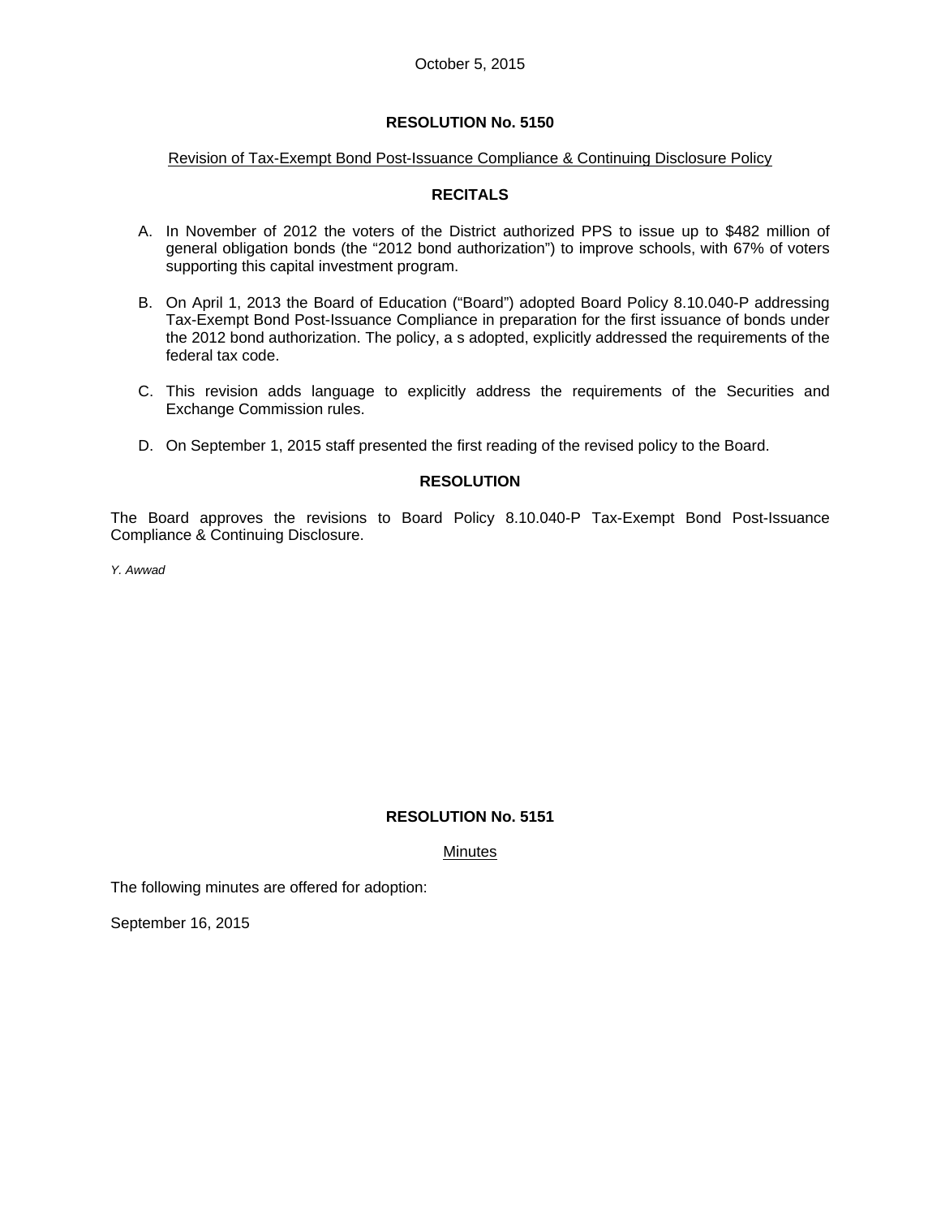October 5, 2015

**RESOLUTION No. 5150**

Revision of Tax-Exempt Bond Post-Issuance Compliance & Continuing Disclosure Policy

**RECITALS**

A. In November of 2012 the voters of the District authorized PPS to issue up to $482 million of general obligation bonds (the "2012 bond authorization") to improve schools, with 67% of voters supporting this capital investment program.

B. On April 1, 2013 the Board of Education ("Board") adopted Board Policy 8.10.040-P addressing Tax-Exempt Bond Post-Issuance Compliance in preparation for the first issuance of bonds under the 2012 bond authorization. The policy, a s adopted, explicitly addressed the requirements of the federal tax code.

C. This revision adds language to explicitly address the requirements of the Securities and Exchange Commission rules.

D. On September 1, 2015 staff presented the first reading of the revised policy to the Board.

**RESOLUTION**

The Board approves the revisions to Board Policy 8.10.040-P Tax-Exempt Bond Post-Issuance Compliance & Continuing Disclosure.

*Y. Awwad*

**RESOLUTION No. 5151**

Minutes

The following minutes are offered for adoption:

September 16, 2015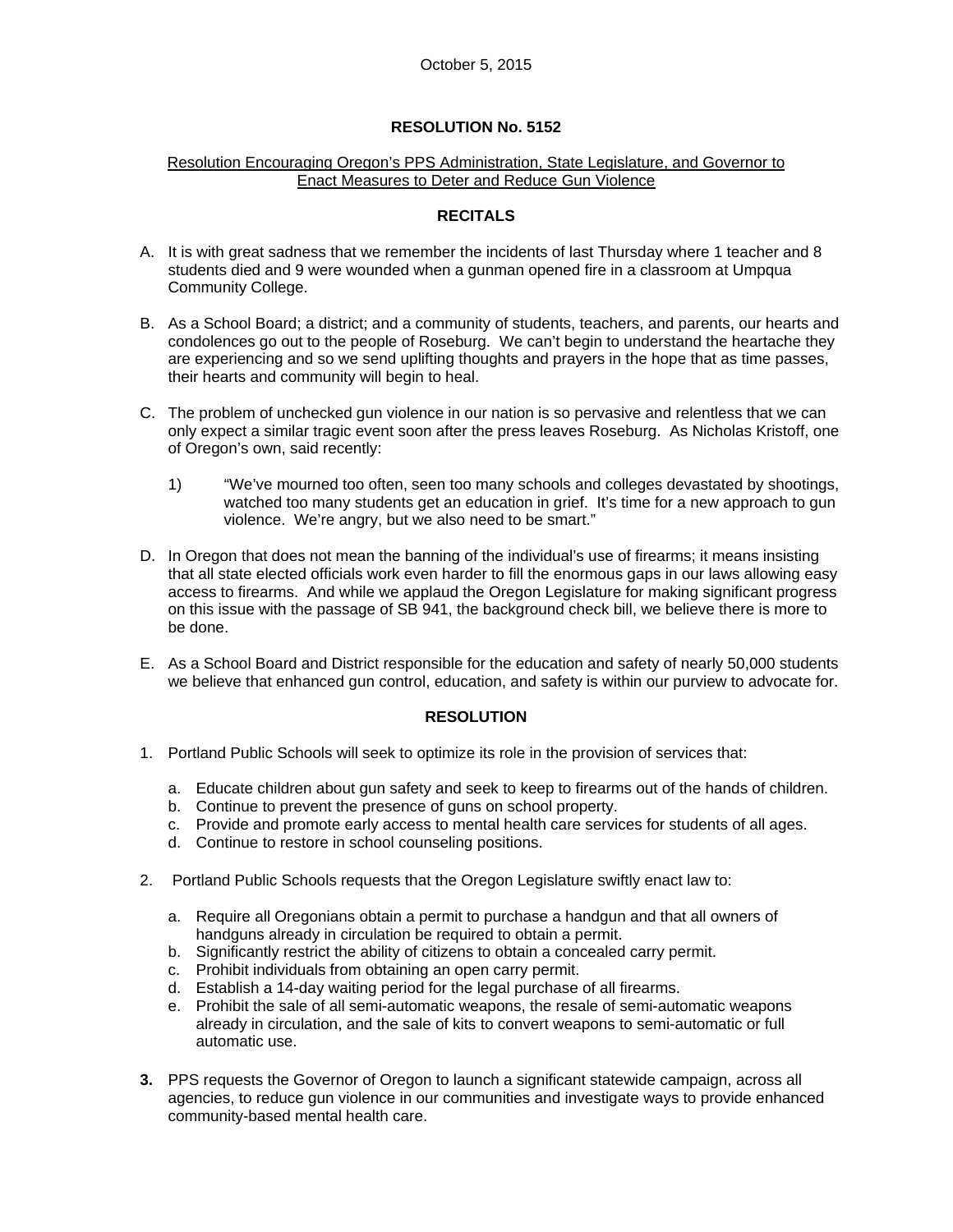October 5, 2015

**RESOLUTION No. 5152**

Resolution Encouraging Oregon's PPS Administration, State Legislature, and Governor to Enact Measures to Deter and Reduce Gun Violence

**RECITALS**

A. It is with great sadness that we remember the incidents of last Thursday where 1 teacher and 8 students died and 9 were wounded when a gunman opened fire in a classroom at Umpqua Community College.

B. As a School Board; a district; and a community of students, teachers, and parents, our hearts and condolences go out to the people of Roseburg. We can't begin to understand the heartache they are experiencing and so we send uplifting thoughts and prayers in the hope that as time passes, their hearts and community will begin to heal.

C. The problem of unchecked gun violence in our nation is so pervasive and relentless that we can only expect a similar tragic event soon after the press leaves Roseburg. As Nicholas Kristoff, one of Oregon's own, said recently:

   1) "We've mourned too often, seen too many schools and colleges devastated by shootings, watched too many students get an education in grief. It's time for a new approach to gun violence. We're angry, but we also need to be smart."

D. In Oregon that does not mean the banning of the individual's use of firearms; it means insisting that all state elected officials work even harder to fill the enormous gaps in our laws allowing easy access to firearms. And while we applaud the Oregon Legislature for making significant progress on this issue with the passage of SB 941, the background check bill, we believe there is more to be done.

E. As a School Board and District responsible for the education and safety of nearly 50,000 students we believe that enhanced gun control, education, and safety is within our purview to advocate for.

**RESOLUTION**

1. Portland Public Schools will seek to optimize its role in the provision of services that:

   a. Educate children about gun safety and seek to keep to firearms out of the hands of children.
   b. Continue to prevent the presence of guns on school property.
   c. Provide and promote early access to mental health care services for students of all ages.
   d. Continue to restore in school counseling positions.

2. Portland Public Schools requests that the Oregon Legislature swiftly enact law to:

   a. Require all Oregonians obtain a permit to purchase a handgun and that all owners of handguns already in circulation be required to obtain a permit.
   b. Significantly restrict the ability of citizens to obtain a concealed carry permit.
   c. Prohibit individuals from obtaining an open carry permit.
   d. Establish a 14-day waiting period for the legal purchase of all firearms.
   e. Prohibit the sale of all semi-automatic weapons, the resale of semi-automatic weapons already in circulation, and the sale of kits to convert weapons to semi-automatic or full automatic use.

**3.** PPS requests the Governor of Oregon to launch a significant statewide campaign, across all agencies, to reduce gun violence in our communities and investigate ways to provide enhanced community-based mental health care.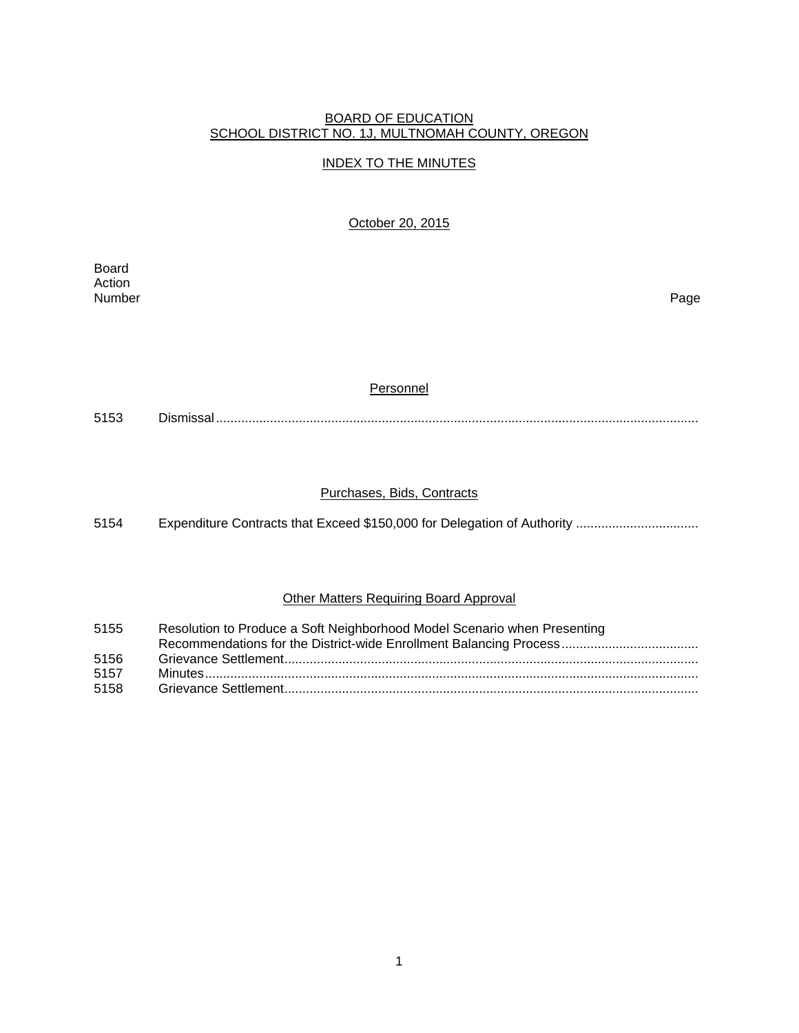BOARD OF EDUCATION
SCHOOL DISTRICT NO. 1J, MULTNOMAH COUNTY, OREGON

INDEX TO THE MINUTES

October 20, 2015

| Board Action Number | | Page |
|---|---|---|

### Personnel

| | | |
|---|---|---|
| 5153 | Dismissal | |

### Purchases, Bids, Contracts

| | | |
|---|---|---|
| 5154 | Expenditure Contracts that Exceed $150,000 for Delegation of Authority | |

### Other Matters Requiring Board Approval

| | | |
|---|---|---|
| 5155 | Resolution to Produce a Soft Neighborhood Model Scenario when Presenting Recommendations for the District-wide Enrollment Balancing Process | |
| 5156 | Grievance Settlement | |
| 5157 | Minutes | |
| 5158 | Grievance Settlement | |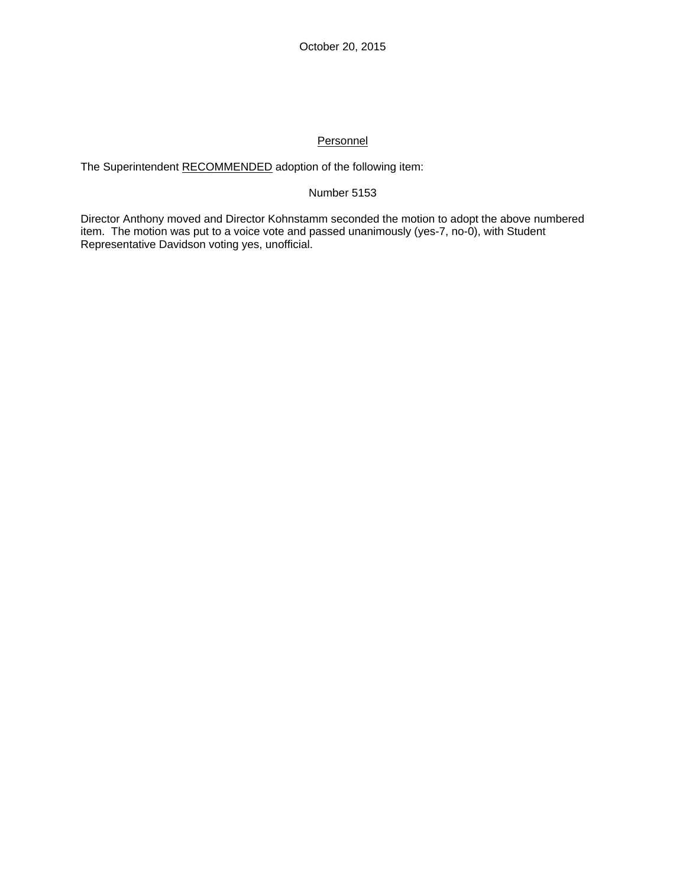October 20, 2015

Personnel

The Superintendent RECOMMENDED adoption of the following item:

Number 5153

Director Anthony moved and Director Kohnstamm seconded the motion to adopt the above numbered item. The motion was put to a voice vote and passed unanimously (yes-7, no-0), with Student Representative Davidson voting yes, unofficial.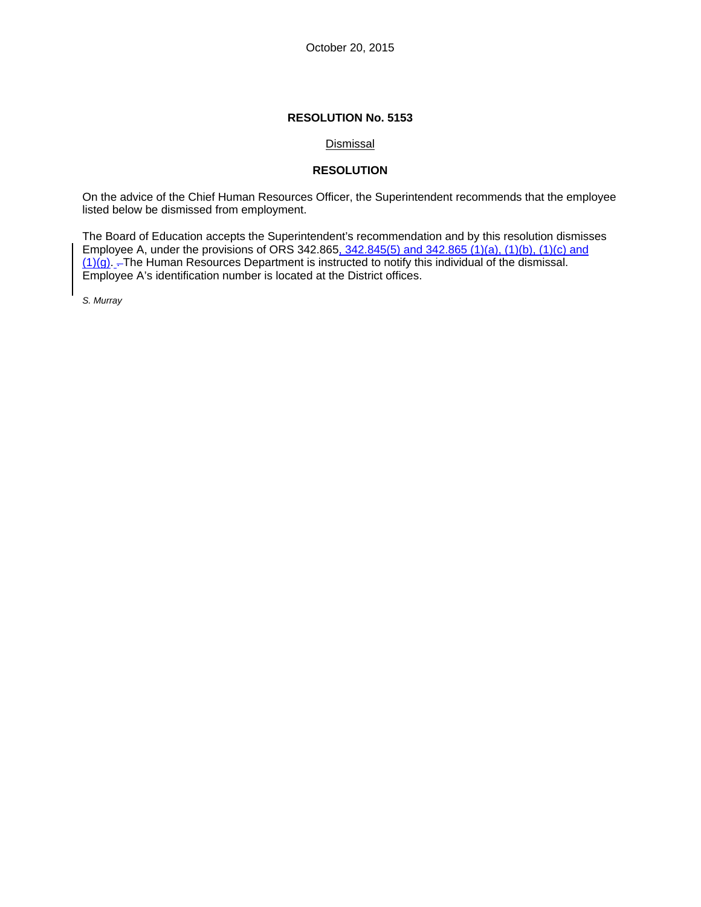October 20, 2015

**RESOLUTION No. 5153**

Dismissal

**RESOLUTION**

On the advice of the Chief Human Resources Officer, the Superintendent recommends that the employee listed below be dismissed from employment.

The Board of Education accepts the Superintendent's recommendation and by this resolution dismisses Employee A, under the provisions of ORS 342.865, 342.845(5) and 342.865 (1)(a), (1)(b), (1)(c) and (1)(g). The Human Resources Department is instructed to notify this individual of the dismissal. Employee A's identification number is located at the District offices.

*S. Murray*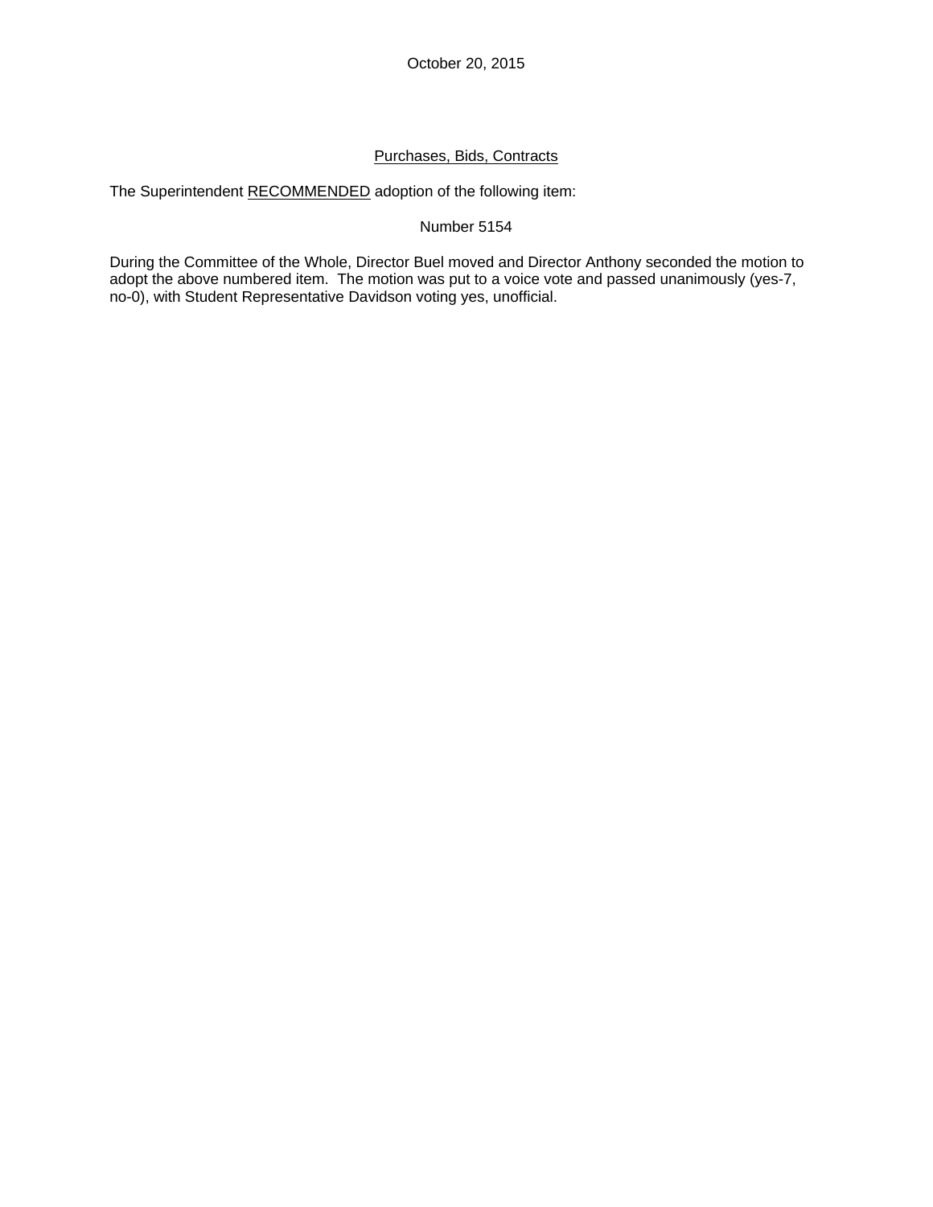October 20, 2015

<u>Purchases, Bids, Contracts</u>

The Superintendent <u>RECOMMENDED</u> adoption of the following item:

Number 5154

During the Committee of the Whole, Director Buel moved and Director Anthony seconded the motion to adopt the above numbered item. The motion was put to a voice vote and passed unanimously (yes-7, no-0), with Student Representative Davidson voting yes, unofficial.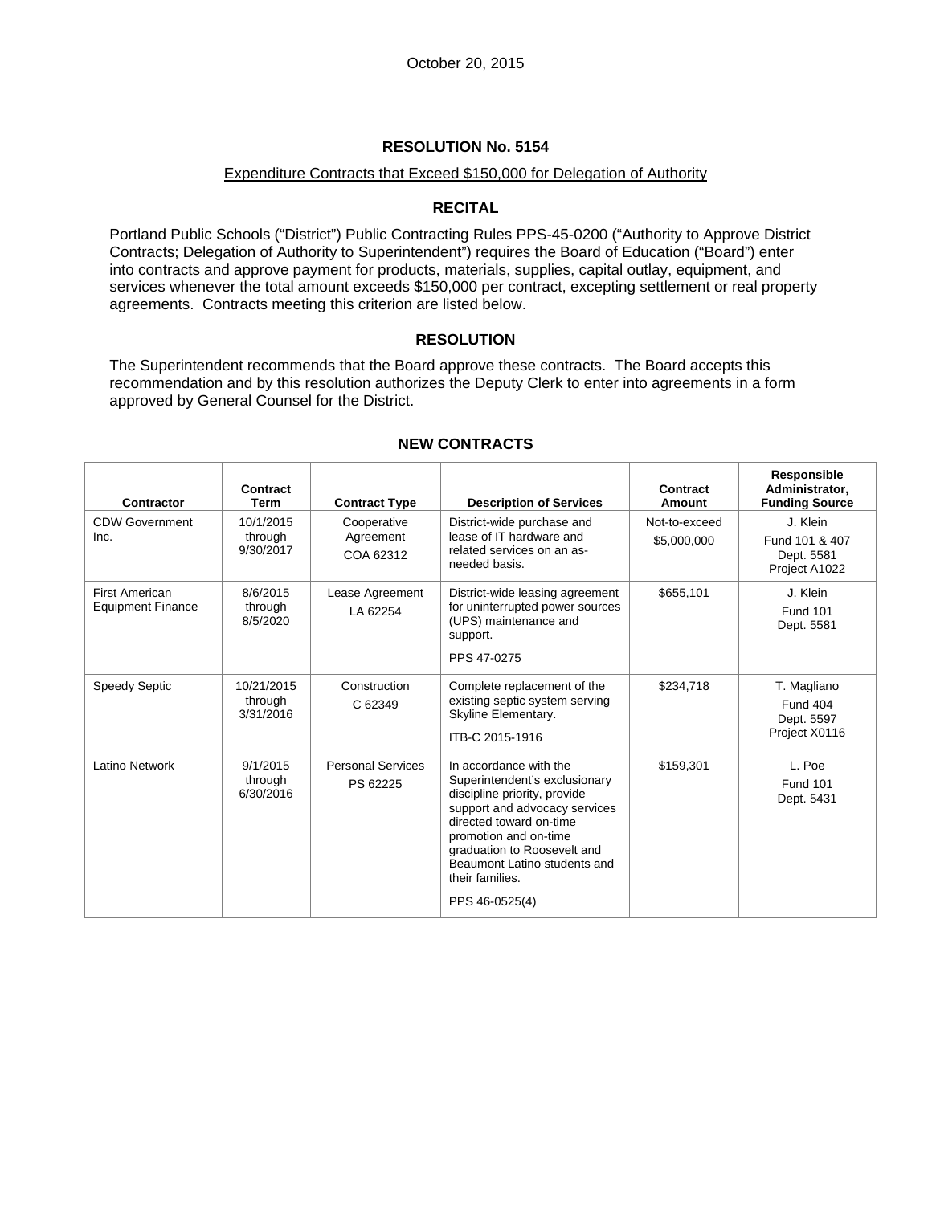October 20, 2015

## RESOLUTION No. 5154

Expenditure Contracts that Exceed $150,000 for Delegation of Authority

### RECITAL

Portland Public Schools ("District") Public Contracting Rules PPS-45-0200 ("Authority to Approve District Contracts; Delegation of Authority to Superintendent") requires the Board of Education ("Board") enter into contracts and approve payment for products, materials, supplies, capital outlay, equipment, and services whenever the total amount exceeds $150,000 per contract, excepting settlement or real property agreements. Contracts meeting this criterion are listed below.

### RESOLUTION

The Superintendent recommends that the Board approve these contracts. The Board accepts this recommendation and by this resolution authorizes the Deputy Clerk to enter into agreements in a form approved by General Counsel for the District.

### NEW CONTRACTS

| Contractor | Contract Term | Contract Type | Description of Services | Contract Amount | Responsible Administrator, Funding Source |
|---|---|---|---|---|---|
| CDW Government Inc. | 10/1/2015 through 9/30/2017 | Cooperative Agreement COA 62312 | District-wide purchase and lease of IT hardware and related services on an as-needed basis. | Not-to-exceed $5,000,000 | J. Klein Fund 101 & 407 Dept. 5581 Project A1022 |
| First American Equipment Finance | 8/6/2015 through 8/5/2020 | Lease Agreement LA 62254 | District-wide leasing agreement for uninterrupted power sources (UPS) maintenance and support. PPS 47-0275 | $655,101 | J. Klein Fund 101 Dept. 5581 |
| Speedy Septic | 10/21/2015 through 3/31/2016 | Construction C 62349 | Complete replacement of the existing septic system serving Skyline Elementary. ITB-C 2015-1916 | $234,718 | T. Magliano Fund 404 Dept. 5597 Project X0116 |
| Latino Network | 9/1/2015 through 6/30/2016 | Personal Services PS 62225 | In accordance with the Superintendent's exclusionary discipline priority, provide support and advocacy services directed toward on-time promotion and on-time graduation to Roosevelt and Beaumont Latino students and their families. PPS 46-0525(4) | $159,301 | L. Poe Fund 101 Dept. 5431 |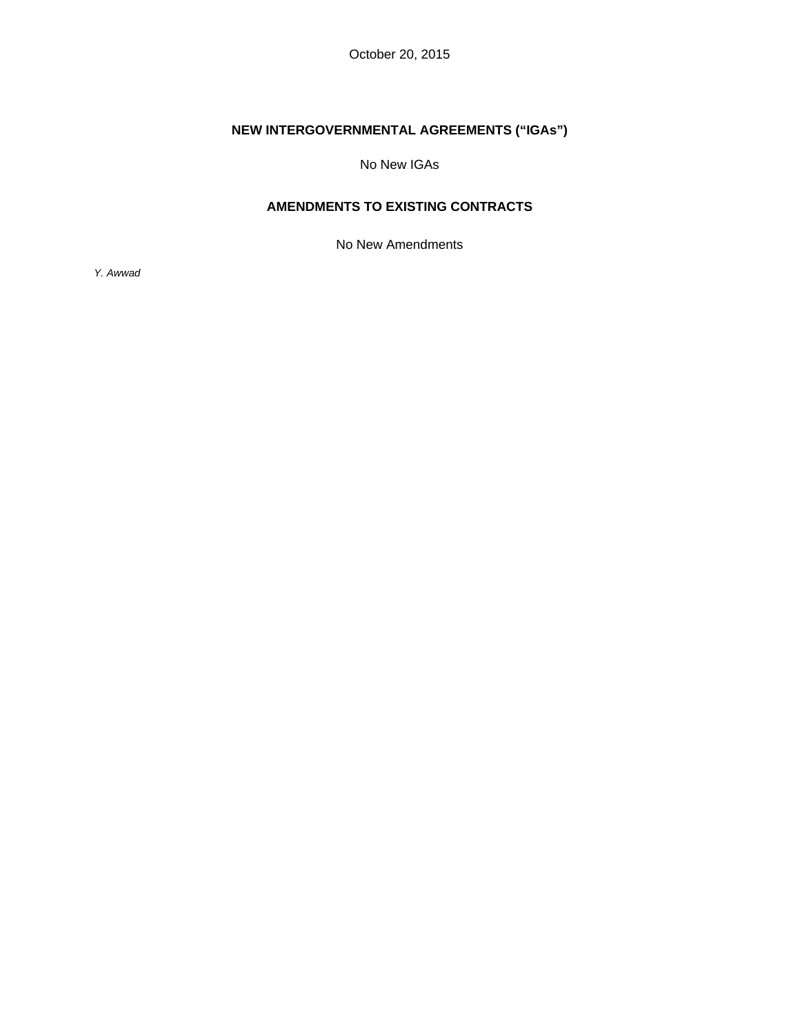October 20, 2015

## NEW INTERGOVERNMENTAL AGREEMENTS ("IGAs")

No New IGAs

## AMENDMENTS TO EXISTING CONTRACTS

No New Amendments

*Y. Awwad*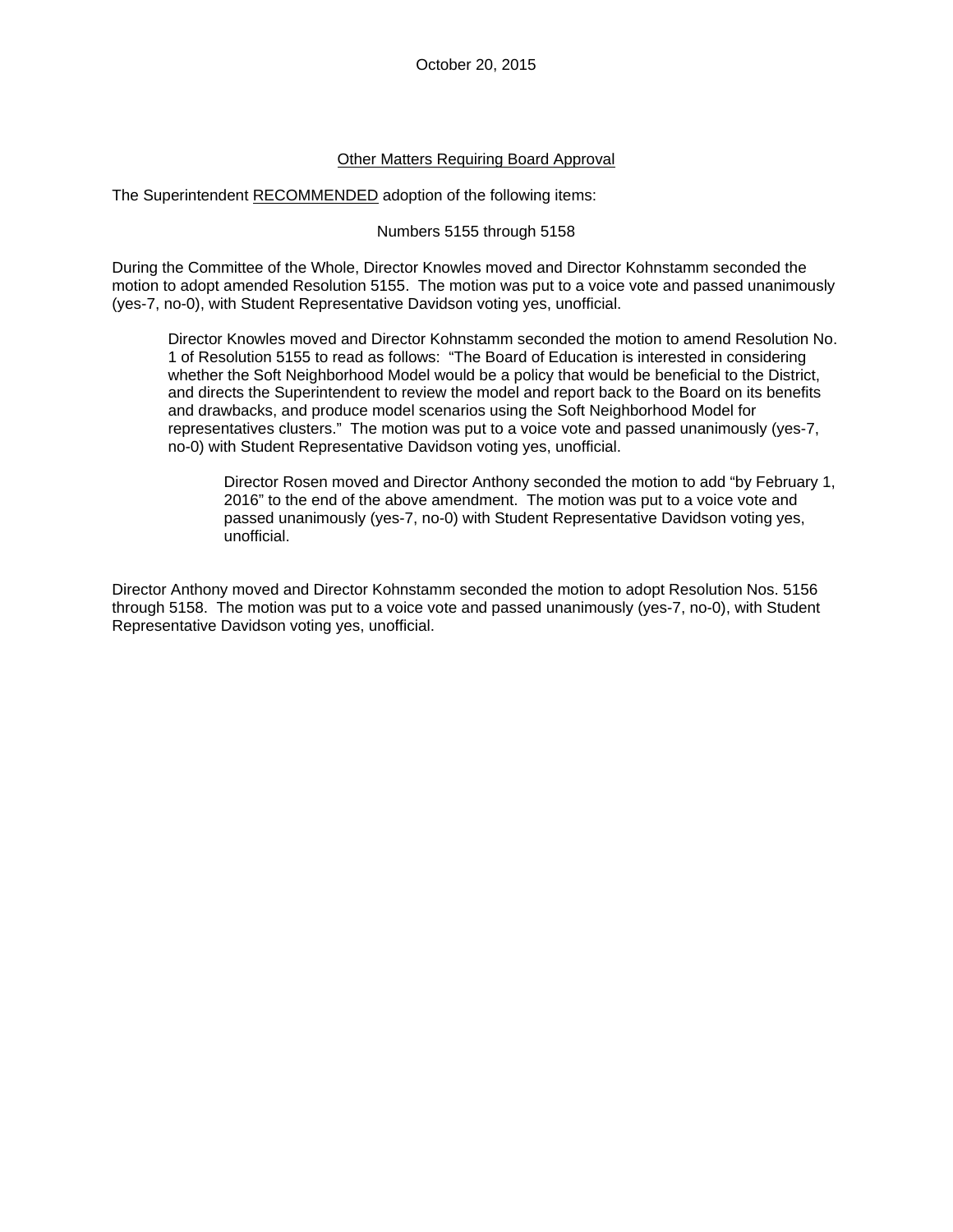October 20, 2015

## Other Matters Requiring Board Approval

The Superintendent RECOMMENDED adoption of the following items:

Numbers 5155 through 5158

During the Committee of the Whole, Director Knowles moved and Director Kohnstamm seconded the motion to adopt amended Resolution 5155. The motion was put to a voice vote and passed unanimously (yes-7, no-0), with Student Representative Davidson voting yes, unofficial.

> Director Knowles moved and Director Kohnstamm seconded the motion to amend Resolution No. 1 of Resolution 5155 to read as follows: "The Board of Education is interested in considering whether the Soft Neighborhood Model would be a policy that would be beneficial to the District, and directs the Superintendent to review the model and report back to the Board on its benefits and drawbacks, and produce model scenarios using the Soft Neighborhood Model for representatives clusters." The motion was put to a voice vote and passed unanimously (yes-7, no-0) with Student Representative Davidson voting yes, unofficial.
>
> > Director Rosen moved and Director Anthony seconded the motion to add "by February 1, 2016" to the end of the above amendment. The motion was put to a voice vote and passed unanimously (yes-7, no-0) with Student Representative Davidson voting yes, unofficial.

Director Anthony moved and Director Kohnstamm seconded the motion to adopt Resolution Nos. 5156 through 5158. The motion was put to a voice vote and passed unanimously (yes-7, no-0), with Student Representative Davidson voting yes, unofficial.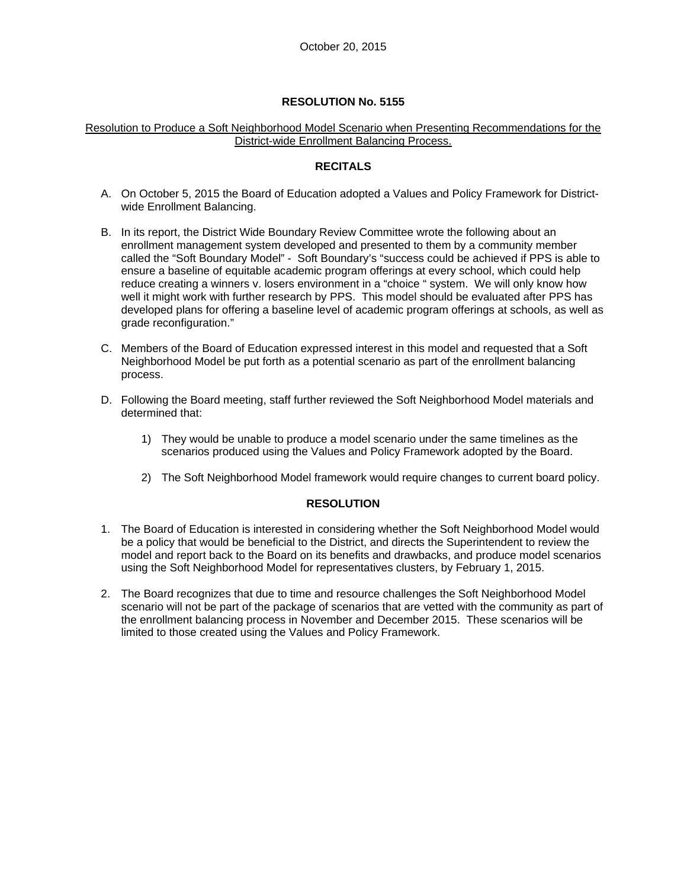October 20, 2015

**RESOLUTION No. 5155**

Resolution to Produce a Soft Neighborhood Model Scenario when Presenting Recommendations for the District-wide Enrollment Balancing Process.

**RECITALS**

A. On October 5, 2015 the Board of Education adopted a Values and Policy Framework for District-wide Enrollment Balancing.

B. In its report, the District Wide Boundary Review Committee wrote the following about an enrollment management system developed and presented to them by a community member called the "Soft Boundary Model" - Soft Boundary's "success could be achieved if PPS is able to ensure a baseline of equitable academic program offerings at every school, which could help reduce creating a winners v. losers environment in a "choice " system. We will only know how well it might work with further research by PPS. This model should be evaluated after PPS has developed plans for offering a baseline level of academic program offerings at schools, as well as grade reconfiguration."

C. Members of the Board of Education expressed interest in this model and requested that a Soft Neighborhood Model be put forth as a potential scenario as part of the enrollment balancing process.

D. Following the Board meeting, staff further reviewed the Soft Neighborhood Model materials and determined that:

   1) They would be unable to produce a model scenario under the same timelines as the scenarios produced using the Values and Policy Framework adopted by the Board.

   2) The Soft Neighborhood Model framework would require changes to current board policy.

**RESOLUTION**

1. The Board of Education is interested in considering whether the Soft Neighborhood Model would be a policy that would be beneficial to the District, and directs the Superintendent to review the model and report back to the Board on its benefits and drawbacks, and produce model scenarios using the Soft Neighborhood Model for representatives clusters, by February 1, 2015.

2. The Board recognizes that due to time and resource challenges the Soft Neighborhood Model scenario will not be part of the package of scenarios that are vetted with the community as part of the enrollment balancing process in November and December 2015. These scenarios will be limited to those created using the Values and Policy Framework.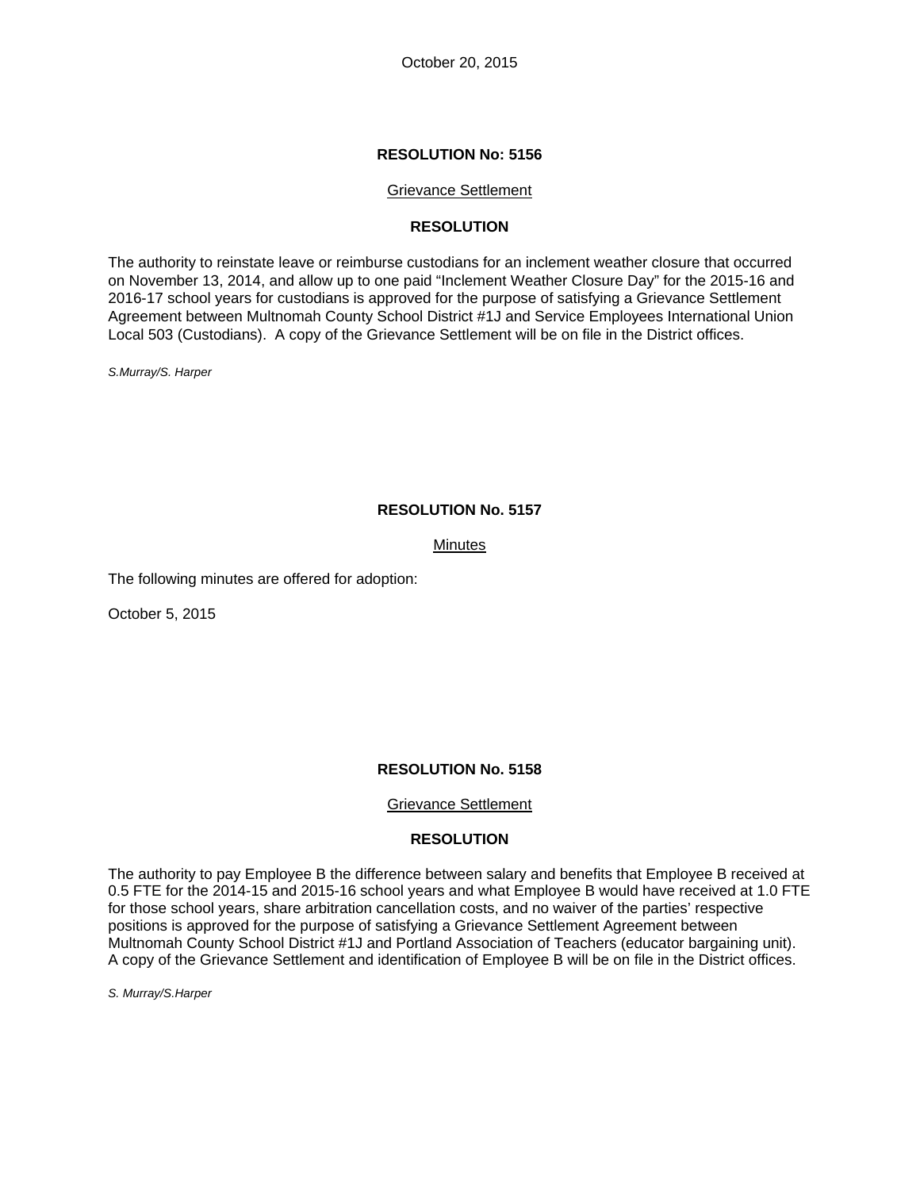October 20, 2015

**RESOLUTION No: 5156**

Grievance Settlement

**RESOLUTION**

The authority to reinstate leave or reimburse custodians for an inclement weather closure that occurred on November 13, 2014, and allow up to one paid "Inclement Weather Closure Day" for the 2015-16 and 2016-17 school years for custodians is approved for the purpose of satisfying a Grievance Settlement Agreement between Multnomah County School District #1J and Service Employees International Union Local 503 (Custodians). A copy of the Grievance Settlement will be on file in the District offices.

*S.Murray/S. Harper*

**RESOLUTION No. 5157**

Minutes

The following minutes are offered for adoption:

October 5, 2015

**RESOLUTION No. 5158**

Grievance Settlement

**RESOLUTION**

The authority to pay Employee B the difference between salary and benefits that Employee B received at 0.5 FTE for the 2014-15 and 2015-16 school years and what Employee B would have received at 1.0 FTE for those school years, share arbitration cancellation costs, and no waiver of the parties' respective positions is approved for the purpose of satisfying a Grievance Settlement Agreement between Multnomah County School District #1J and Portland Association of Teachers (educator bargaining unit). A copy of the Grievance Settlement and identification of Employee B will be on file in the District offices.

*S. Murray/S.Harper*